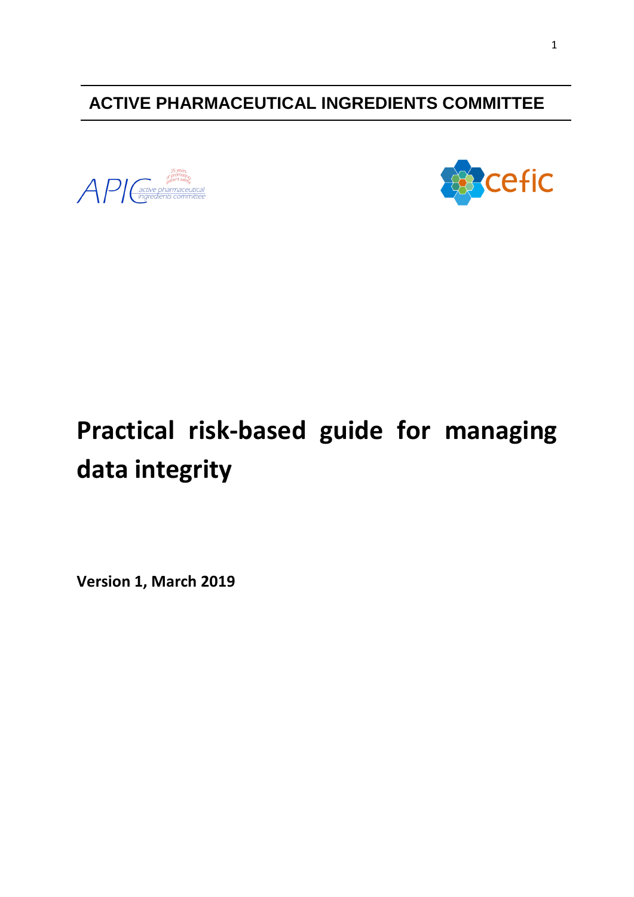**ACTIVE PHARMACEUTICAL INGREDIENTS COMMITTEE**

# Practical risk-based guide for managing data integrity

**Version 1, March 2019**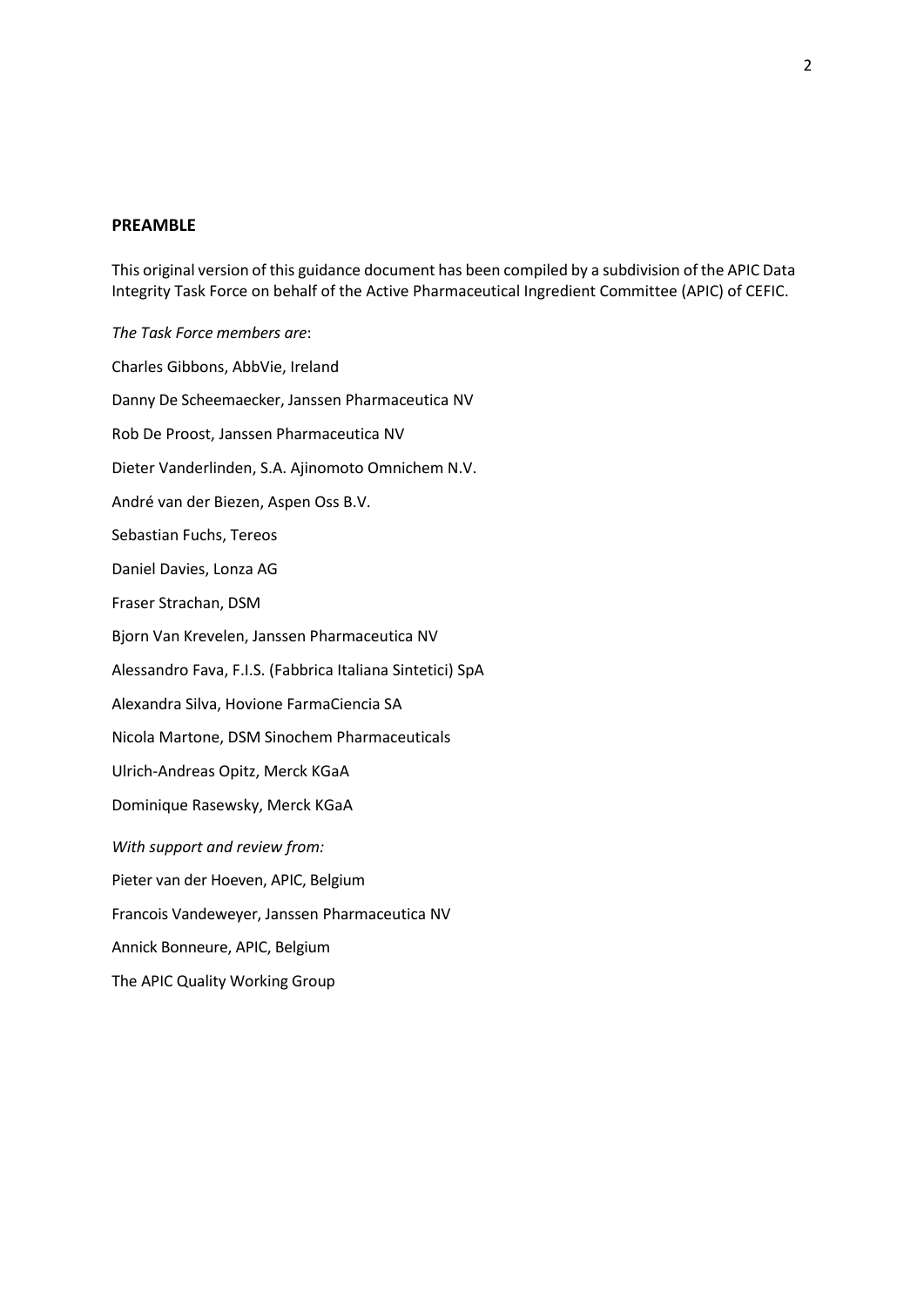**PREAMBLE**

This original version of this guidance document has been compiled by a subdivision of the APIC Data Integrity Task Force on behalf of the Active Pharmaceutical Ingredient Committee (APIC) of CEFIC.

*The Task Force members are*:

Charles Gibbons, AbbVie, Ireland

Danny De Scheemaecker, Janssen Pharmaceutica NV

Rob De Proost, Janssen Pharmaceutica NV

Dieter Vanderlinden, S.A. Ajinomoto Omnichem N.V.

André van der Biezen, Aspen Oss B.V.

Sebastian Fuchs, Tereos

Daniel Davies, Lonza AG

Fraser Strachan, DSM

Bjorn Van Krevelen, Janssen Pharmaceutica NV

Alessandro Fava, F.I.S. (Fabbrica Italiana Sintetici) SpA

Alexandra Silva, Hovione FarmaCiencia SA

Nicola Martone, DSM Sinochem Pharmaceuticals

Ulrich-Andreas Opitz, Merck KGaA

Dominique Rasewsky, Merck KGaA

*With support and review from:*

Pieter van der Hoeven, APIC, Belgium

Francois Vandeweyer, Janssen Pharmaceutica NV

Annick Bonneure, APIC, Belgium

The APIC Quality Working Group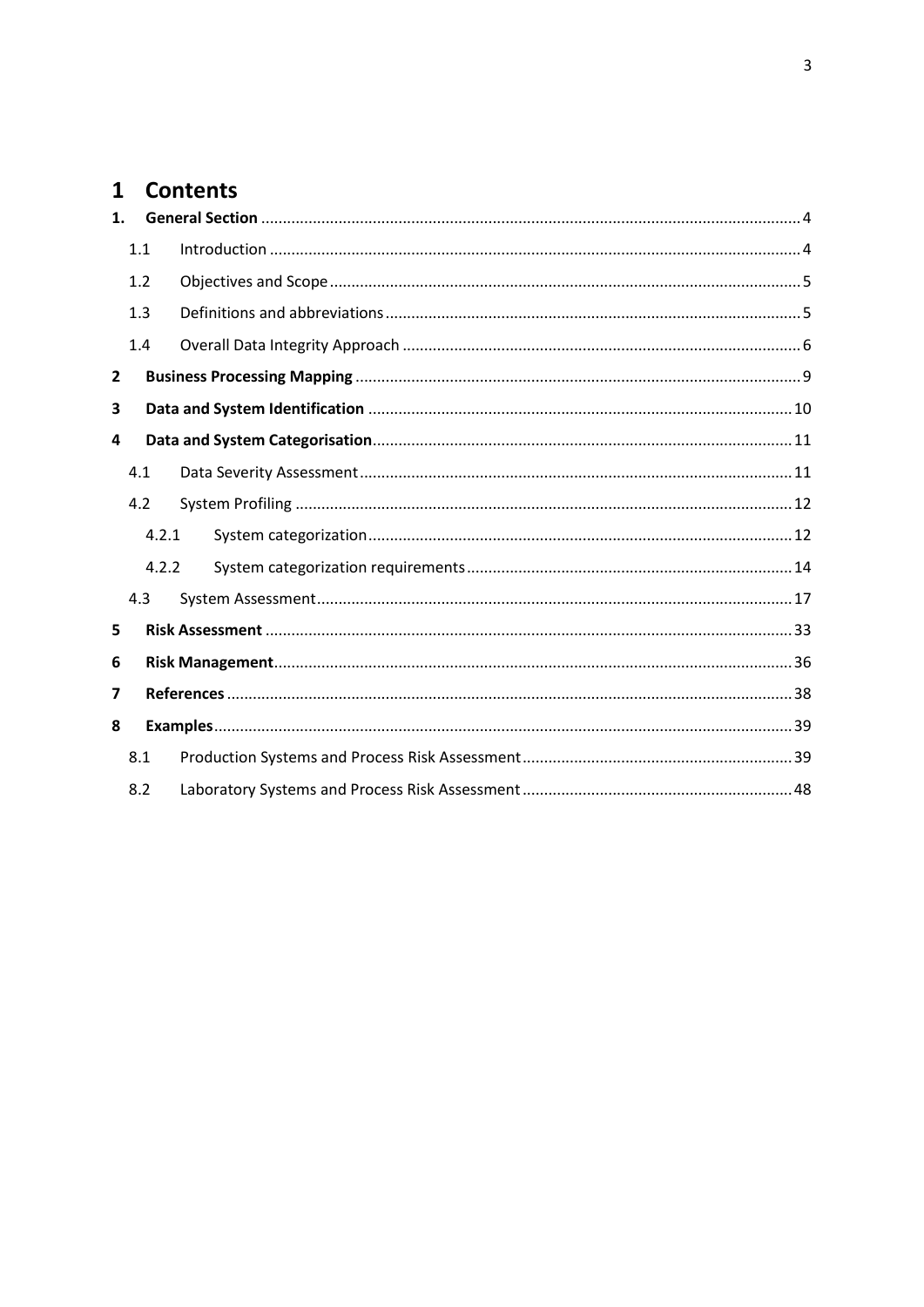# 1 Contents

**1. General Section** .......... 4

- 1.1 Introduction .......... 4
- 1.2 Objectives and Scope .......... 5
- 1.3 Definitions and abbreviations .......... 5
- 1.4 Overall Data Integrity Approach .......... 6

**2 Business Processing Mapping** .......... 9

**3 Data and System Identification** .......... 10

**4 Data and System Categorisation** .......... 11

- 4.1 Data Severity Assessment .......... 11
- 4.2 System Profiling .......... 12
  - 4.2.1 System categorization .......... 12
  - 4.2.2 System categorization requirements .......... 14
- 4.3 System Assessment .......... 17

**5 Risk Assessment** .......... 33

**6 Risk Management** .......... 36

**7 References** .......... 38

**8 Examples** .......... 39

- 8.1 Production Systems and Process Risk Assessment .......... 39
- 8.2 Laboratory Systems and Process Risk Assessment .......... 48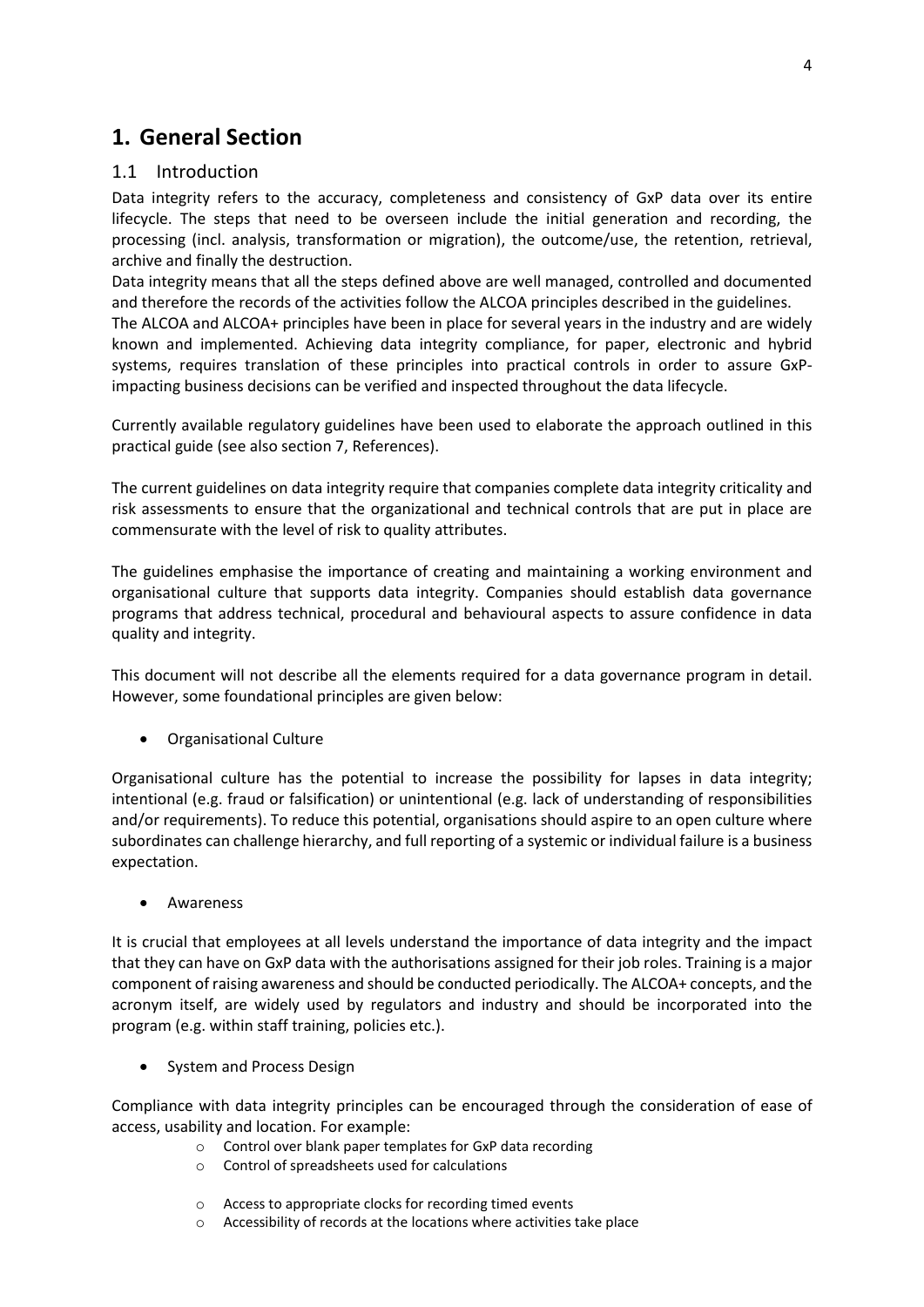# 1. General Section

## 1.1 Introduction

Data integrity refers to the accuracy, completeness and consistency of GxP data over its entire lifecycle. The steps that need to be overseen include the initial generation and recording, the processing (incl. analysis, transformation or migration), the outcome/use, the retention, retrieval, archive and finally the destruction.

Data integrity means that all the steps defined above are well managed, controlled and documented and therefore the records of the activities follow the ALCOA principles described in the guidelines.

The ALCOA and ALCOA+ principles have been in place for several years in the industry and are widely known and implemented. Achieving data integrity compliance, for paper, electronic and hybrid systems, requires translation of these principles into practical controls in order to assure GxP-impacting business decisions can be verified and inspected throughout the data lifecycle.

Currently available regulatory guidelines have been used to elaborate the approach outlined in this practical guide (see also section 7, References).

The current guidelines on data integrity require that companies complete data integrity criticality and risk assessments to ensure that the organizational and technical controls that are put in place are commensurate with the level of risk to quality attributes.

The guidelines emphasise the importance of creating and maintaining a working environment and organisational culture that supports data integrity. Companies should establish data governance programs that address technical, procedural and behavioural aspects to assure confidence in data quality and integrity.

This document will not describe all the elements required for a data governance program in detail. However, some foundational principles are given below:

- Organisational Culture

Organisational culture has the potential to increase the possibility for lapses in data integrity; intentional (e.g. fraud or falsification) or unintentional (e.g. lack of understanding of responsibilities and/or requirements). To reduce this potential, organisations should aspire to an open culture where subordinates can challenge hierarchy, and full reporting of a systemic or individual failure is a business expectation.

- Awareness

It is crucial that employees at all levels understand the importance of data integrity and the impact that they can have on GxP data with the authorisations assigned for their job roles. Training is a major component of raising awareness and should be conducted periodically. The ALCOA+ concepts, and the acronym itself, are widely used by regulators and industry and should be incorporated into the program (e.g. within staff training, policies etc.).

- System and Process Design

Compliance with data integrity principles can be encouraged through the consideration of ease of access, usability and location. For example:

  - Control over blank paper templates for GxP data recording
  - Control of spreadsheets used for calculations
  - Access to appropriate clocks for recording timed events
  - Accessibility of records at the locations where activities take place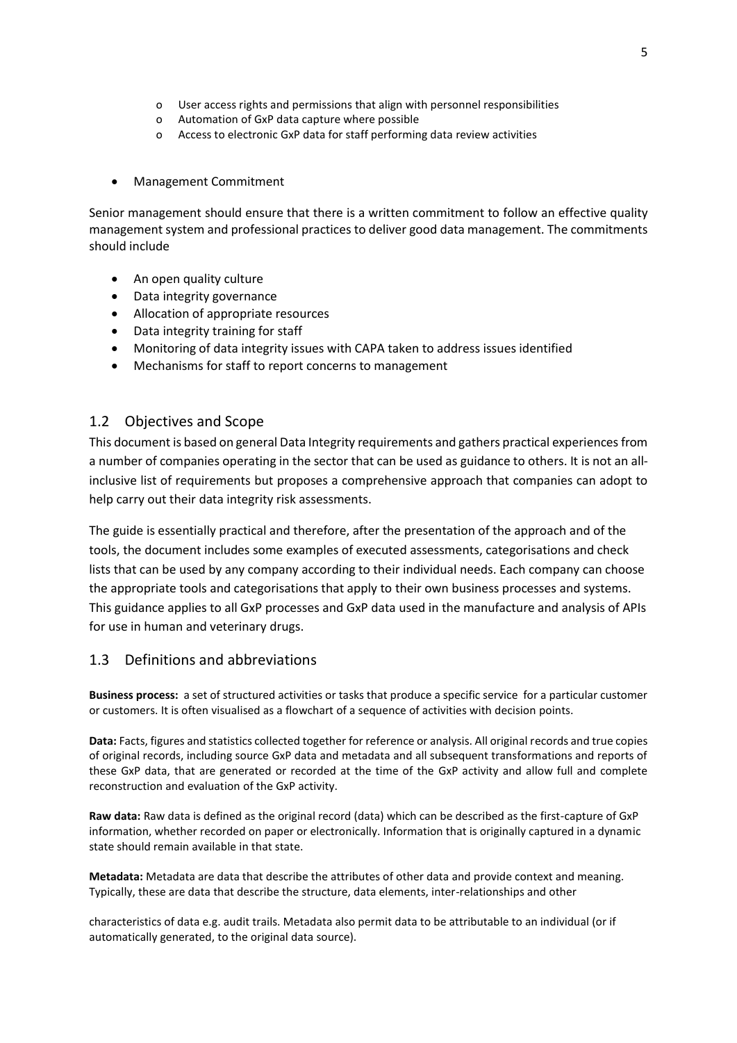- User access rights and permissions that align with personnel responsibilities
    - Automation of GxP data capture where possible
    - Access to electronic GxP data for staff performing data review activities

- Management Commitment

Senior management should ensure that there is a written commitment to follow an effective quality management system and professional practices to deliver good data management. The commitments should include

- An open quality culture
- Data integrity governance
- Allocation of appropriate resources
- Data integrity training for staff
- Monitoring of data integrity issues with CAPA taken to address issues identified
- Mechanisms for staff to report concerns to management

## 1.2 Objectives and Scope

This document is based on general Data Integrity requirements and gathers practical experiences from a number of companies operating in the sector that can be used as guidance to others. It is not an all-inclusive list of requirements but proposes a comprehensive approach that companies can adopt to help carry out their data integrity risk assessments.

The guide is essentially practical and therefore, after the presentation of the approach and of the tools, the document includes some examples of executed assessments, categorisations and check lists that can be used by any company according to their individual needs. Each company can choose the appropriate tools and categorisations that apply to their own business processes and systems. This guidance applies to all GxP processes and GxP data used in the manufacture and analysis of APIs for use in human and veterinary drugs.

## 1.3 Definitions and abbreviations

**Business process:** a set of structured activities or tasks that produce a specific service for a particular customer or customers. It is often visualised as a flowchart of a sequence of activities with decision points.

**Data:** Facts, figures and statistics collected together for reference or analysis. All original records and true copies of original records, including source GxP data and metadata and all subsequent transformations and reports of these GxP data, that are generated or recorded at the time of the GxP activity and allow full and complete reconstruction and evaluation of the GxP activity.

**Raw data:** Raw data is defined as the original record (data) which can be described as the first-capture of GxP information, whether recorded on paper or electronically. Information that is originally captured in a dynamic state should remain available in that state.

**Metadata:** Metadata are data that describe the attributes of other data and provide context and meaning. Typically, these are data that describe the structure, data elements, inter-relationships and other characteristics of data e.g. audit trails. Metadata also permit data to be attributable to an individual (or if automatically generated, to the original data source).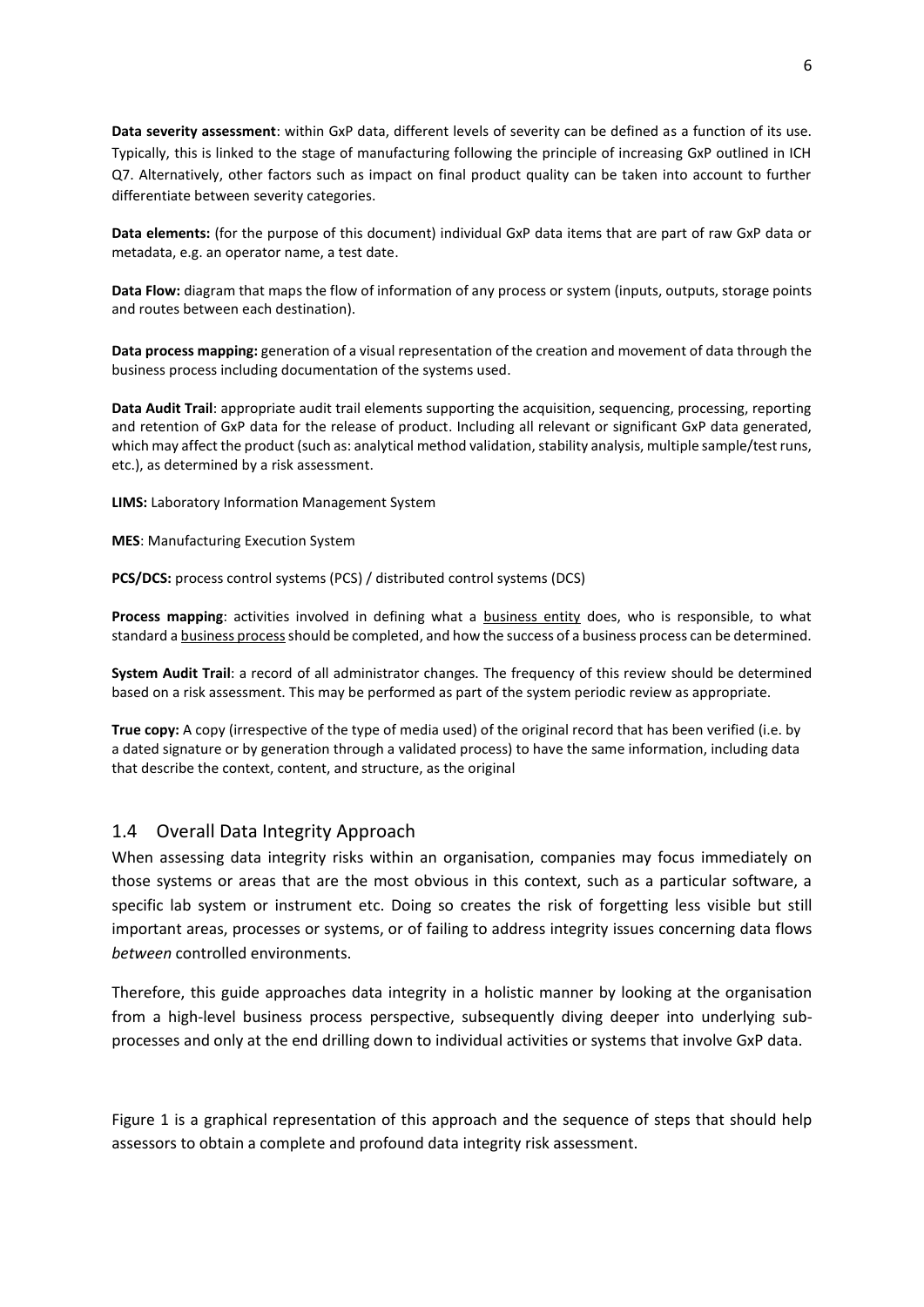**Data severity assessment**: within GxP data, different levels of severity can be defined as a function of its use. Typically, this is linked to the stage of manufacturing following the principle of increasing GxP outlined in ICH Q7. Alternatively, other factors such as impact on final product quality can be taken into account to further differentiate between severity categories.

**Data elements:** (for the purpose of this document) individual GxP data items that are part of raw GxP data or metadata, e.g. an operator name, a test date.

**Data Flow:** diagram that maps the flow of information of any process or system (inputs, outputs, storage points and routes between each destination).

**Data process mapping:** generation of a visual representation of the creation and movement of data through the business process including documentation of the systems used.

**Data Audit Trail**: appropriate audit trail elements supporting the acquisition, sequencing, processing, reporting and retention of GxP data for the release of product. Including all relevant or significant GxP data generated, which may affect the product (such as: analytical method validation, stability analysis, multiple sample/test runs, etc.), as determined by a risk assessment.

**LIMS:** Laboratory Information Management System

**MES**: Manufacturing Execution System

**PCS/DCS:** process control systems (PCS) / distributed control systems (DCS)

**Process mapping**: activities involved in defining what a business entity does, who is responsible, to what standard a business process should be completed, and how the success of a business process can be determined.

**System Audit Trail**: a record of all administrator changes. The frequency of this review should be determined based on a risk assessment. This may be performed as part of the system periodic review as appropriate.

**True copy:** A copy (irrespective of the type of media used) of the original record that has been verified (i.e. by a dated signature or by generation through a validated process) to have the same information, including data that describe the context, content, and structure, as the original

## 1.4 Overall Data Integrity Approach

When assessing data integrity risks within an organisation, companies may focus immediately on those systems or areas that are the most obvious in this context, such as a particular software, a specific lab system or instrument etc. Doing so creates the risk of forgetting less visible but still important areas, processes or systems, or of failing to address integrity issues concerning data flows *between* controlled environments.

Therefore, this guide approaches data integrity in a holistic manner by looking at the organisation from a high-level business process perspective, subsequently diving deeper into underlying sub-processes and only at the end drilling down to individual activities or systems that involve GxP data.

Figure 1 is a graphical representation of this approach and the sequence of steps that should help assessors to obtain a complete and profound data integrity risk assessment.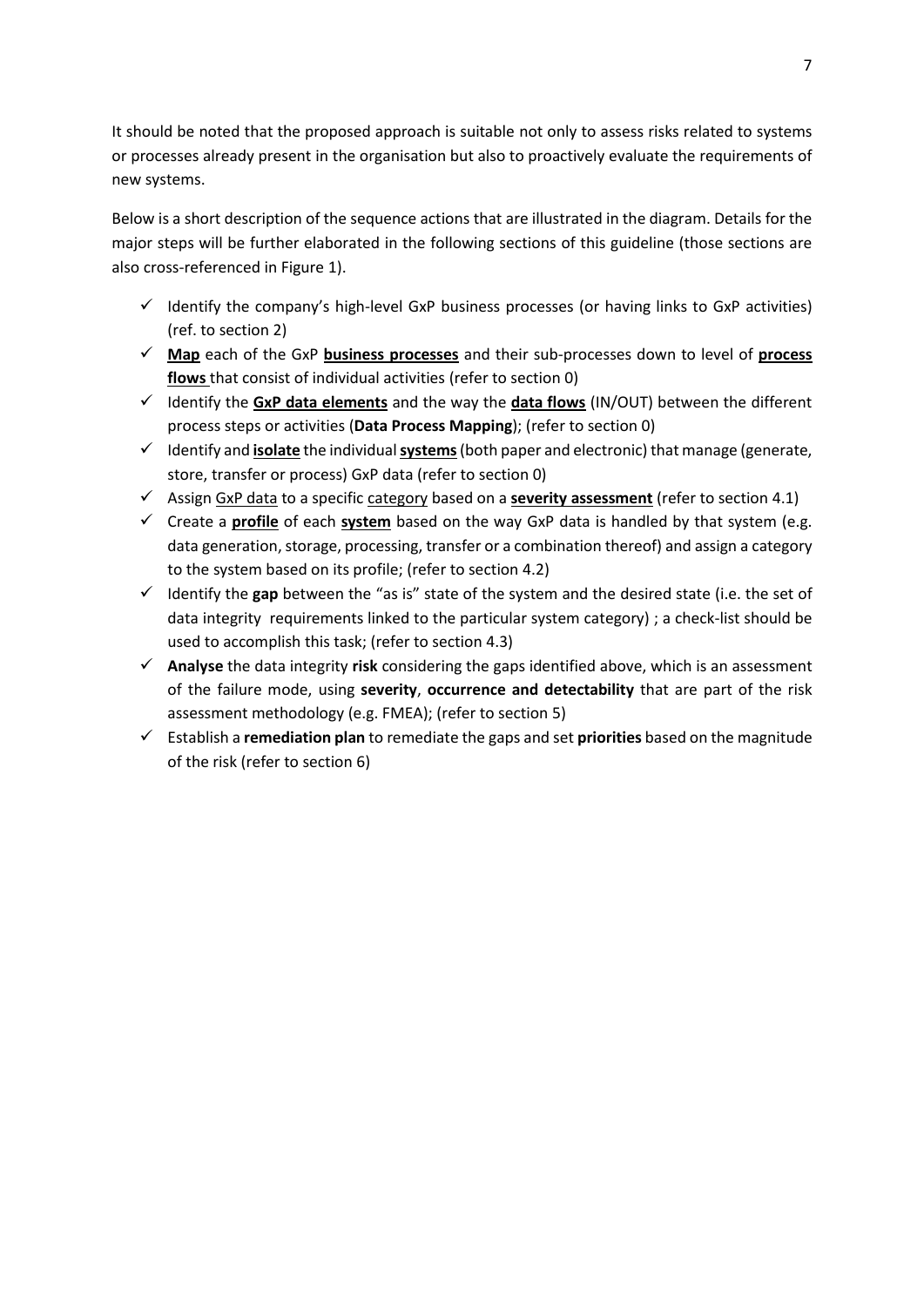It should be noted that the proposed approach is suitable not only to assess risks related to systems or processes already present in the organisation but also to proactively evaluate the requirements of new systems.

Below is a short description of the sequence actions that are illustrated in the diagram. Details for the major steps will be further elaborated in the following sections of this guideline (those sections are also cross-referenced in Figure 1).

- ✓ Identify the company's high-level GxP business processes (or having links to GxP activities) (ref. to section 2)
- ✓ **Map** each of the GxP **business processes** and their sub-processes down to level of **process flows** that consist of individual activities (refer to section 0)
- ✓ Identify the **GxP data elements** and the way the **data flows** (IN/OUT) between the different process steps or activities (**Data Process Mapping**); (refer to section 0)
- ✓ Identify and **isolate** the individual **systems** (both paper and electronic) that manage (generate, store, transfer or process) GxP data (refer to section 0)
- ✓ Assign GxP data to a specific category based on a **severity assessment** (refer to section 4.1)
- ✓ Create a **profile** of each **system** based on the way GxP data is handled by that system (e.g. data generation, storage, processing, transfer or a combination thereof) and assign a category to the system based on its profile; (refer to section 4.2)
- ✓ Identify the **gap** between the "as is" state of the system and the desired state (i.e. the set of data integrity requirements linked to the particular system category) ; a check-list should be used to accomplish this task; (refer to section 4.3)
- ✓ **Analyse** the data integrity **risk** considering the gaps identified above, which is an assessment of the failure mode, using **severity**, **occurrence and detectability** that are part of the risk assessment methodology (e.g. FMEA); (refer to section 5)
- ✓ Establish a **remediation plan** to remediate the gaps and set **priorities** based on the magnitude of the risk (refer to section 6)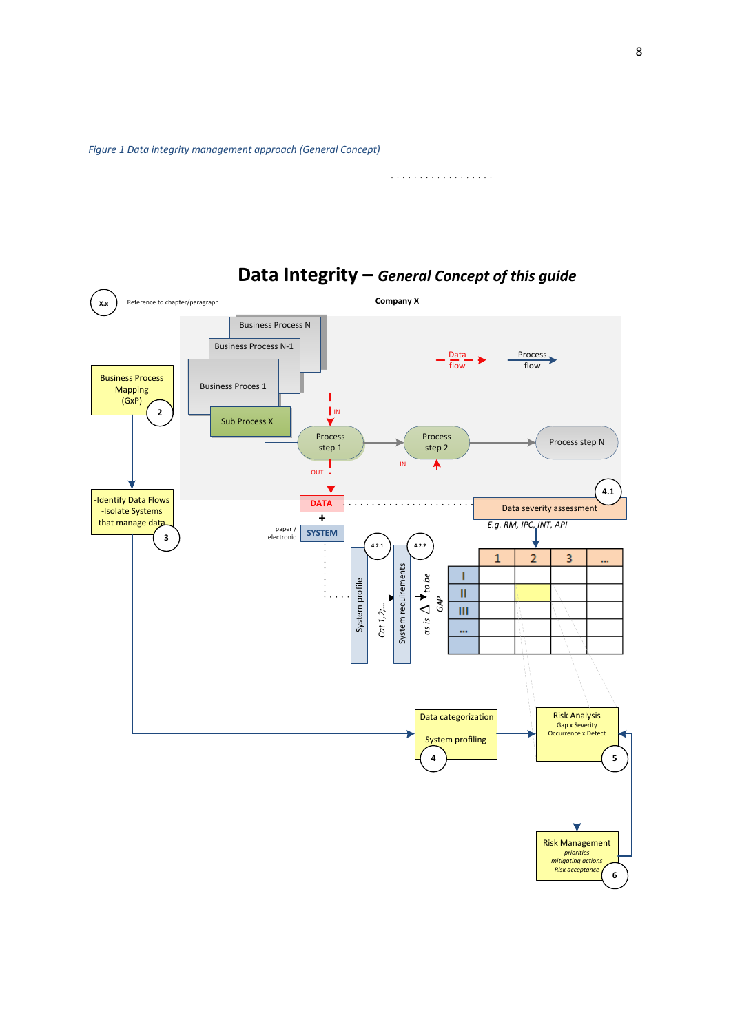*Figure 1 Data integrity management approach (General Concept)*

. . . . . . . . . . . . . . . . . . .

**Data Integrity – *General Concept of this guide***

X.x Reference to chapter/paragraph

**Company X**

Business Process N

Business Process N-1

Business Proces 1

Sub Process X

Data flow

Process flow

Business Process Mapping (GxP) 2

IN

Process step 1

Process step 2

Process step N

OUT

IN

-Identify Data Flows
-Isolate Systems that manage data 3

DATA

+

paper / electronic

SYSTEM

4.1

Data severity assessment

*E.g. RM, IPC, INT, API*

4.2.1

4.2.2

System profile

*Cat 1,2,...*

System requirements

*to be*

*as is*

*GAP*

| | 1 | 2 | 3 | ... |
|---|---|---|---|---|
| I | | | | |
| II | | | | |
| III | | | | |
| ... | | | | |
| | | | | |

Data categorization
System profiling 4

Risk Analysis
Gap x Severity
Occurrence x Detect 5

Risk Management
*priorities*
*mitigating actions*
*Risk acceptance* 6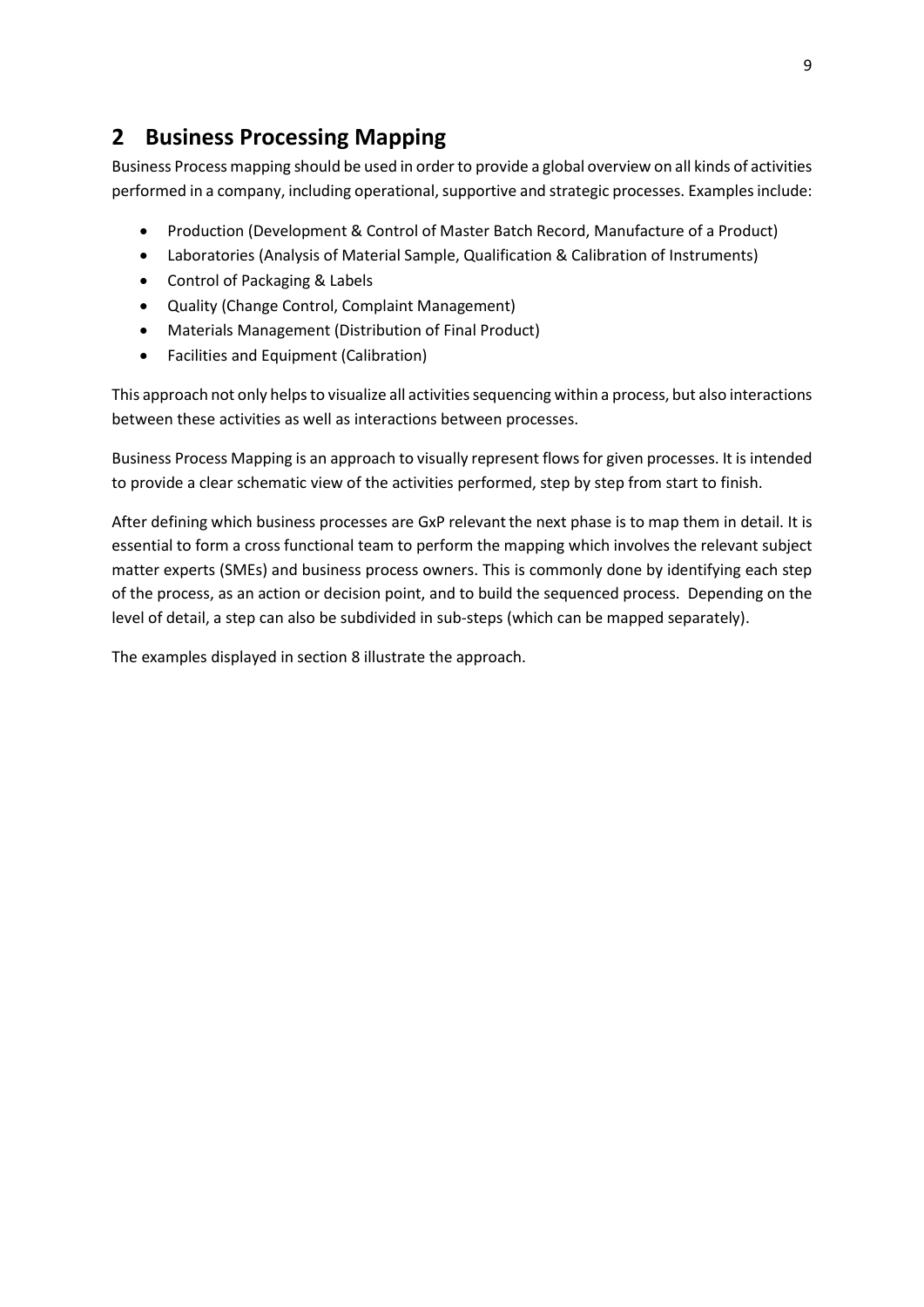# 2 Business Processing Mapping

Business Process mapping should be used in order to provide a global overview on all kinds of activities performed in a company, including operational, supportive and strategic processes. Examples include:

- Production (Development & Control of Master Batch Record, Manufacture of a Product)
- Laboratories (Analysis of Material Sample, Qualification & Calibration of Instruments)
- Control of Packaging & Labels
- Quality (Change Control, Complaint Management)
- Materials Management (Distribution of Final Product)
- Facilities and Equipment (Calibration)

This approach not only helps to visualize all activities sequencing within a process, but also interactions between these activities as well as interactions between processes.

Business Process Mapping is an approach to visually represent flows for given processes. It is intended to provide a clear schematic view of the activities performed, step by step from start to finish.

After defining which business processes are GxP relevant the next phase is to map them in detail. It is essential to form a cross functional team to perform the mapping which involves the relevant subject matter experts (SMEs) and business process owners. This is commonly done by identifying each step of the process, as an action or decision point, and to build the sequenced process. Depending on the level of detail, a step can also be subdivided in sub-steps (which can be mapped separately).

The examples displayed in section 8 illustrate the approach.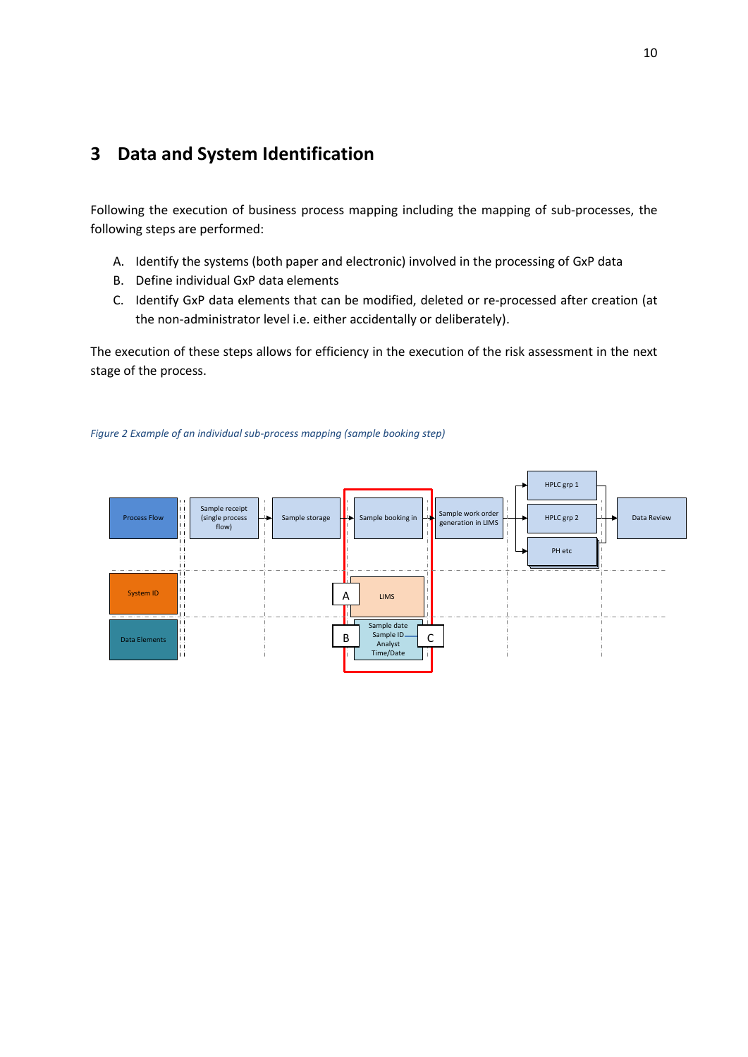# 3 Data and System Identification

Following the execution of business process mapping including the mapping of sub-processes, the following steps are performed:

A. Identify the systems (both paper and electronic) involved in the processing of GxP data
B. Define individual GxP data elements
C. Identify GxP data elements that can be modified, deleted or re-processed after creation (at the non-administrator level i.e. either accidentally or deliberately).

The execution of these steps allows for efficiency in the execution of the risk assessment in the next stage of the process.

*Figure 2 Example of an individual sub-process mapping (sample booking step)*

Process Flow | Sample receipt (single process flow) | Sample storage | Sample booking in | Sample work order generation in LIMS | HPLC grp 1 | HPLC grp 2 | PH etc | Data Review

System ID | A | LIMS

Data Elements | B | Sample date | Sample ID | Analyst | Time/Date | C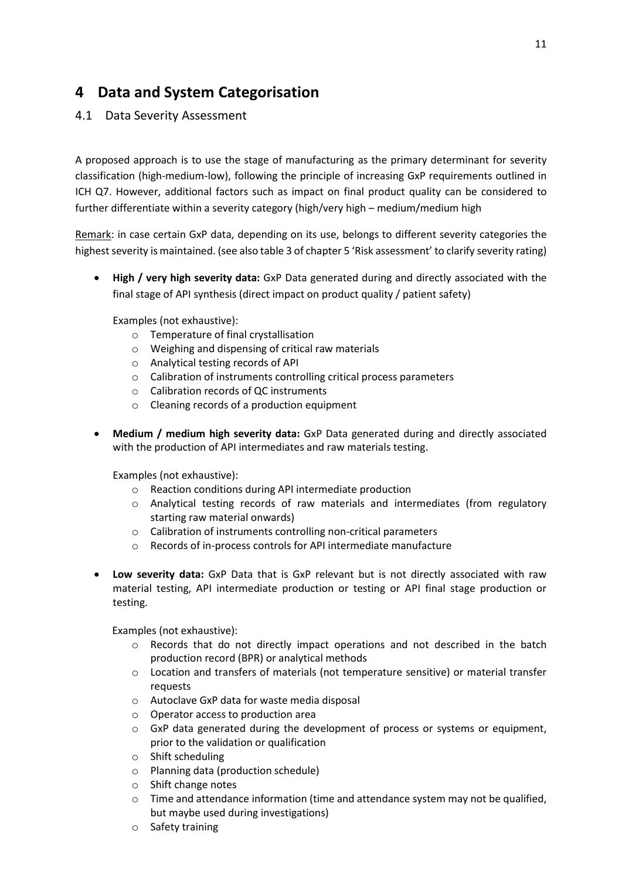# 4 Data and System Categorisation

## 4.1 Data Severity Assessment

A proposed approach is to use the stage of manufacturing as the primary determinant for severity classification (high-medium-low), following the principle of increasing GxP requirements outlined in ICH Q7. However, additional factors such as impact on final product quality can be considered to further differentiate within a severity category (high/very high – medium/medium high

Remark: in case certain GxP data, depending on its use, belongs to different severity categories the highest severity is maintained. (see also table 3 of chapter 5 'Risk assessment' to clarify severity rating)

- **High / very high severity data:** GxP Data generated during and directly associated with the final stage of API synthesis (direct impact on product quality / patient safety)

  Examples (not exhaustive):
  - Temperature of final crystallisation
  - Weighing and dispensing of critical raw materials
  - Analytical testing records of API
  - Calibration of instruments controlling critical process parameters
  - Calibration records of QC instruments
  - Cleaning records of a production equipment

- **Medium / medium high severity data:** GxP Data generated during and directly associated with the production of API intermediates and raw materials testing.

  Examples (not exhaustive):
  - Reaction conditions during API intermediate production
  - Analytical testing records of raw materials and intermediates (from regulatory starting raw material onwards)
  - Calibration of instruments controlling non-critical parameters
  - Records of in-process controls for API intermediate manufacture

- **Low severity data:** GxP Data that is GxP relevant but is not directly associated with raw material testing, API intermediate production or testing or API final stage production or testing.

  Examples (not exhaustive):
  - Records that do not directly impact operations and not described in the batch production record (BPR) or analytical methods
  - Location and transfers of materials (not temperature sensitive) or material transfer requests
  - Autoclave GxP data for waste media disposal
  - Operator access to production area
  - GxP data generated during the development of process or systems or equipment, prior to the validation or qualification
  - Shift scheduling
  - Planning data (production schedule)
  - Shift change notes
  - Time and attendance information (time and attendance system may not be qualified, but maybe used during investigations)
  - Safety training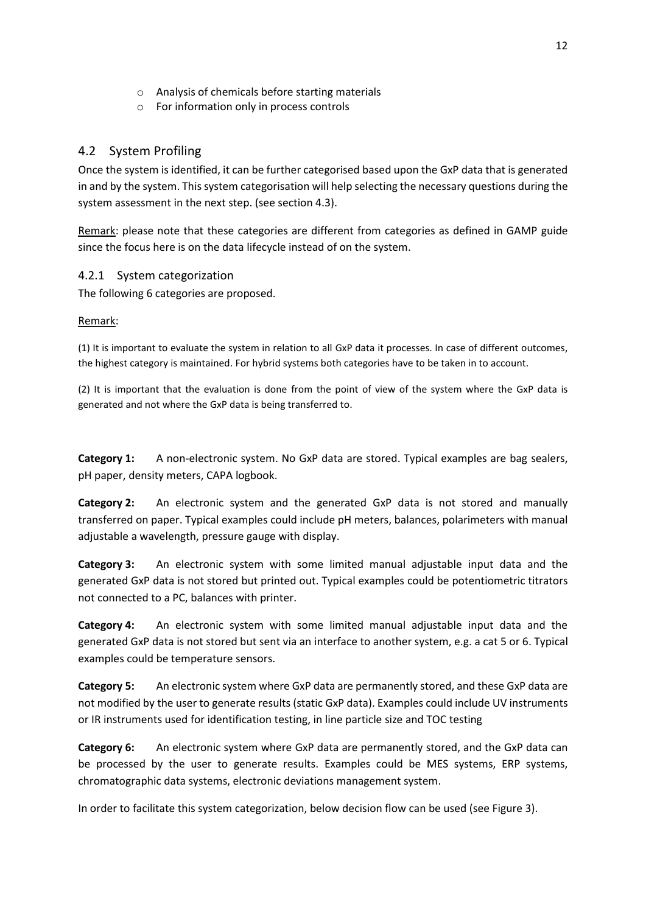- Analysis of chemicals before starting materials
- For information only in process controls

## 4.2 System Profiling

Once the system is identified, it can be further categorised based upon the GxP data that is generated in and by the system. This system categorisation will help selecting the necessary questions during the system assessment in the next step. (see section 4.3).

Remark: please note that these categories are different from categories as defined in GAMP guide since the focus here is on the data lifecycle instead of on the system.

### 4.2.1 System categorization

The following 6 categories are proposed.

Remark:

(1) It is important to evaluate the system in relation to all GxP data it processes. In case of different outcomes, the highest category is maintained. For hybrid systems both categories have to be taken in to account.

(2) It is important that the evaluation is done from the point of view of the system where the GxP data is generated and not where the GxP data is being transferred to.

**Category 1:** A non-electronic system. No GxP data are stored. Typical examples are bag sealers, pH paper, density meters, CAPA logbook.

**Category 2:** An electronic system and the generated GxP data is not stored and manually transferred on paper. Typical examples could include pH meters, balances, polarimeters with manual adjustable a wavelength, pressure gauge with display.

**Category 3:** An electronic system with some limited manual adjustable input data and the generated GxP data is not stored but printed out. Typical examples could be potentiometric titrators not connected to a PC, balances with printer.

**Category 4:** An electronic system with some limited manual adjustable input data and the generated GxP data is not stored but sent via an interface to another system, e.g. a cat 5 or 6. Typical examples could be temperature sensors.

**Category 5:** An electronic system where GxP data are permanently stored, and these GxP data are not modified by the user to generate results (static GxP data). Examples could include UV instruments or IR instruments used for identification testing, in line particle size and TOC testing

**Category 6:** An electronic system where GxP data are permanently stored, and the GxP data can be processed by the user to generate results. Examples could be MES systems, ERP systems, chromatographic data systems, electronic deviations management system.

In order to facilitate this system categorization, below decision flow can be used (see Figure 3).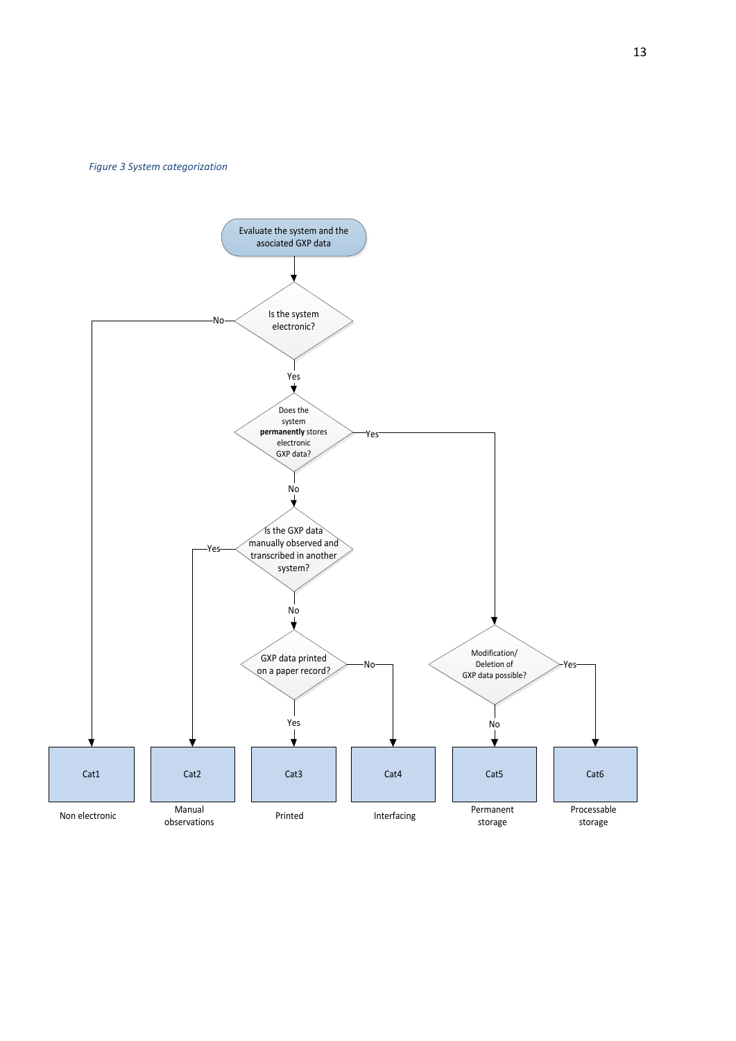*Figure 3 System categorization*

Evaluate the system and the asociated GXP data

Is the system electronic?
- No → Cat1 (Non electronic)
- Yes → Does the system **permanently** stores electronic GXP data?
  - Yes → Modification/ Deletion of GXP data possible?
    - No → Cat5 (Permanent storage)
    - Yes → Cat6 (Processable storage)
  - No → Is the GXP data manually observed and transcribed in another system?
    - Yes → Cat2 (Manual observations)
    - No → GXP data printed on a paper record?
      - Yes → Cat3 (Printed)
      - No → Cat4 (Interfacing)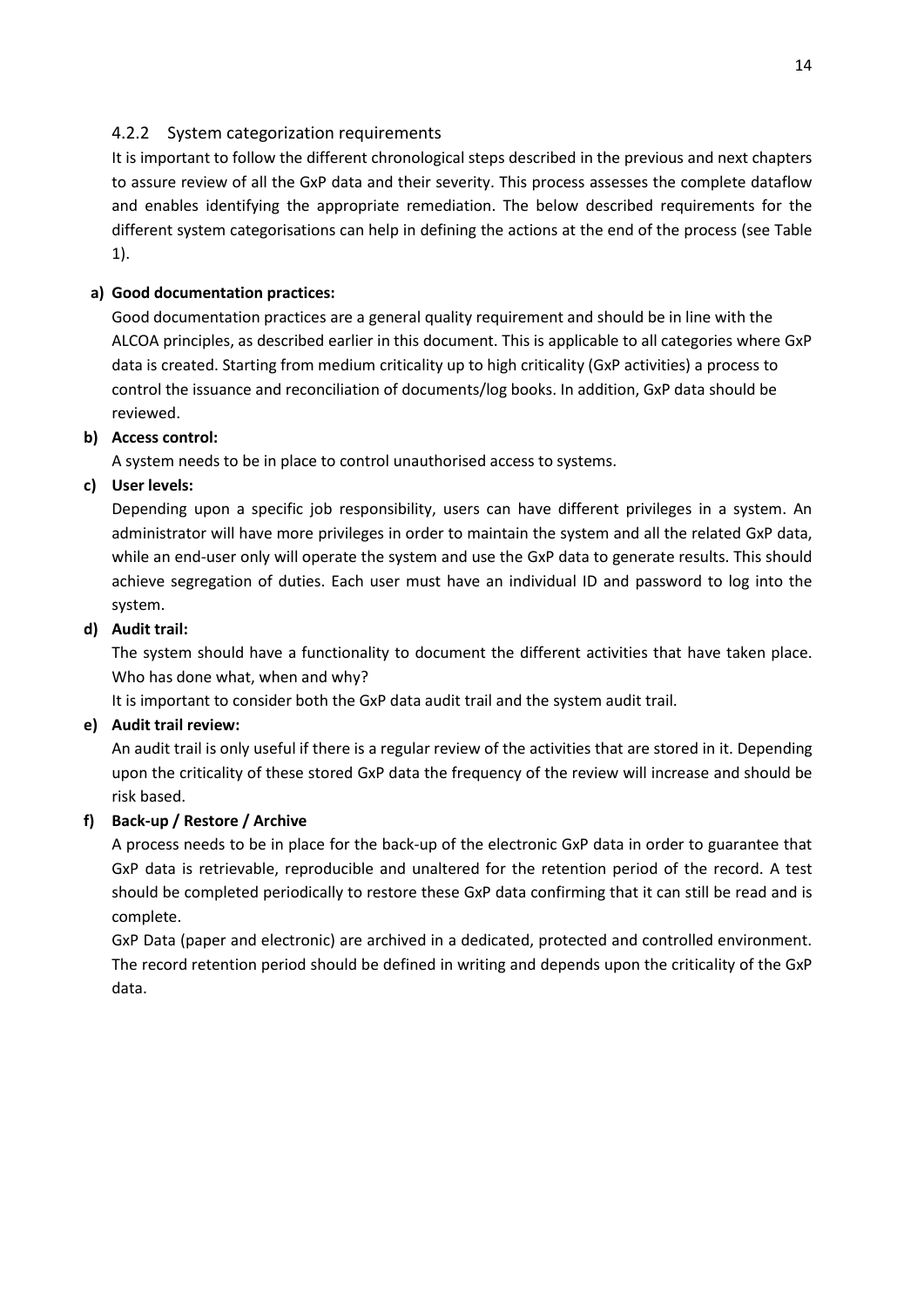### 4.2.2 System categorization requirements

It is important to follow the different chronological steps described in the previous and next chapters to assure review of all the GxP data and their severity. This process assesses the complete dataflow and enables identifying the appropriate remediation. The below described requirements for the different system categorisations can help in defining the actions at the end of the process (see Table 1).

**a) Good documentation practices:**

Good documentation practices are a general quality requirement and should be in line with the ALCOA principles, as described earlier in this document. This is applicable to all categories where GxP data is created. Starting from medium criticality up to high criticality (GxP activities) a process to control the issuance and reconciliation of documents/log books. In addition, GxP data should be reviewed.

**b) Access control:**

A system needs to be in place to control unauthorised access to systems.

**c) User levels:**

Depending upon a specific job responsibility, users can have different privileges in a system. An administrator will have more privileges in order to maintain the system and all the related GxP data, while an end-user only will operate the system and use the GxP data to generate results. This should achieve segregation of duties. Each user must have an individual ID and password to log into the system.

**d) Audit trail:**

The system should have a functionality to document the different activities that have taken place. Who has done what, when and why?

It is important to consider both the GxP data audit trail and the system audit trail.

**e) Audit trail review:**

An audit trail is only useful if there is a regular review of the activities that are stored in it. Depending upon the criticality of these stored GxP data the frequency of the review will increase and should be risk based.

**f) Back-up / Restore / Archive**

A process needs to be in place for the back-up of the electronic GxP data in order to guarantee that GxP data is retrievable, reproducible and unaltered for the retention period of the record. A test should be completed periodically to restore these GxP data confirming that it can still be read and is complete.

GxP Data (paper and electronic) are archived in a dedicated, protected and controlled environment. The record retention period should be defined in writing and depends upon the criticality of the GxP data.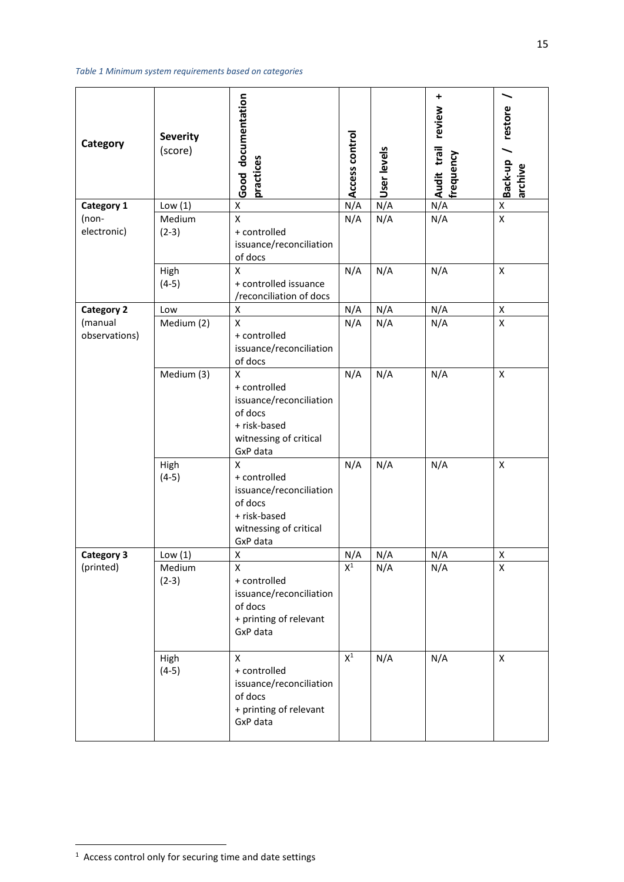*Table 1 Minimum system requirements based on categories*

| Category | Severity (score) | Good documentation practices | Access control | User levels | Audit trail review + frequency | Back-up / restore / archive |
|---|---|---|---|---|---|---|
| **Category 1** (non-electronic) | Low (1) | X | N/A | N/A | N/A | X |
| | Medium (2-3) | X + controlled issuance/reconciliation of docs | N/A | N/A | N/A | X |
| | High (4-5) | X + controlled issuance /reconciliation of docs | N/A | N/A | N/A | X |
| **Category 2** (manual observations) | Low | X | N/A | N/A | N/A | X |
| | Medium (2) | X + controlled issuance/reconciliation of docs | N/A | N/A | N/A | X |
| | Medium (3) | X + controlled issuance/reconciliation of docs + risk-based witnessing of critical GxP data | N/A | N/A | N/A | X |
| | High (4-5) | X + controlled issuance/reconciliation of docs + risk-based witnessing of critical GxP data | N/A | N/A | N/A | X |
| **Category 3** (printed) | Low (1) | X | N/A | N/A | N/A | X |
| | Medium (2-3) | X + controlled issuance/reconciliation of docs + printing of relevant GxP data | X[1] | N/A | N/A | X |
| | High (4-5) | X + controlled issuance/reconciliation of docs + printing of relevant GxP data | X[1] | N/A | N/A | X |

[1] Access control only for securing time and date settings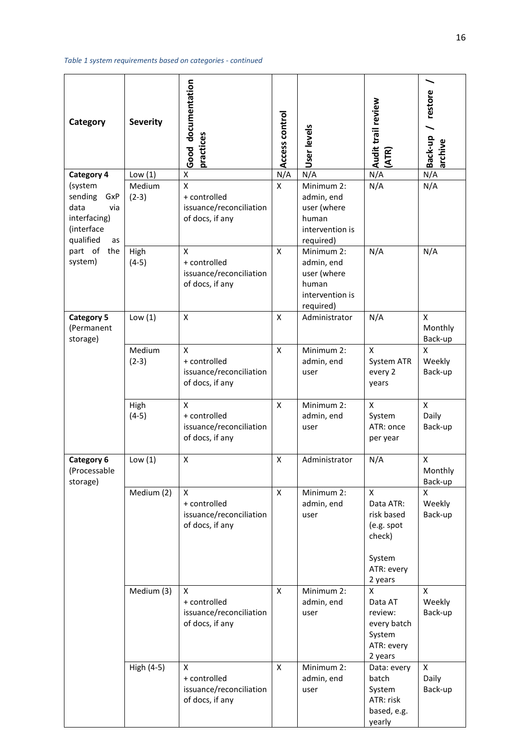*Table 1 system requirements based on categories - continued*

| Category | Severity | Good documentation practices | Access control | User levels | Audit trail review (ATR) | Back-up / restore / archive |
|---|---|---|---|---|---|---|
| **Category 4** (system sending GxP data via interfacing) (interface qualified as part of the system) | Low (1) | X | N/A | N/A | N/A | N/A |
| | Medium (2-3) | X + controlled issuance/reconciliation of docs, if any | X | Minimum 2: admin, end user (where human intervention is required) | N/A | N/A |
| | High (4-5) | X + controlled issuance/reconciliation of docs, if any | X | Minimum 2: admin, end user (where human intervention is required) | N/A | N/A |
| **Category 5** (Permanent storage) | Low (1) | X | X | Administrator | N/A | X Monthly Back-up |
| | Medium (2-3) | X + controlled issuance/reconciliation of docs, if any | X | Minimum 2: admin, end user | X System ATR every 2 years | X Weekly Back-up |
| | High (4-5) | X + controlled issuance/reconciliation of docs, if any | X | Minimum 2: admin, end user | X System ATR: once per year | X Daily Back-up |
| **Category 6** (Processable storage) | Low (1) | X | X | Administrator | N/A | X Monthly Back-up |
| | Medium (2) | X + controlled issuance/reconciliation of docs, if any | X | Minimum 2: admin, end user | X Data ATR: risk based (e.g. spot check) System ATR: every 2 years | X Weekly Back-up |
| | Medium (3) | X + controlled issuance/reconciliation of docs, if any | X | Minimum 2: admin, end user | X Data AT review: every batch System ATR: every 2 years | X Weekly Back-up |
| | High (4-5) | X + controlled issuance/reconciliation of docs, if any | X | Minimum 2: admin, end user | Data: every batch System ATR: risk based, e.g. yearly | X Daily Back-up |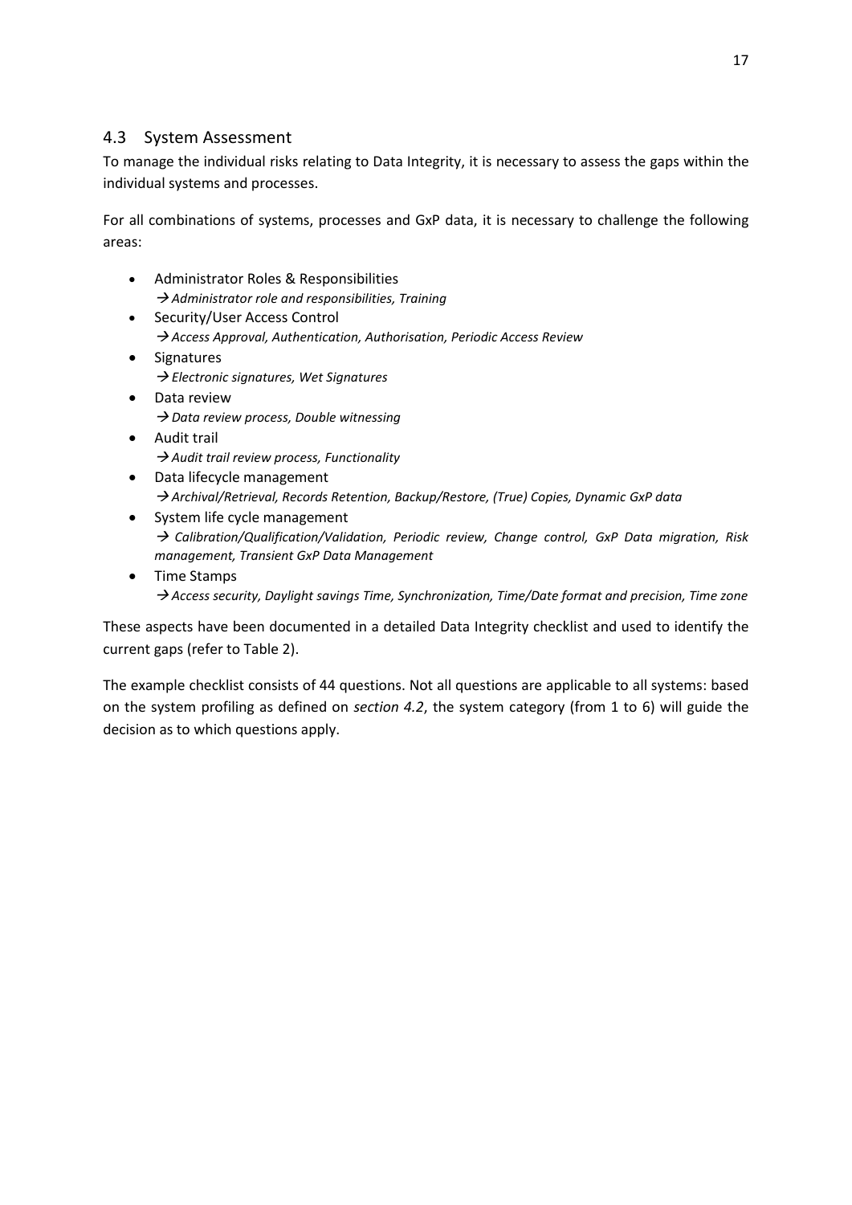## 4.3 System Assessment

To manage the individual risks relating to Data Integrity, it is necessary to assess the gaps within the individual systems and processes.

For all combinations of systems, processes and GxP data, it is necessary to challenge the following areas:

- Administrator Roles & Responsibilities
  → *Administrator role and responsibilities, Training*
- Security/User Access Control
  → *Access Approval, Authentication, Authorisation, Periodic Access Review*
- Signatures
  → *Electronic signatures, Wet Signatures*
- Data review
  → *Data review process, Double witnessing*
- Audit trail
  → *Audit trail review process, Functionality*
- Data lifecycle management
  → *Archival/Retrieval, Records Retention, Backup/Restore, (True) Copies, Dynamic GxP data*
- System life cycle management
  → *Calibration/Qualification/Validation, Periodic review, Change control, GxP Data migration, Risk management, Transient GxP Data Management*
- Time Stamps
  → *Access security, Daylight savings Time, Synchronization, Time/Date format and precision, Time zone*

These aspects have been documented in a detailed Data Integrity checklist and used to identify the current gaps (refer to Table 2).

The example checklist consists of 44 questions. Not all questions are applicable to all systems: based on the system profiling as defined on *section 4.2*, the system category (from 1 to 6) will guide the decision as to which questions apply.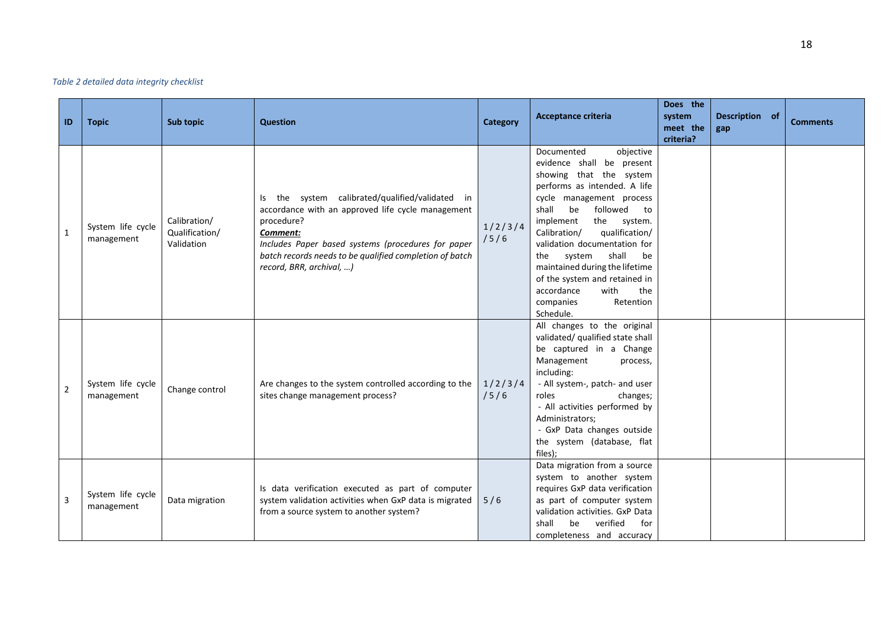*Table 2 detailed data integrity checklist*

| ID | Topic | Sub topic | Question | Category | Acceptance criteria | Does the system meet the criteria? | Description of gap | Comments |
|---|---|---|---|---|---|---|---|---|
| 1 | System life cycle management | Calibration/ Qualification/ Validation | Is the system calibrated/qualified/validated in accordance with an approved life cycle management procedure?<br>***Comment:***<br>*Includes Paper based systems (procedures for paper batch records needs to be qualified completion of batch record, BRR, archival, …)* | 1 / 2 / 3 / 4 / 5 / 6 | Documented objective evidence shall be present showing that the system performs as intended. A life cycle management process shall be followed to implement the system. Calibration/ qualification/ validation documentation for the system shall be maintained during the lifetime of the system and retained in accordance with the companies Retention Schedule. | | | |
| 2 | System life cycle management | Change control | Are changes to the system controlled according to the sites change management process? | 1 / 2 / 3 / 4 / 5 / 6 | All changes to the original validated/ qualified state shall be captured in a Change Management process, including:<br>- All system-, patch- and user roles changes;<br>- All activities performed by Administrators;<br>- GxP Data changes outside the system (database, flat files); | | | |
| 3 | System life cycle management | Data migration | Is data verification executed as part of computer system validation activities when GxP data is migrated from a source system to another system? | 5 / 6 | Data migration from a source system to another system requires GxP data verification as part of computer system validation activities. GxP Data shall be verified for completeness and accuracy | | | |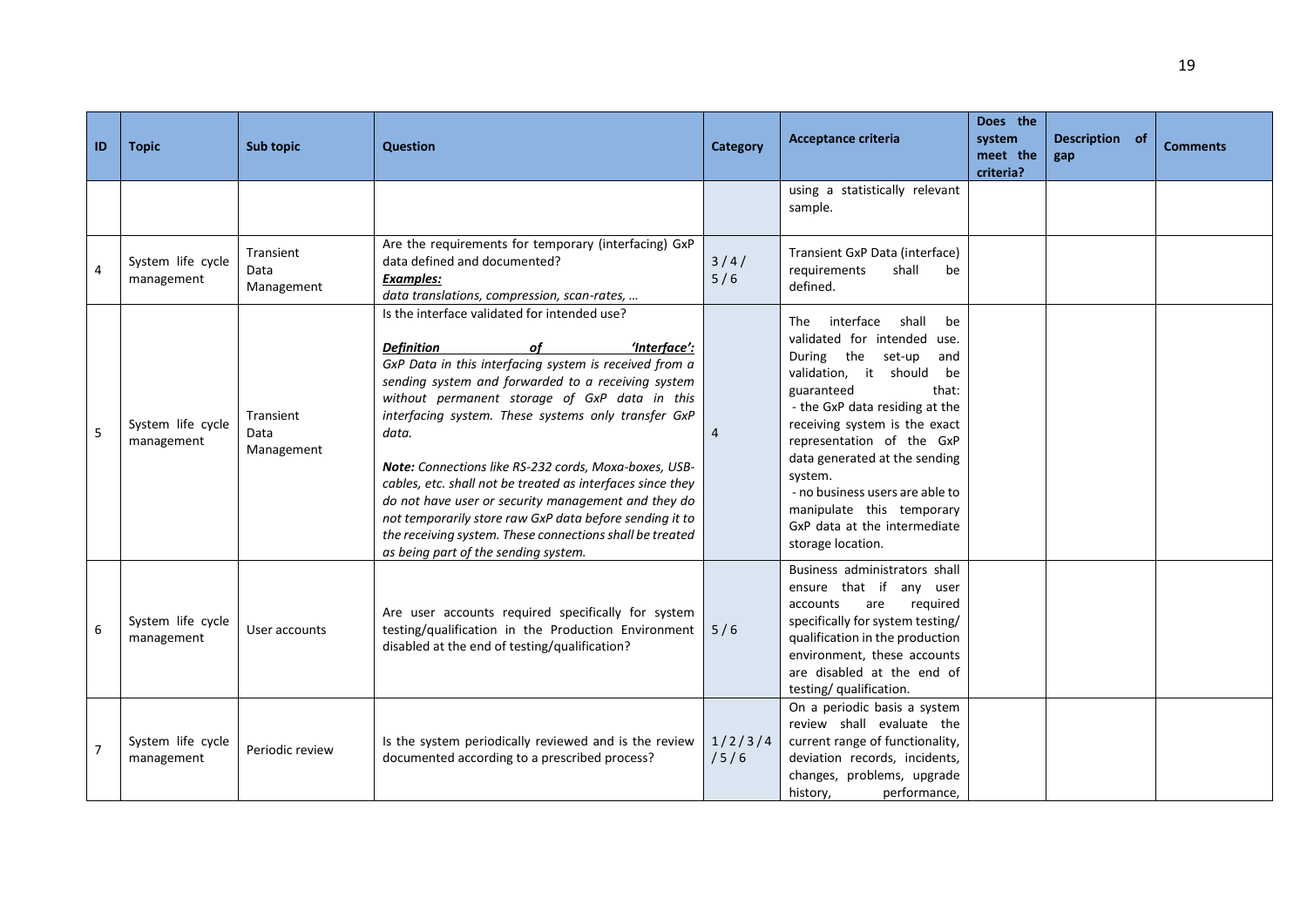| ID | Topic | Sub topic | Question | Category | Acceptance criteria | Does the system meet the criteria? | Description of gap | Comments |
|---|---|---|---|---|---|---|---|---|
| | | | | | using a statistically relevant sample. | | | |
| 4 | System life cycle management | Transient Data Management | Are the requirements for temporary (interfacing) GxP data defined and documented? ***Examples:*** *data translations, compression, scan-rates, …* | 3 / 4 / 5 / 6 | Transient GxP Data (interface) requirements shall be defined. | | | |
| 5 | System life cycle management | Transient Data Management | Is the interface validated for intended use? ***Definition of 'Interface':*** *GxP Data in this interfacing system is received from a sending system and forwarded to a receiving system without permanent storage of GxP data in this interfacing system. These systems only transfer GxP data.* ***Note:*** *Connections like RS-232 cords, Moxa-boxes, USB-cables, etc. shall not be treated as interfaces since they do not have user or security management and they do not temporarily store raw GxP data before sending it to the receiving system. These connections shall be treated as being part of the sending system.* | 4 | The interface shall be validated for intended use. During the set-up and validation, it should be guaranteed that: - the GxP data residing at the receiving system is the exact representation of the GxP data generated at the sending system. - no business users are able to manipulate this temporary GxP data at the intermediate storage location. | | | |
| 6 | System life cycle management | User accounts | Are user accounts required specifically for system testing/qualification in the Production Environment disabled at the end of testing/qualification? | 5 / 6 | Business administrators shall ensure that if any user accounts are required specifically for system testing/ qualification in the production environment, these accounts are disabled at the end of testing/ qualification. | | | |
| 7 | System life cycle management | Periodic review | Is the system periodically reviewed and is the review documented according to a prescribed process? | 1 / 2 / 3 / 4 / 5 / 6 | On a periodic basis a system review shall evaluate the current range of functionality, deviation records, incidents, changes, problems, upgrade history, performance, | | | |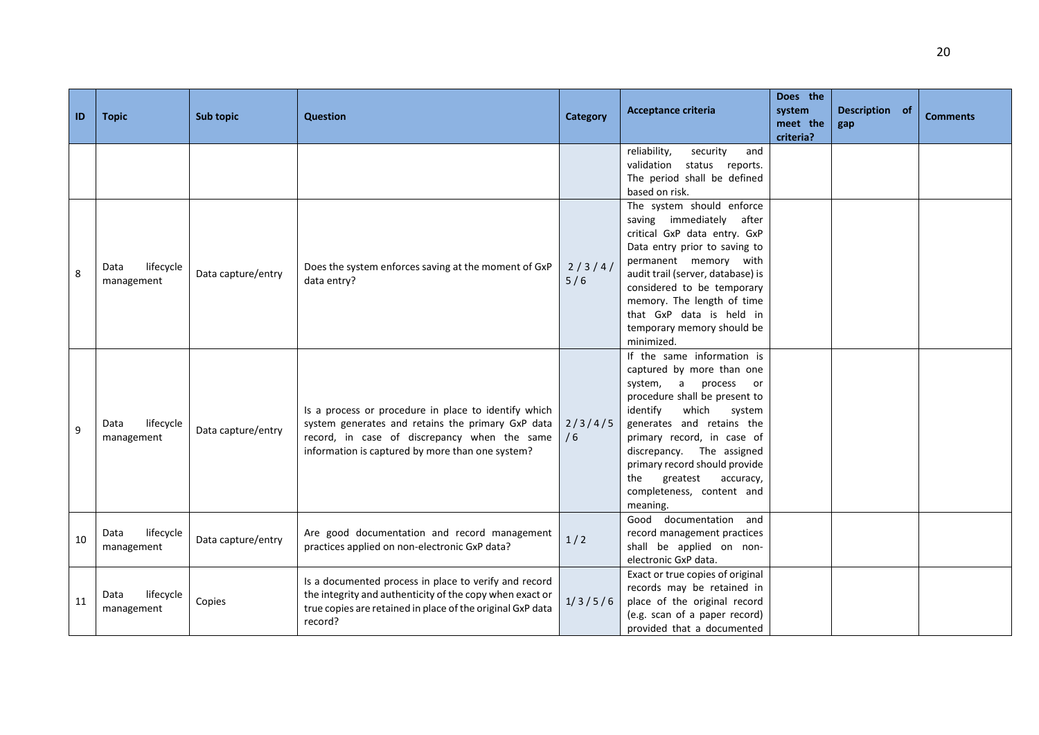| ID | Topic | Sub topic | Question | Category | Acceptance criteria | Does the system meet the criteria? | Description of gap | Comments |
|---|---|---|---|---|---|---|---|---|
| | | | | | reliability, security and validation status reports. The period shall be defined based on risk. | | | |
| 8 | Data lifecycle management | Data capture/entry | Does the system enforces saving at the moment of GxP data entry? | 2 / 3 / 4 / 5 / 6 | The system should enforce saving immediately after critical GxP data entry. GxP Data entry prior to saving to permanent memory with audit trail (server, database) is considered to be temporary memory. The length of time that GxP data is held in temporary memory should be minimized. | | | |
| 9 | Data lifecycle management | Data capture/entry | Is a process or procedure in place to identify which system generates and retains the primary GxP data record, in case of discrepancy when the same information is captured by more than one system? | 2/3/4/5 /6 | If the same information is captured by more than one system, a process or procedure shall be present to identify which system generates and retains the primary record, in case of discrepancy. The assigned primary record should provide the greatest accuracy, completeness, content and meaning. | | | |
| 10 | Data lifecycle management | Data capture/entry | Are good documentation and record management practices applied on non-electronic GxP data? | 1 / 2 | Good documentation and record management practices shall be applied on non-electronic GxP data. | | | |
| 11 | Data lifecycle management | Copies | Is a documented process in place to verify and record the integrity and authenticity of the copy when exact or true copies are retained in place of the original GxP data record? | 1/3 / 5 / 6 | Exact or true copies of original records may be retained in place of the original record (e.g. scan of a paper record) provided that a documented | | | |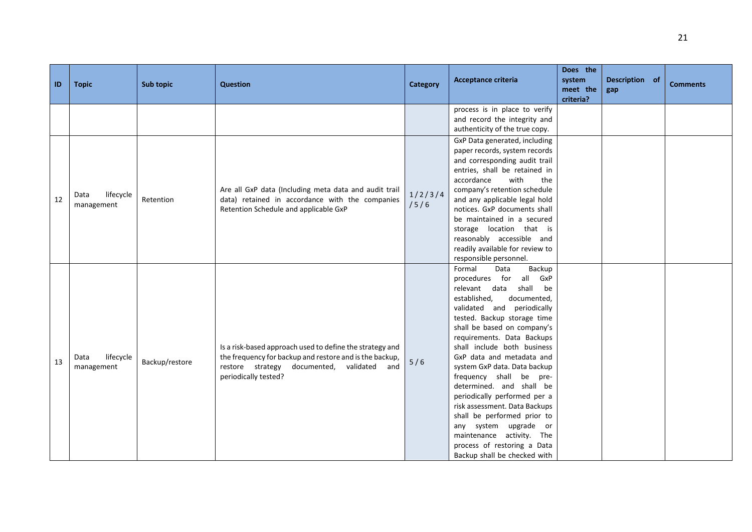| ID | Topic | Sub topic | Question | Category | Acceptance criteria | Does the system meet the criteria? | Description of gap | Comments |
|---|---|---|---|---|---|---|---|---|
| | | | | | process is in place to verify and record the integrity and authenticity of the true copy. | | | |
| 12 | Data lifecycle management | Retention | Are all GxP data (Including meta data and audit trail data) retained in accordance with the companies Retention Schedule and applicable GxP | 1 / 2 / 3 / 4 / 5 / 6 | GxP Data generated, including paper records, system records and corresponding audit trail entries, shall be retained in accordance with the company's retention schedule and any applicable legal hold notices. GxP documents shall be maintained in a secured storage location that is reasonably accessible and readily available for review to responsible personnel. | | | |
| 13 | Data lifecycle management | Backup/restore | Is a risk-based approach used to define the strategy and the frequency for backup and restore and is the backup, restore strategy documented, validated and periodically tested? | 5 / 6 | Formal Data Backup procedures for all GxP relevant data shall be established, documented, validated and periodically tested. Backup storage time shall be based on company's requirements. Data Backups shall include both business GxP data and metadata and system GxP data. Data backup frequency shall be pre-determined. and shall be periodically performed per a risk assessment. Data Backups shall be performed prior to any system upgrade or maintenance activity. The process of restoring a Data Backup shall be checked with | | | |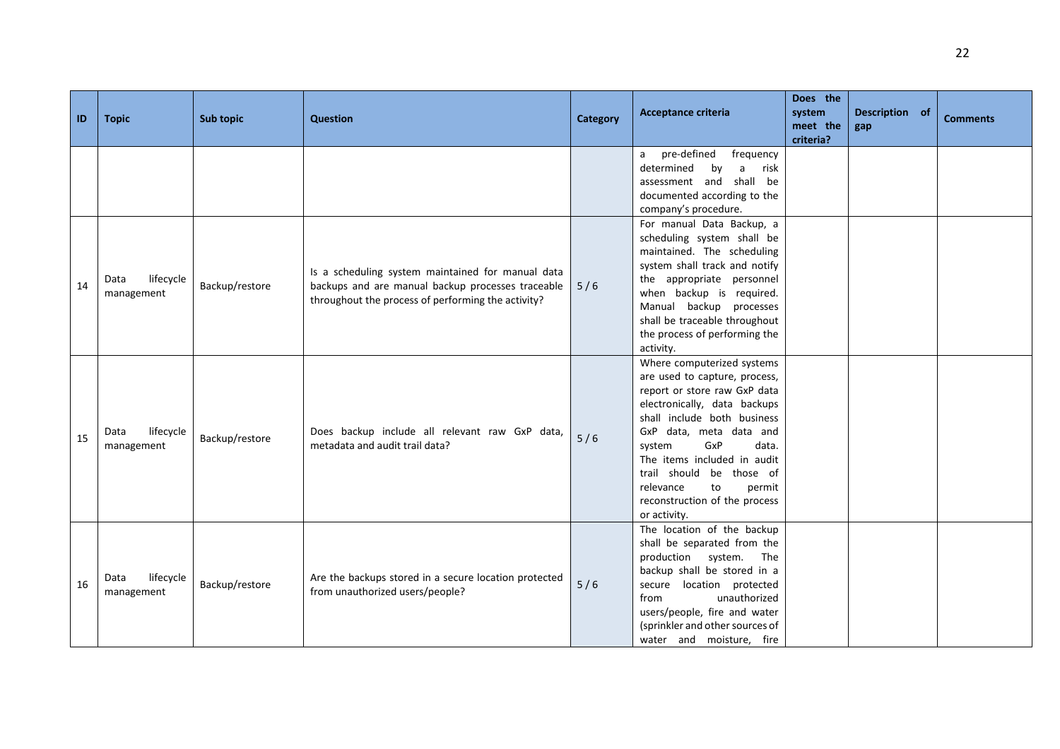| ID | Topic | Sub topic | Question | Category | Acceptance criteria | Does the system meet the criteria? | Description of gap | Comments |
|---|---|---|---|---|---|---|---|---|
| | | | | | a pre-defined frequency determined by a risk assessment and shall be documented according to the company's procedure. | | | |
| 14 | Data lifecycle management | Backup/restore | Is a scheduling system maintained for manual data backups and are manual backup processes traceable throughout the process of performing the activity? | 5 / 6 | For manual Data Backup, a scheduling system shall be maintained. The scheduling system shall track and notify the appropriate personnel when backup is required. Manual backup processes shall be traceable throughout the process of performing the activity. | | | |
| 15 | Data lifecycle management | Backup/restore | Does backup include all relevant raw GxP data, metadata and audit trail data? | 5 / 6 | Where computerized systems are used to capture, process, report or store raw GxP data electronically, data backups shall include both business GxP data, meta data and system GxP data. The items included in audit trail should be those of relevance to permit reconstruction of the process or activity. | | | |
| 16 | Data lifecycle management | Backup/restore | Are the backups stored in a secure location protected from unauthorized users/people? | 5 / 6 | The location of the backup shall be separated from the production system. The backup shall be stored in a secure location protected from unauthorized users/people, fire and water (sprinkler and other sources of water and moisture, fire | | | |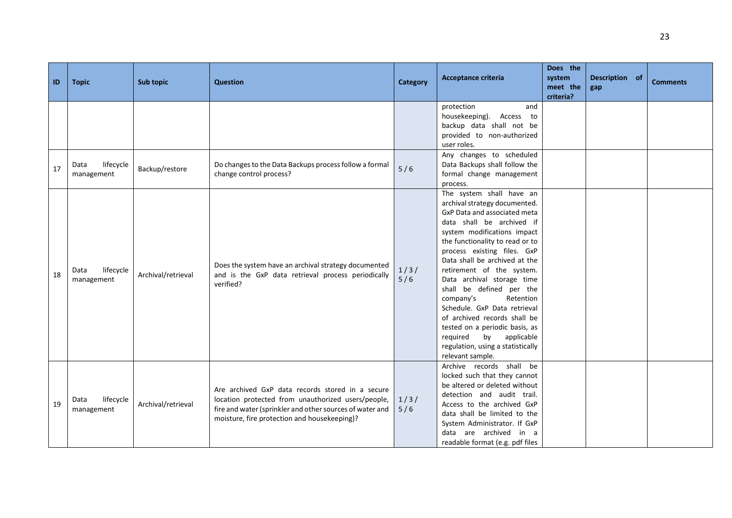| ID | Topic | Sub topic | Question | Category | Acceptance criteria | Does the system meet the criteria? | Description of gap | Comments |
|---|---|---|---|---|---|---|---|---|
| | | | | | protection and housekeeping). Access to backup data shall not be provided to non-authorized user roles. | | | |
| 17 | Data lifecycle management | Backup/restore | Do changes to the Data Backups process follow a formal change control process? | 5 / 6 | Any changes to scheduled Data Backups shall follow the formal change management process. | | | |
| 18 | Data lifecycle management | Archival/retrieval | Does the system have an archival strategy documented and is the GxP data retrieval process periodically verified? | 1 / 3 / 5 / 6 | The system shall have an archival strategy documented. GxP Data and associated meta data shall be archived if system modifications impact the functionality to read or to process existing files. GxP Data shall be archived at the retirement of the system. Data archival storage time shall be defined per the company's Retention Schedule. GxP Data retrieval of archived records shall be tested on a periodic basis, as required by applicable regulation, using a statistically relevant sample. | | | |
| 19 | Data lifecycle management | Archival/retrieval | Are archived GxP data records stored in a secure location protected from unauthorized users/people, fire and water (sprinkler and other sources of water and moisture, fire protection and housekeeping)? | 1 / 3 / 5 / 6 | Archive records shall be locked such that they cannot be altered or deleted without detection and audit trail. Access to the archived GxP data shall be limited to the System Administrator. If GxP data are archived in a readable format (e.g. pdf files | | | |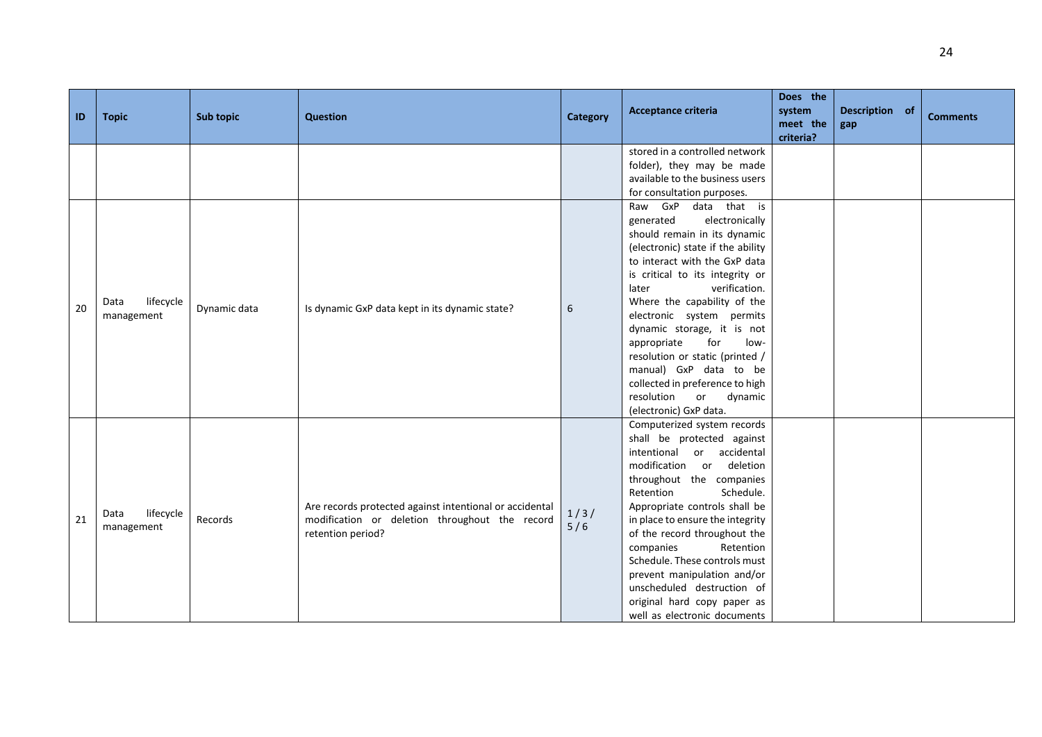| ID | Topic | Sub topic | Question | Category | Acceptance criteria | Does the system meet the criteria? | Description of gap | Comments |
|---|---|---|---|---|---|---|---|---|
| | | | | | stored in a controlled network folder), they may be made available to the business users for consultation purposes. | | | |
| 20 | Data lifecycle management | Dynamic data | Is dynamic GxP data kept in its dynamic state? | 6 | Raw GxP data that is generated electronically should remain in its dynamic (electronic) state if the ability to interact with the GxP data is critical to its integrity or later verification. Where the capability of the electronic system permits dynamic storage, it is not appropriate for low-resolution or static (printed / manual) GxP data to be collected in preference to high resolution or dynamic (electronic) GxP data. | | | |
| 21 | Data lifecycle management | Records | Are records protected against intentional or accidental modification or deletion throughout the record retention period? | 1 / 3 / 5 / 6 | Computerized system records shall be protected against intentional or accidental modification or deletion throughout the companies Retention Schedule. Appropriate controls shall be in place to ensure the integrity of the record throughout the companies Retention Schedule. These controls must prevent manipulation and/or unscheduled destruction of original hard copy paper as well as electronic documents | | | |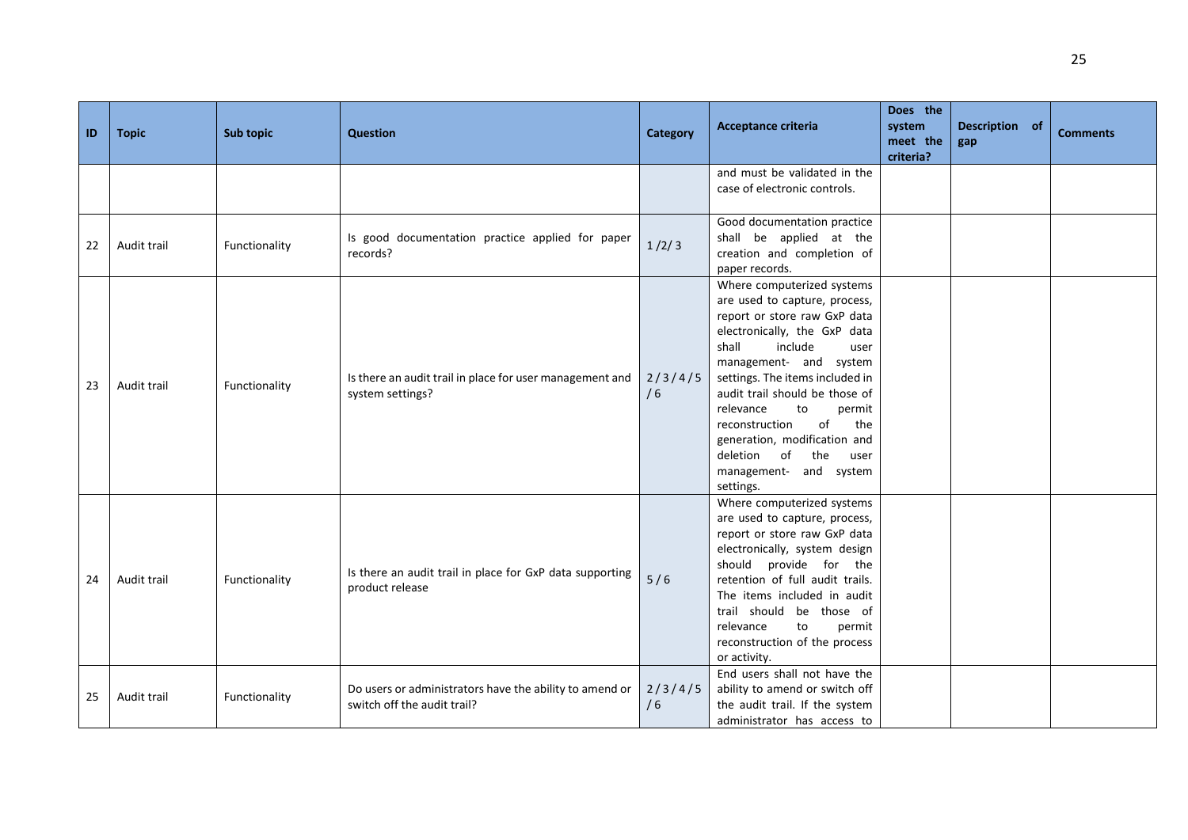| ID | Topic | Sub topic | Question | Category | Acceptance criteria | Does the system meet the criteria? | Description of gap | Comments |
|---|---|---|---|---|---|---|---|---|
| | | | | | and must be validated in the case of electronic controls. | | | |
| 22 | Audit trail | Functionality | Is good documentation practice applied for paper records? | 1 /2/ 3 | Good documentation practice shall be applied at the creation and completion of paper records. | | | |
| 23 | Audit trail | Functionality | Is there an audit trail in place for user management and system settings? | 2 / 3 / 4 / 5 / 6 | Where computerized systems are used to capture, process, report or store raw GxP data electronically, the GxP data shall include user management- and system settings. The items included in audit trail should be those of relevance to permit reconstruction of the generation, modification and deletion of the user management- and system settings. | | | |
| 24 | Audit trail | Functionality | Is there an audit trail in place for GxP data supporting product release | 5 / 6 | Where computerized systems are used to capture, process, report or store raw GxP data electronically, system design should provide for the retention of full audit trails. The items included in audit trail should be those of relevance to permit reconstruction of the process or activity. | | | |
| 25 | Audit trail | Functionality | Do users or administrators have the ability to amend or switch off the audit trail? | 2 / 3 / 4 / 5 / 6 | End users shall not have the ability to amend or switch off the audit trail. If the system administrator has access to | | | |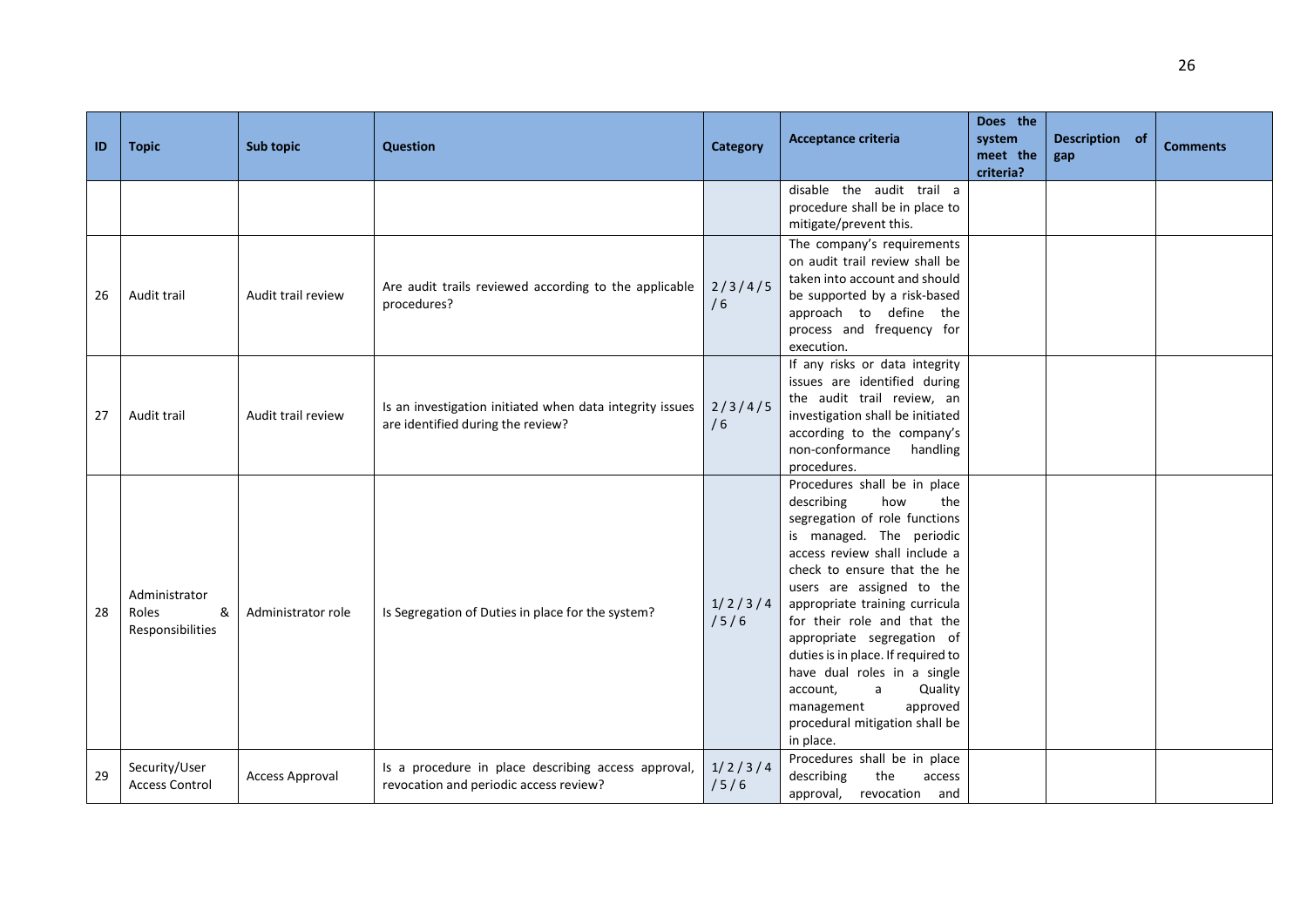| ID | Topic | Sub topic | Question | Category | Acceptance criteria | Does the system meet the criteria? | Description of gap | Comments |
|---|---|---|---|---|---|---|---|---|
| | | | | | disable the audit trail a procedure shall be in place to mitigate/prevent this. | | | |
| 26 | Audit trail | Audit trail review | Are audit trails reviewed according to the applicable procedures? | 2 / 3 / 4 / 5 / 6 | The company's requirements on audit trail review shall be taken into account and should be supported by a risk-based approach to define the process and frequency for execution. | | | |
| 27 | Audit trail | Audit trail review | Is an investigation initiated when data integrity issues are identified during the review? | 2 / 3 / 4 / 5 / 6 | If any risks or data integrity issues are identified during the audit trail review, an investigation shall be initiated according to the company's non-conformance handling procedures. | | | |
| 28 | Administrator Roles & Responsibilities | Administrator role | Is Segregation of Duties in place for the system? | 1 / 2 / 3 / 4 / 5 / 6 | Procedures shall be in place describing how the segregation of role functions is managed. The periodic access review shall include a check to ensure that the he users are assigned to the appropriate training curricula for their role and that the appropriate segregation of duties is in place. If required to have dual roles in a single account, a Quality management approved procedural mitigation shall be in place. | | | |
| 29 | Security/User Access Control | Access Approval | Is a procedure in place describing access approval, revocation and periodic access review? | 1 / 2 / 3 / 4 / 5 / 6 | Procedures shall be in place describing the access approval, revocation and | | | |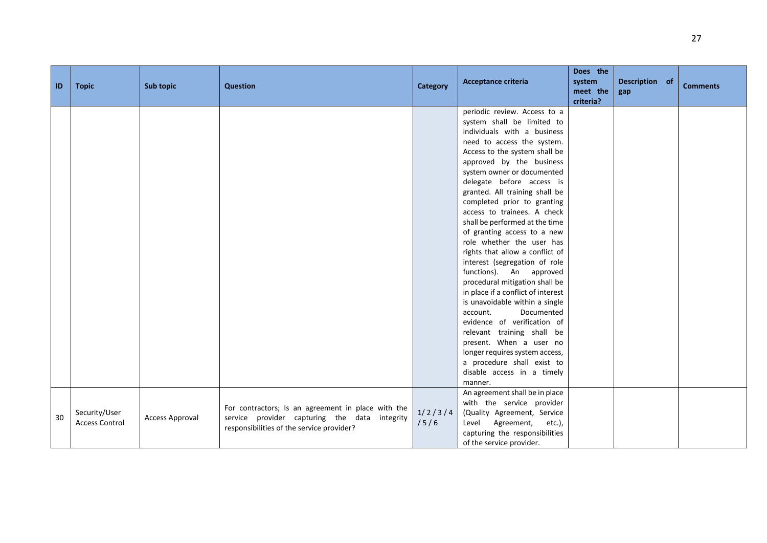| ID | Topic | Sub topic | Question | Category | Acceptance criteria | Does the system meet the criteria? | Description of gap | Comments |
|---|---|---|---|---|---|---|---|---|
| | | | | | periodic review. Access to a system shall be limited to individuals with a business need to access the system. Access to the system shall be approved by the business system owner or documented delegate before access is granted. All training shall be completed prior to granting access to trainees. A check shall be performed at the time of granting access to a new role whether the user has rights that allow a conflict of interest (segregation of role functions). An approved procedural mitigation shall be in place if a conflict of interest is unavoidable within a single account. Documented evidence of verification of relevant training shall be present. When a user no longer requires system access, a procedure shall exist to disable access in a timely manner. | | | |
| 30 | Security/User Access Control | Access Approval | For contractors; Is an agreement in place with the service provider capturing the data integrity responsibilities of the service provider? | 1 / 2 / 3 / 4 / 5 / 6 | An agreement shall be in place with the service provider (Quality Agreement, Service Level Agreement, etc.), capturing the responsibilities of the service provider. | | | |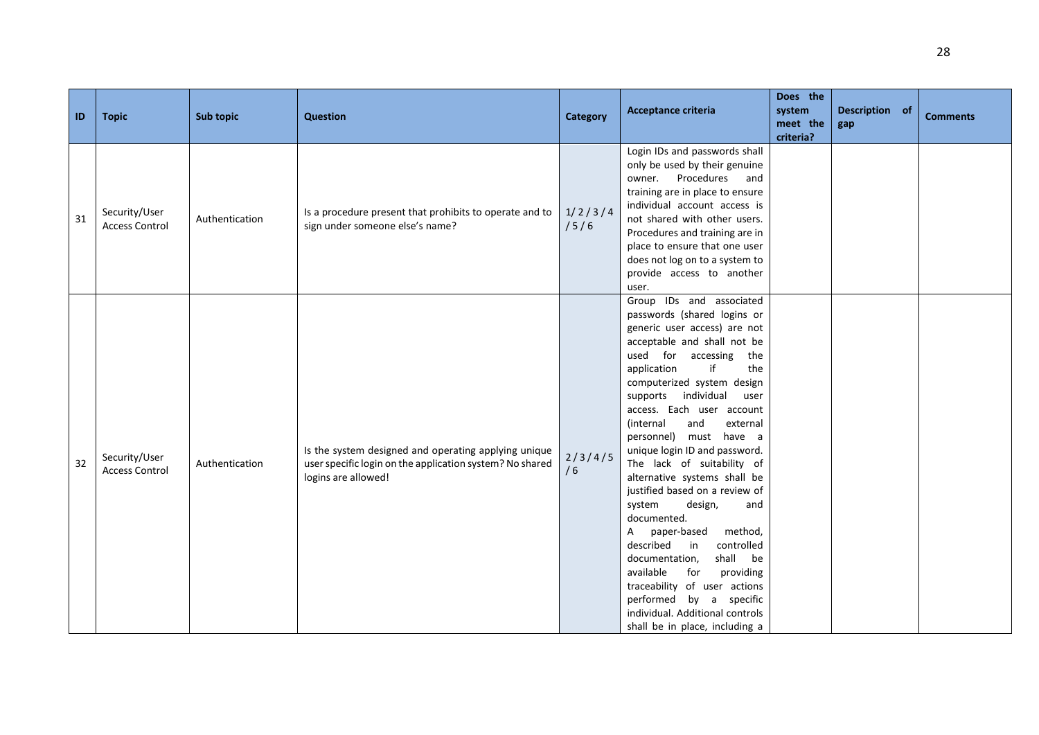| ID | Topic | Sub topic | Question | Category | Acceptance criteria | Does the system meet the criteria? | Description of gap | Comments |
|---|---|---|---|---|---|---|---|---|
| 31 | Security/User Access Control | Authentication | Is a procedure present that prohibits to operate and to sign under someone else's name? | 1/2/3/4/5/6 | Login IDs and passwords shall only be used by their genuine owner. Procedures and training are in place to ensure individual account access is not shared with other users. Procedures and training are in place to ensure that one user does not log on to a system to provide access to another user. | | | |
| 32 | Security/User Access Control | Authentication | Is the system designed and operating applying unique user specific login on the application system? No shared logins are allowed! | 2/3/4/5/6 | Group IDs and associated passwords (shared logins or generic user access) are not acceptable and shall not be used for accessing the application if the computerized system design supports individual user access. Each user account (internal and external personnel) must have a unique login ID and password. The lack of suitability of alternative systems shall be justified based on a review of system design, and documented. A paper-based method, described in controlled documentation, shall be available for providing traceability of user actions performed by a specific individual. Additional controls shall be in place, including a | | | |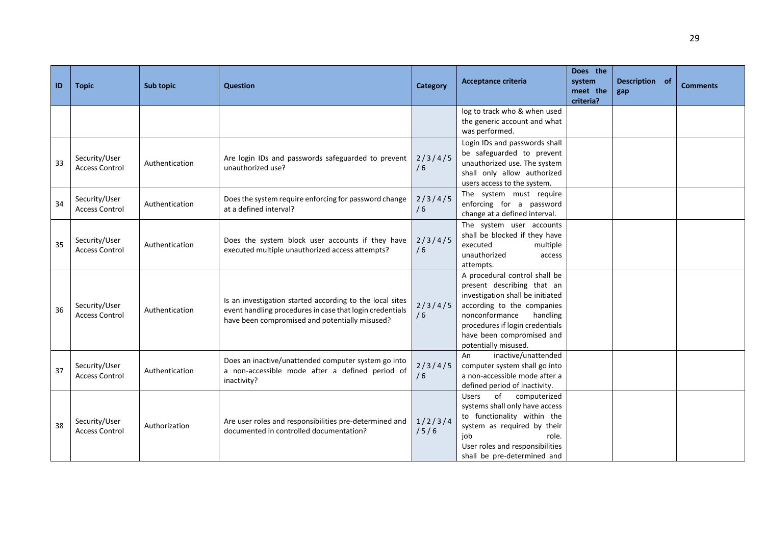| ID | Topic | Sub topic | Question | Category | Acceptance criteria | Does the system meet the criteria? | Description of gap | Comments |
|---|---|---|---|---|---|---|---|---|
| | | | | | log to track who & when used the generic account and what was performed. | | | |
| 33 | Security/User Access Control | Authentication | Are login IDs and passwords safeguarded to prevent unauthorized use? | 2 / 3 / 4 / 5 / 6 | Login IDs and passwords shall be safeguarded to prevent unauthorized use. The system shall only allow authorized users access to the system. | | | |
| 34 | Security/User Access Control | Authentication | Does the system require enforcing for password change at a defined interval? | 2 / 3 / 4 / 5 / 6 | The system must require enforcing for a password change at a defined interval. | | | |
| 35 | Security/User Access Control | Authentication | Does the system block user accounts if they have executed multiple unauthorized access attempts? | 2 / 3 / 4 / 5 / 6 | The system user accounts shall be blocked if they have executed multiple unauthorized access attempts. | | | |
| 36 | Security/User Access Control | Authentication | Is an investigation started according to the local sites event handling procedures in case that login credentials have been compromised and potentially misused? | 2 / 3 / 4 / 5 / 6 | A procedural control shall be present describing that an investigation shall be initiated according to the companies nonconformance handling procedures if login credentials have been compromised and potentially misused. | | | |
| 37 | Security/User Access Control | Authentication | Does an inactive/unattended computer system go into a non-accessible mode after a defined period of inactivity? | 2 / 3 / 4 / 5 / 6 | An inactive/unattended computer system shall go into a non-accessible mode after a defined period of inactivity. | | | |
| 38 | Security/User Access Control | Authorization | Are user roles and responsibilities pre-determined and documented in controlled documentation? | 1 / 2 / 3 / 4 / 5 / 6 | Users of computerized systems shall only have access to functionality within the system as required by their job role. User roles and responsibilities shall be pre-determined and | | | |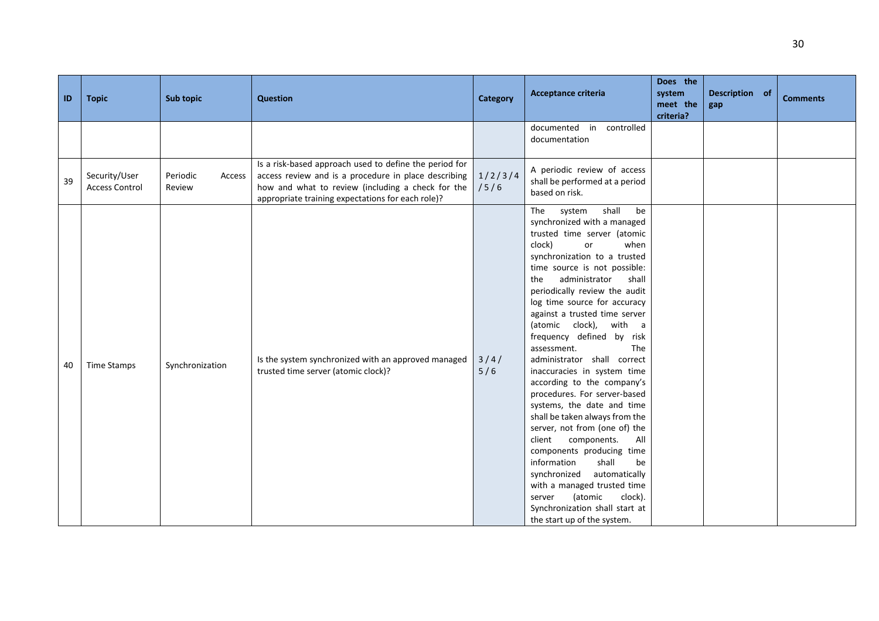| ID | Topic | Sub topic | Question | Category | Acceptance criteria | Does the system meet the criteria? | Description of gap | Comments |
|---|---|---|---|---|---|---|---|---|
| | | | | | documented in controlled documentation | | | |
| 39 | Security/User Access Control | Periodic Access Review | Is a risk-based approach used to define the period for access review and is a procedure in place describing how and what to review (including a check for the appropriate training expectations for each role)? | 1 / 2 / 3 / 4 / 5 / 6 | A periodic review of access shall be performed at a period based on risk. | | | |
| 40 | Time Stamps | Synchronization | Is the system synchronized with an approved managed trusted time server (atomic clock)? | 3 / 4 / 5 / 6 | The system shall be synchronized with a managed trusted time server (atomic clock) or when synchronization to a trusted time source is not possible: the administrator shall periodically review the audit log time source for accuracy against a trusted time server (atomic clock), with a frequency defined by risk assessment. The administrator shall correct inaccuracies in system time according to the company's procedures. For server-based systems, the date and time shall be taken always from the server, not from (one of) the client components. All components producing time information shall be synchronized automatically with a managed trusted time server (atomic clock). Synchronization shall start at the start up of the system. | | | |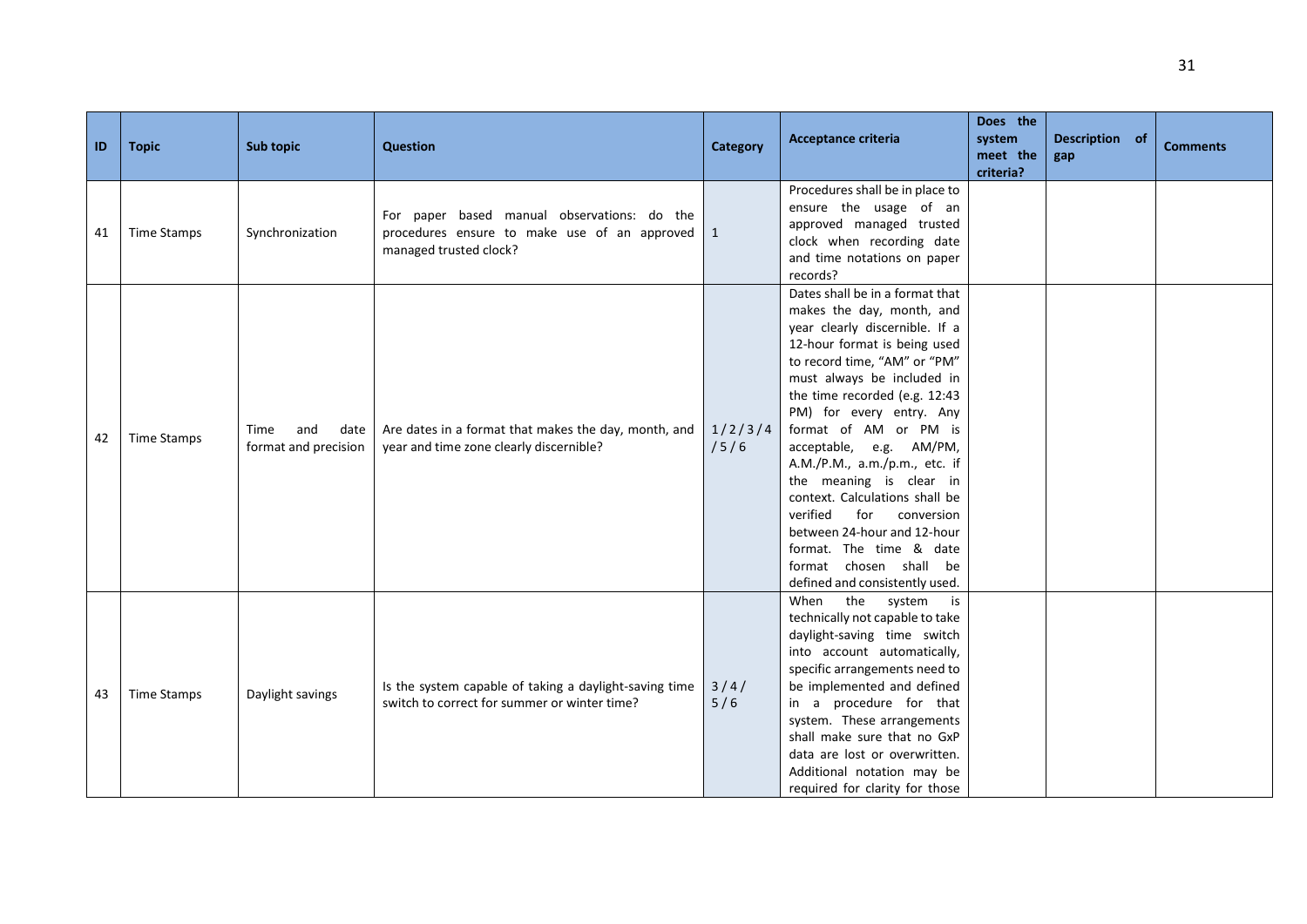| ID | Topic | Sub topic | Question | Category | Acceptance criteria | Does the system meet the criteria? | Description of gap | Comments |
|---|---|---|---|---|---|---|---|---|
| 41 | Time Stamps | Synchronization | For paper based manual observations: do the procedures ensure to make use of an approved managed trusted clock? | 1 | Procedures shall be in place to ensure the usage of an approved managed trusted clock when recording date and time notations on paper records? | | | |
| 42 | Time Stamps | Time and date format and precision | Are dates in a format that makes the day, month, and year and time zone clearly discernible? | 1 / 2 / 3 / 4 / 5 / 6 | Dates shall be in a format that makes the day, month, and year clearly discernible. If a 12-hour format is being used to record time, "AM" or "PM" must always be included in the time recorded (e.g. 12:43 PM) for every entry. Any format of AM or PM is acceptable, e.g. AM/PM, A.M./P.M., a.m./p.m., etc. if the meaning is clear in context. Calculations shall be verified for conversion between 24-hour and 12-hour format. The time & date format chosen shall be defined and consistently used. | | | |
| 43 | Time Stamps | Daylight savings | Is the system capable of taking a daylight-saving time switch to correct for summer or winter time? | 3 / 4 / 5 / 6 | When the system is technically not capable to take daylight-saving time switch into account automatically, specific arrangements need to be implemented and defined in a procedure for that system. These arrangements shall make sure that no GxP data are lost or overwritten. Additional notation may be required for clarity for those | | | |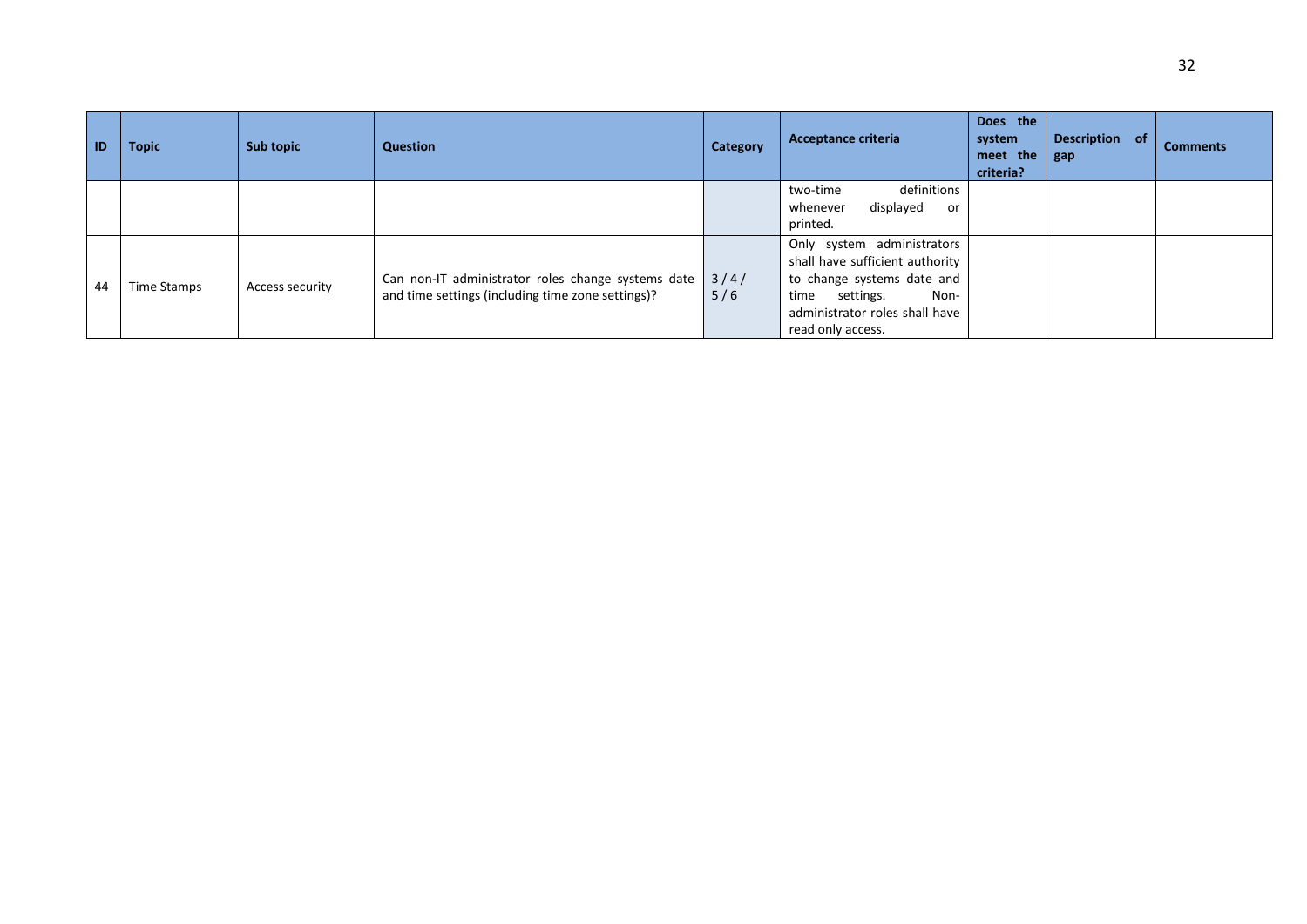| ID | Topic | Sub topic | Question | Category | Acceptance criteria | Does the system meet the criteria? | Description of gap | Comments |
|---|---|---|---|---|---|---|---|---|
| | | | | | two-time definitions whenever displayed or printed. | | | |
| 44 | Time Stamps | Access security | Can non-IT administrator roles change systems date and time settings (including time zone settings)? | 3 / 4 / 5 / 6 | Only system administrators shall have sufficient authority to change systems date and time settings. Non-administrator roles shall have read only access. | | | |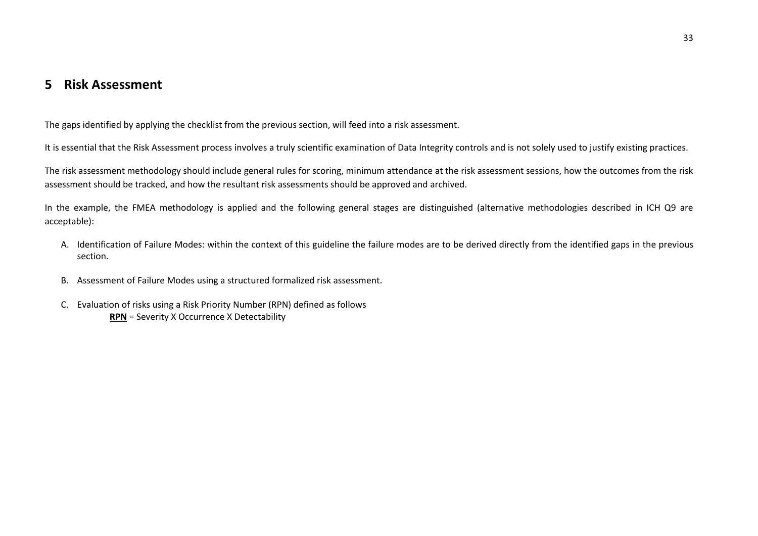# 5 Risk Assessment

The gaps identified by applying the checklist from the previous section, will feed into a risk assessment.

It is essential that the Risk Assessment process involves a truly scientific examination of Data Integrity controls and is not solely used to justify existing practices.

The risk assessment methodology should include general rules for scoring, minimum attendance at the risk assessment sessions, how the outcomes from the risk assessment should be tracked, and how the resultant risk assessments should be approved and archived.

In the example, the FMEA methodology is applied and the following general stages are distinguished (alternative methodologies described in ICH Q9 are acceptable):

A. Identification of Failure Modes: within the context of this guideline the failure modes are to be derived directly from the identified gaps in the previous section.

B. Assessment of Failure Modes using a structured formalized risk assessment.

C. Evaluation of risks using a Risk Priority Number (RPN) defined as follows
   **RPN** = Severity X Occurrence X Detectability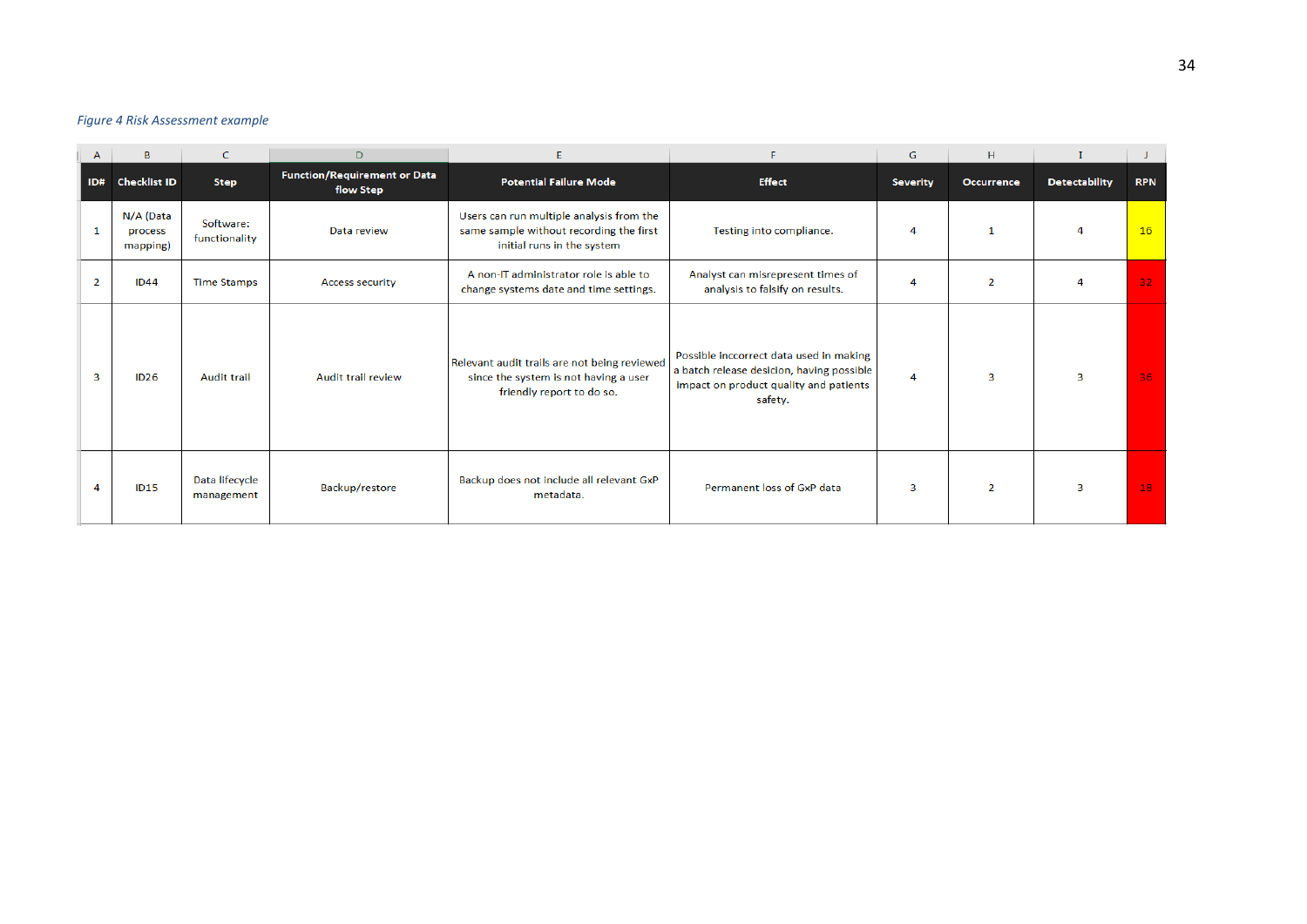*Figure 4 Risk Assessment example*

| ID# | Checklist ID | Step | Function/Requirement or Data flow Step | Potential Failure Mode | Effect | Severity | Occurrence | Detectability | RPN |
|---|---|---|---|---|---|---|---|---|---|
| 1 | N/A (Data process mapping) | Software: functionality | Data review | Users can run multiple analysis from the same sample without recording the first initial runs in the system | Testing into compliance. | 4 | 1 | 4 | 16 |
| 2 | ID44 | Time Stamps | Access security | A non-IT administrator role is able to change systems date and time settings. | Analyst can misrepresent times of analysis to falsify on results. | 4 | 2 | 4 | 32 |
| 3 | ID26 | Audit trail | Audit trail review | Relevant audit trails are not being reviewed since the system is not having a user friendly report to do so. | Possible inccorrect data used in making a batch release desicion, having possible impact on product quality and patients safety. | 4 | 3 | 3 | 36 |
| 4 | ID15 | Data lifecycle management | Backup/restore | Backup does not include all relevant GxP metadata. | Permanent loss of GxP data | 3 | 2 | 3 | 18 |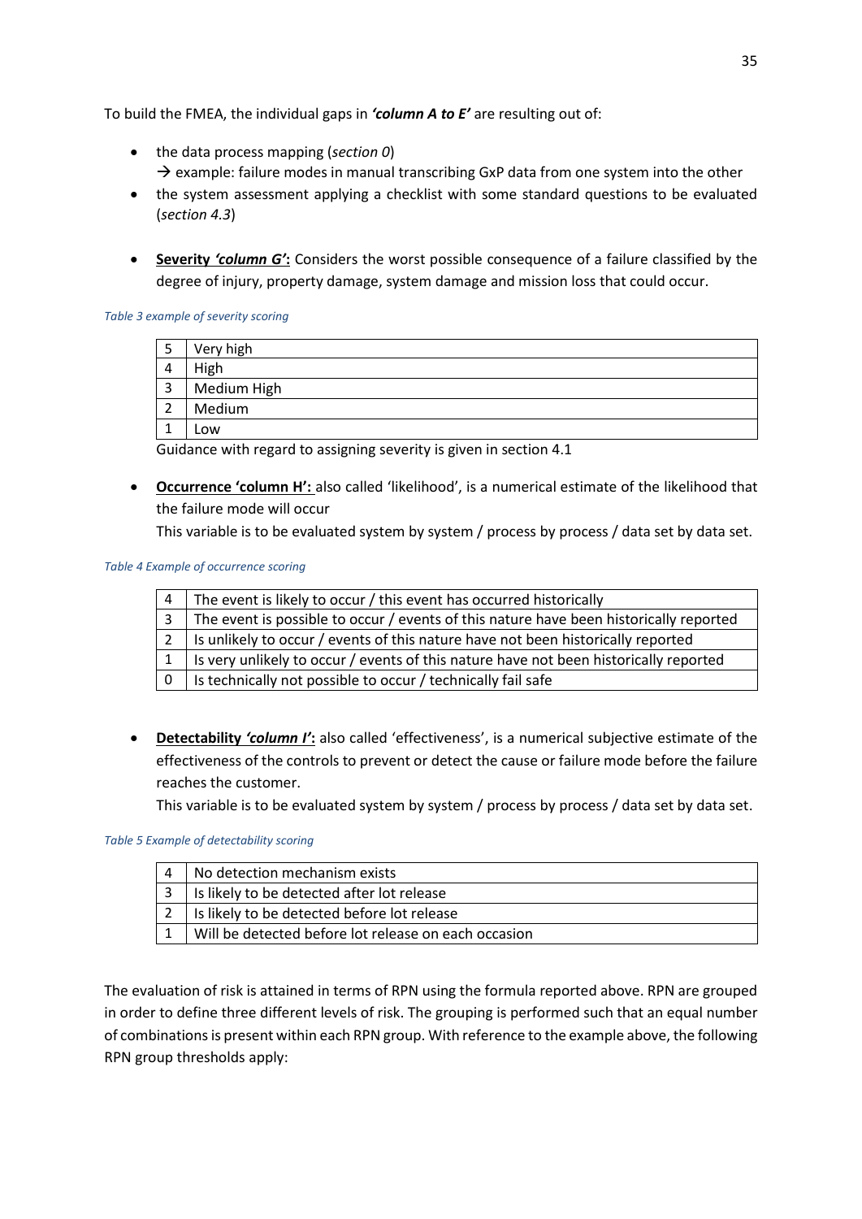To build the FMEA, the individual gaps in ***'column A to E'*** are resulting out of:

- the data process mapping (*section 0*)
  → example: failure modes in manual transcribing GxP data from one system into the other
- the system assessment applying a checklist with some standard questions to be evaluated (*section 4.3*)

- **Severity *'column G'*:** Considers the worst possible consequence of a failure classified by the degree of injury, property damage, system damage and mission loss that could occur.

*Table 3 example of severity scoring*

| | |
|---|---|
| 5 | Very high |
| 4 | High |
| 3 | Medium High |
| 2 | Medium |
| 1 | Low |

Guidance with regard to assigning severity is given in section 4.1

- **Occurrence 'column H':** also called 'likelihood', is a numerical estimate of the likelihood that the failure mode will occur
  This variable is to be evaluated system by system / process by process / data set by data set.

*Table 4 Example of occurrence scoring*

| | |
|---|---|
| 4 | The event is likely to occur / this event has occurred historically |
| 3 | The event is possible to occur / events of this nature have been historically reported |
| 2 | Is unlikely to occur / events of this nature have not been historically reported |
| 1 | Is very unlikely to occur / events of this nature have not been historically reported |
| 0 | Is technically not possible to occur / technically fail safe |

- **Detectability *'column I'*:** also called 'effectiveness', is a numerical subjective estimate of the effectiveness of the controls to prevent or detect the cause or failure mode before the failure reaches the customer.
  This variable is to be evaluated system by system / process by process / data set by data set.

*Table 5 Example of detectability scoring*

| | |
|---|---|
| 4 | No detection mechanism exists |
| 3 | Is likely to be detected after lot release |
| 2 | Is likely to be detected before lot release |
| 1 | Will be detected before lot release on each occasion |

The evaluation of risk is attained in terms of RPN using the formula reported above. RPN are grouped in order to define three different levels of risk. The grouping is performed such that an equal number of combinations is present within each RPN group. With reference to the example above, the following RPN group thresholds apply: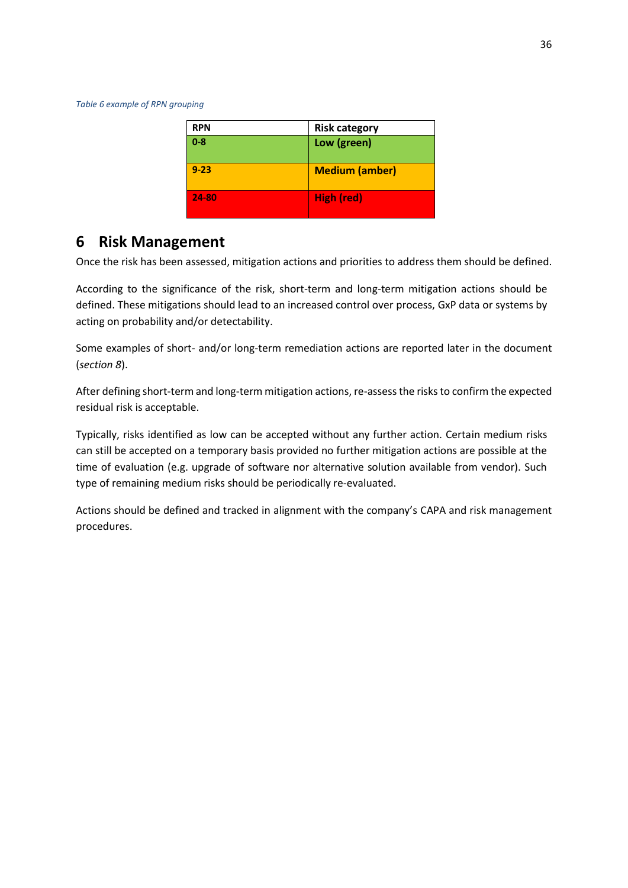*Table 6 example of RPN grouping*

| RPN | Risk category |
|---|---|
| 0-8 | Low (green) |
| 9-23 | Medium (amber) |
| 24-80 | High (red) |

# 6 Risk Management

Once the risk has been assessed, mitigation actions and priorities to address them should be defined.

According to the significance of the risk, short-term and long-term mitigation actions should be defined. These mitigations should lead to an increased control over process, GxP data or systems by acting on probability and/or detectability.

Some examples of short- and/or long-term remediation actions are reported later in the document (*section 8*).

After defining short-term and long-term mitigation actions, re-assess the risks to confirm the expected residual risk is acceptable.

Typically, risks identified as low can be accepted without any further action. Certain medium risks can still be accepted on a temporary basis provided no further mitigation actions are possible at the time of evaluation (e.g. upgrade of software nor alternative solution available from vendor). Such type of remaining medium risks should be periodically re-evaluated.

Actions should be defined and tracked in alignment with the company's CAPA and risk management procedures.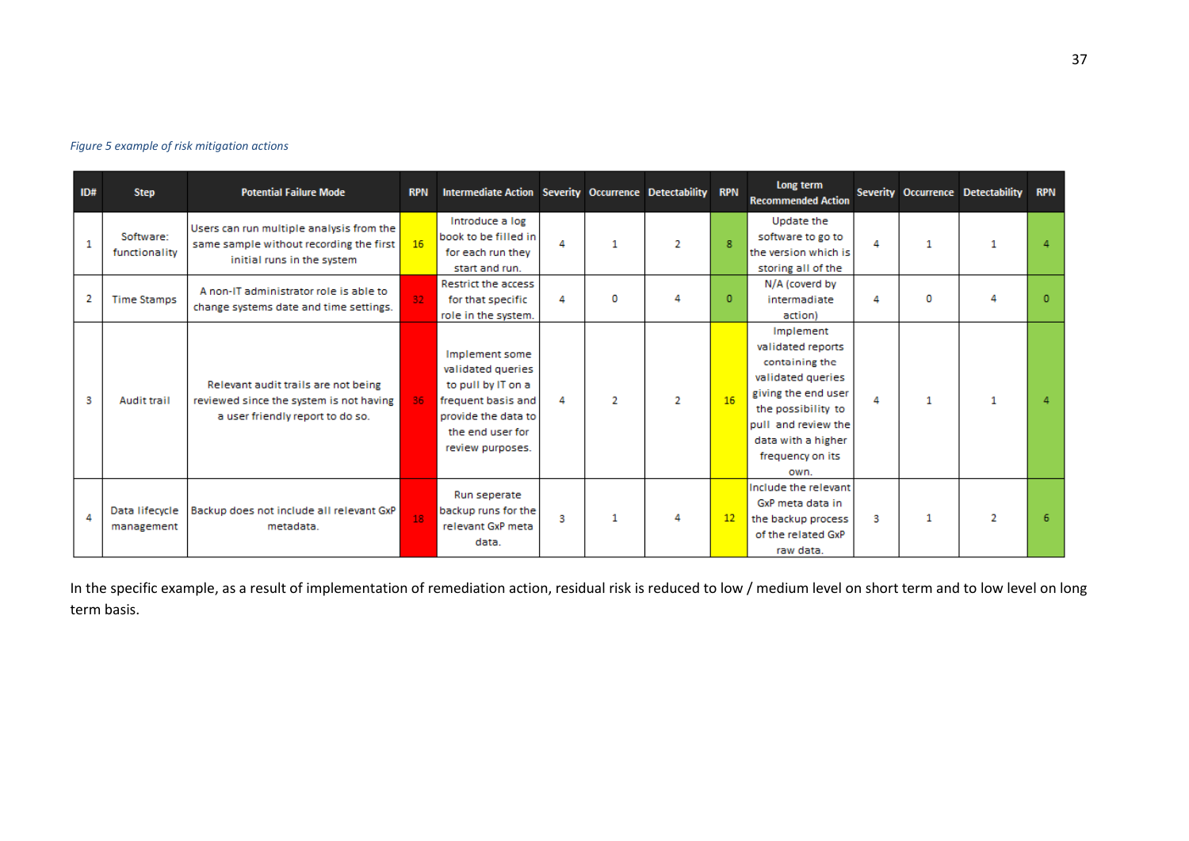*Figure 5 example of risk mitigation actions*

| ID# | Step | Potential Failure Mode | RPN | Intermediate Action | Severity | Occurrence | Detectability | RPN | Long term Recommended Action | Severity | Occurrence | Detectability | RPN |
|---|---|---|---|---|---|---|---|---|---|---|---|---|---|
| 1 | Software: functionality | Users can run multiple analysis from the same sample without recording the first initial runs in the system | 16 | Introduce a log book to be filled in for each run they start and run. | 4 | 1 | 2 | 8 | Update the software to go to the version which is storing all of the | 4 | 1 | 1 | 4 |
| 2 | Time Stamps | A non-IT administrator role is able to change systems date and time settings. | 32 | Restrict the access for that specific role in the system. | 4 | 0 | 4 | 0 | N/A (coverd by intermadiate action) | 4 | 0 | 4 | 0 |
| 3 | Audit trail | Relevant audit trails are not being reviewed since the system is not having a user friendly report to do so. | 36 | Implement some validated queries to pull by IT on a frequent basis and provide the data to the end user for review purposes. | 4 | 2 | 2 | 16 | Implement validated reports containing the validated queries giving the end user the possibility to pull and review the data with a higher frequency on its own. | 4 | 1 | 1 | 4 |
| 4 | Data lifecycle management | Backup does not include all relevant GxP metadata. | 18 | Run seperate backup runs for the relevant GxP meta data. | 3 | 1 | 4 | 12 | Include the relevant GxP meta data in the backup process of the related GxP raw data. | 3 | 1 | 2 | 6 |

In the specific example, as a result of implementation of remediation action, residual risk is reduced to low / medium level on short term and to low level on long term basis.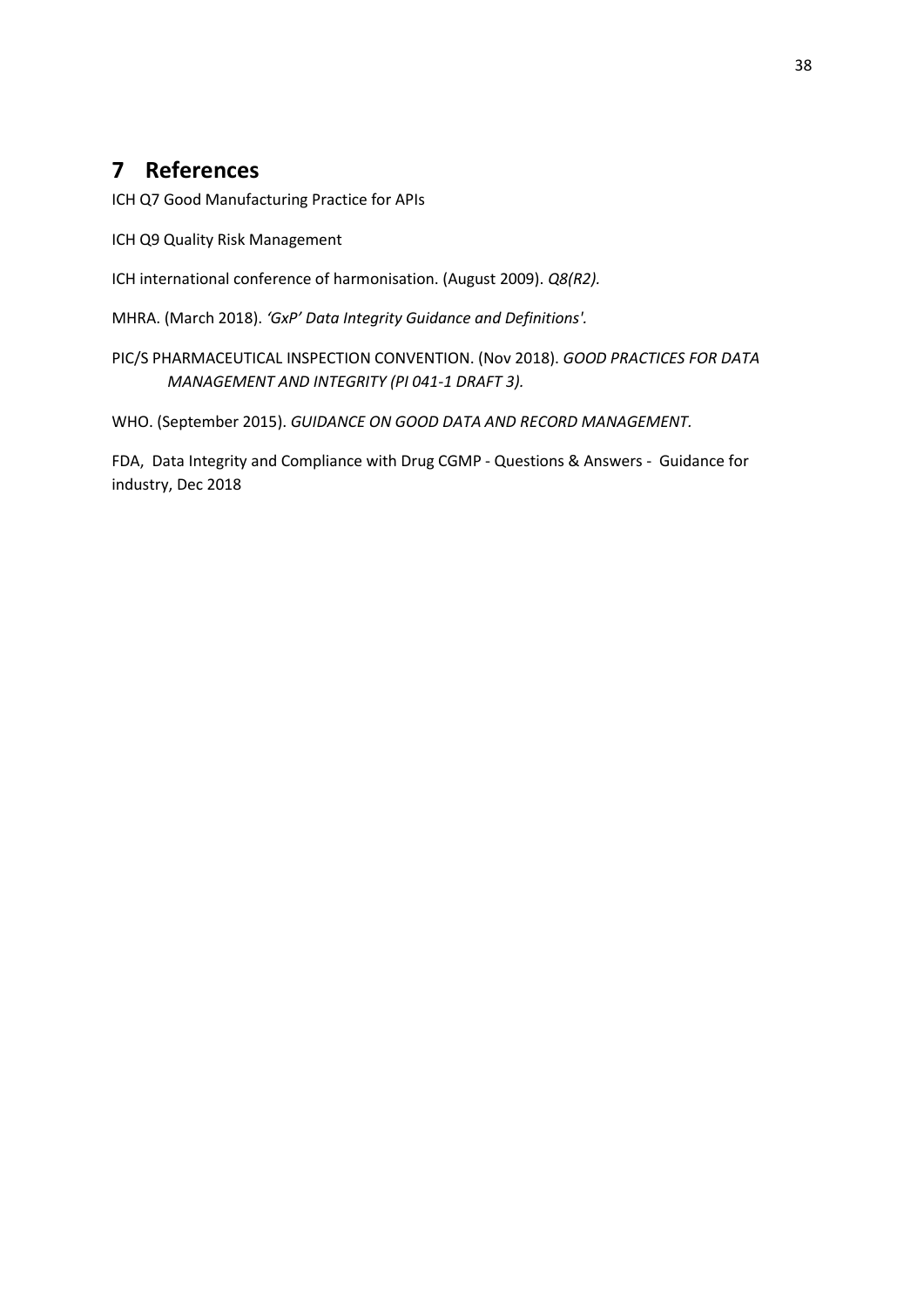# 7 References

ICH Q7 Good Manufacturing Practice for APIs

ICH Q9 Quality Risk Management

ICH international conference of harmonisation. (August 2009). *Q8(R2).*

MHRA. (March 2018). *'GxP' Data Integrity Guidance and Definitions'.*

PIC/S PHARMACEUTICAL INSPECTION CONVENTION. (Nov 2018). *GOOD PRACTICES FOR DATA MANAGEMENT AND INTEGRITY (PI 041-1 DRAFT 3).*

WHO. (September 2015). *GUIDANCE ON GOOD DATA AND RECORD MANAGEMENT.*

FDA, Data Integrity and Compliance with Drug CGMP - Questions & Answers - Guidance for industry, Dec 2018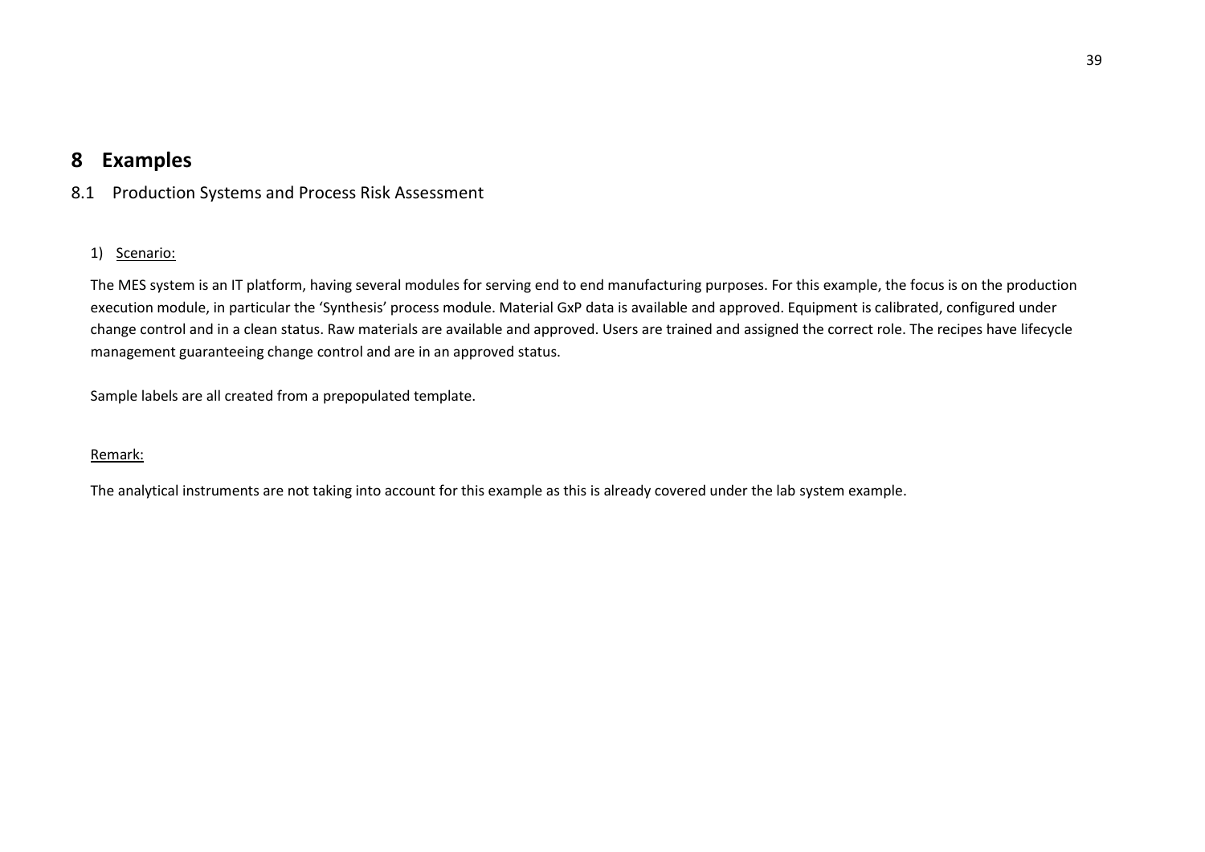# 8 Examples

## 8.1 Production Systems and Process Risk Assessment

1) <u>Scenario:</u>

The MES system is an IT platform, having several modules for serving end to end manufacturing purposes. For this example, the focus is on the production execution module, in particular the 'Synthesis' process module. Material GxP data is available and approved. Equipment is calibrated, configured under change control and in a clean status. Raw materials are available and approved. Users are trained and assigned the correct role. The recipes have lifecycle management guaranteeing change control and are in an approved status.

Sample labels are all created from a prepopulated template.

<u>Remark:</u>

The analytical instruments are not taking into account for this example as this is already covered under the lab system example.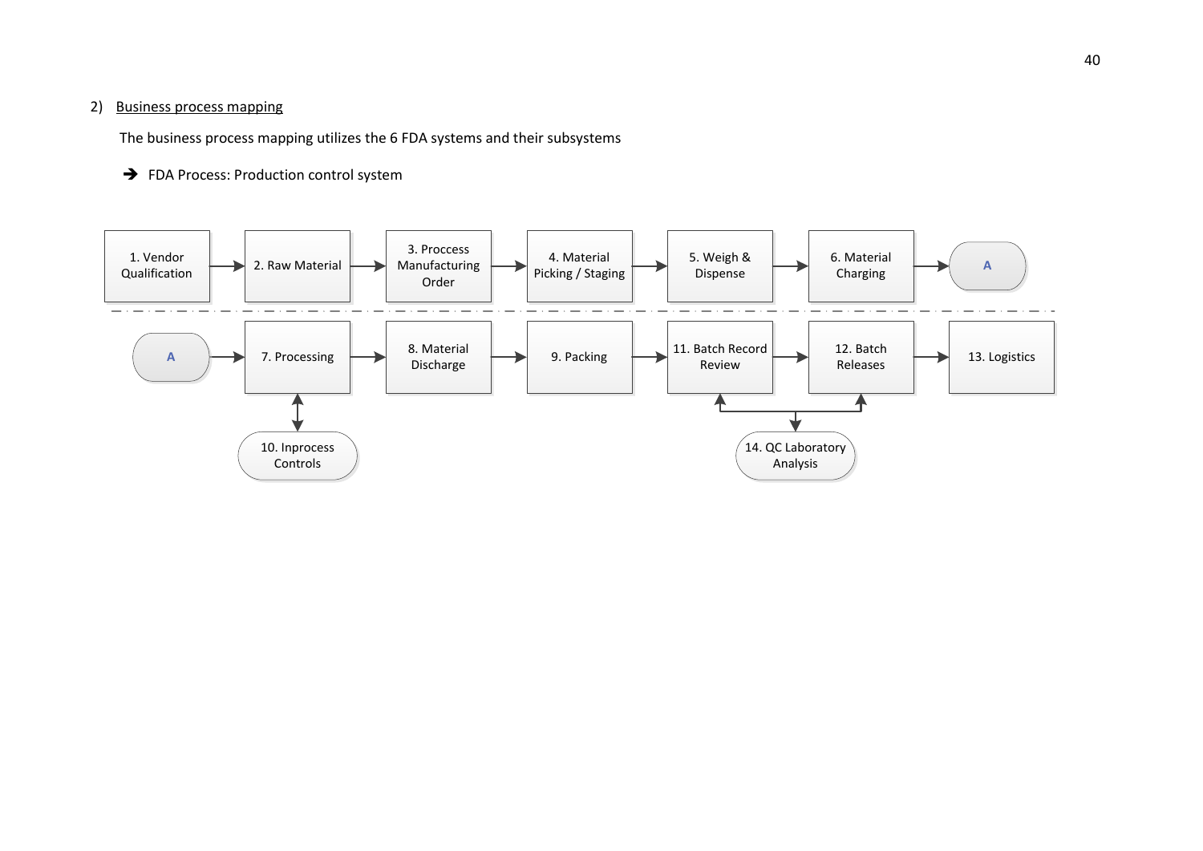2) <u>Business process mapping</u>

The business process mapping utilizes the 6 FDA systems and their subsystems

➔ FDA Process: Production control system

1. Vendor Qualification → 2. Raw Material → 3. Proccess Manufacturing Order → 4. Material Picking / Staging → 5. Weigh & Dispense → 6. Material Charging → A

A → 7. Processing → 8. Material Discharge → 9. Packing → 11. Batch Record Review → 12. Batch Releases → 13. Logistics

7. Processing ↔ 10. Inprocess Controls

11. Batch Record Review, 12. Batch Releases ↔ 14. QC Laboratory Analysis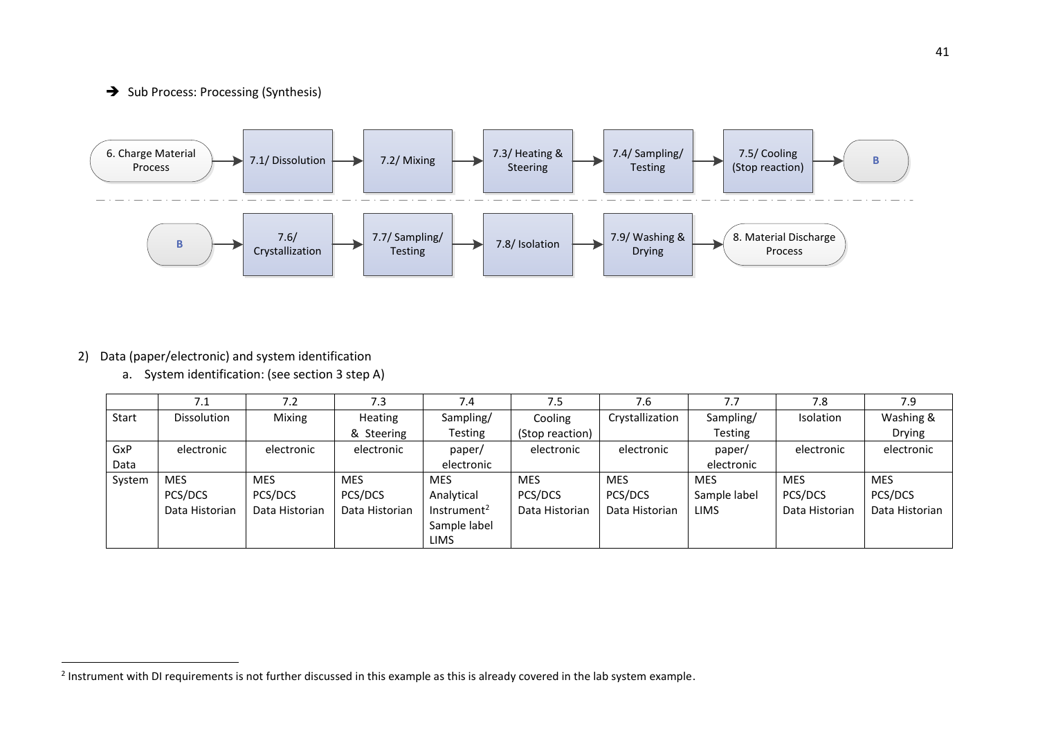➔ Sub Process: Processing (Synthesis)

6. Charge Material Process → 7.1/ Dissolution → 7.2/ Mixing → 7.3/ Heating & Steering → 7.4/ Sampling/ Testing → 7.5/ Cooling (Stop reaction) → B

B → 7.6/ Crystallization → 7.7/ Sampling/ Testing → 7.8/ Isolation → 7.9/ Washing & Drying → 8. Material Discharge Process

2) Data (paper/electronic) and system identification
   a. System identification: (see section 3 step A)

| | 7.1 | 7.2 | 7.3 | 7.4 | 7.5 | 7.6 | 7.7 | 7.8 | 7.9 |
|---|---|---|---|---|---|---|---|---|---|
| Start | Dissolution | Mixing | Heating & Steering | Sampling/ Testing | Cooling (Stop reaction) | Crystallization | Sampling/ Testing | Isolation | Washing & Drying |
| GxP Data | electronic | electronic | electronic | paper/ electronic | electronic | electronic | paper/ electronic | electronic | electronic |
| System | MES<br>PCS/DCS<br>Data Historian | MES<br>PCS/DCS<br>Data Historian | MES<br>PCS/DCS<br>Data Historian | MES<br>Analytical Instrument[2]<br>Sample label<br>LIMS | MES<br>PCS/DCS<br>Data Historian | MES<br>PCS/DCS<br>Data Historian | MES<br>Sample label<br>LIMS | MES<br>PCS/DCS<br>Data Historian | MES<br>PCS/DCS<br>Data Historian |

[2] Instrument with DI requirements is not further discussed in this example as this is already covered in the lab system example.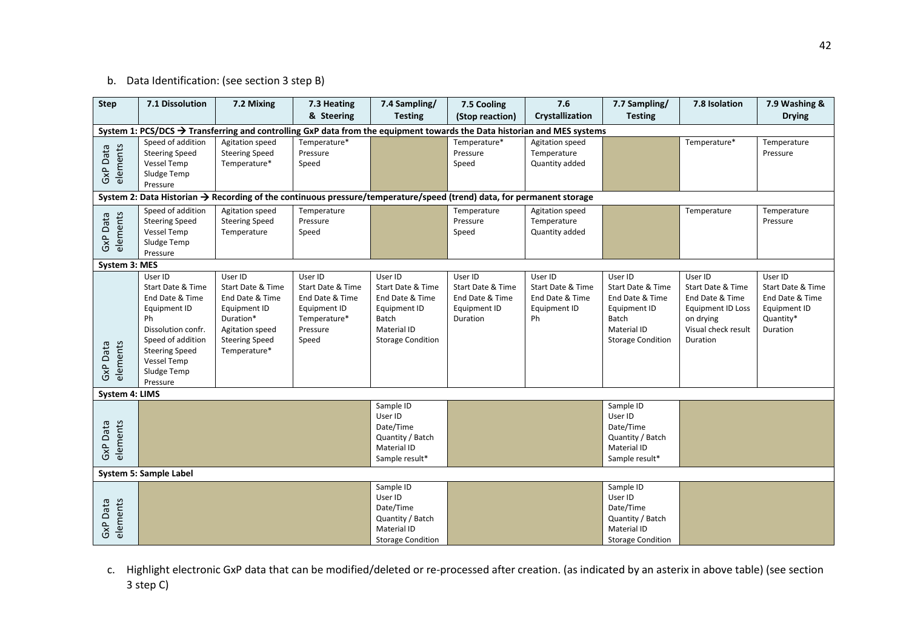b. Data Identification: (see section 3 step B)

| Step | 7.1 Dissolution | 7.2 Mixing | 7.3 Heating & Steering | 7.4 Sampling/ Testing | 7.5 Cooling (Stop reaction) | 7.6 Crystallization | 7.7 Sampling/ Testing | 7.8 Isolation | 7.9 Washing & Drying |
|---|---|---|---|---|---|---|---|---|---|
| **System 1: PCS/DCS → Transferring and controlling GxP data from the equipment towards the Data historian and MES systems** | | | | | | | | | |
| GxP Data elements | Speed of addition<br>Steering Speed<br>Vessel Temp<br>Sludge Temp<br>Pressure | Agitation speed<br>Steering Speed<br>Temperature* | Temperature*<br>Pressure<br>Speed | | Temperature*<br>Pressure<br>Speed | Agitation speed<br>Temperature<br>Quantity added | | Temperature* | Temperature<br>Pressure |
| **System 2: Data Historian → Recording of the continuous pressure/temperature/speed (trend) data, for permanent storage** | | | | | | | | | |
| GxP Data elements | Speed of addition<br>Steering Speed<br>Vessel Temp<br>Sludge Temp<br>Pressure | Agitation speed<br>Steering Speed<br>Temperature | Temperature<br>Pressure<br>Speed | | Temperature<br>Pressure<br>Speed | Agitation speed<br>Temperature<br>Quantity added | | Temperature | Temperature<br>Pressure |
| **System 3: MES** | | | | | | | | | |
| GxP Data elements | User ID<br>Start Date & Time<br>End Date & Time<br>Equipment ID<br>Ph<br>Dissolution confr.<br>Speed of addition<br>Steering Speed<br>Vessel Temp<br>Sludge Temp<br>Pressure | User ID<br>Start Date & Time<br>End Date & Time<br>Equipment ID<br>Duration*<br>Agitation speed<br>Steering Speed<br>Temperature* | User ID<br>Start Date & Time<br>End Date & Time<br>Equipment ID<br>Temperature*<br>Pressure<br>Speed | User ID<br>Start Date & Time<br>End Date & Time<br>Equipment ID<br>Batch<br>Material ID<br>Storage Condition | User ID<br>Start Date & Time<br>End Date & Time<br>Equipment ID<br>Duration | User ID<br>Start Date & Time<br>End Date & Time<br>Equipment ID<br>Ph | User ID<br>Start Date & Time<br>End Date & Time<br>Equipment ID<br>Batch<br>Material ID<br>Storage Condition | User ID<br>Start Date & Time<br>End Date & Time<br>Equipment ID Loss on drying<br>Visual check result<br>Duration | User ID<br>Start Date & Time<br>End Date & Time<br>Equipment ID<br>Quantity*<br>Duration |
| **System 4: LIMS** | | | | | | | | | |
| GxP Data elements | | | | Sample ID<br>User ID<br>Date/Time<br>Quantity / Batch<br>Material ID<br>Sample result* | | | Sample ID<br>User ID<br>Date/Time<br>Quantity / Batch<br>Material ID<br>Sample result* | | |
| **System 5: Sample Label** | | | | | | | | | |
| GxP Data elements | | | | Sample ID<br>User ID<br>Date/Time<br>Quantity / Batch<br>Material ID<br>Storage Condition | | | Sample ID<br>User ID<br>Date/Time<br>Quantity / Batch<br>Material ID<br>Storage Condition | | |

c. Highlight electronic GxP data that can be modified/deleted or re-processed after creation. (as indicated by an asterix in above table) (see section 3 step C)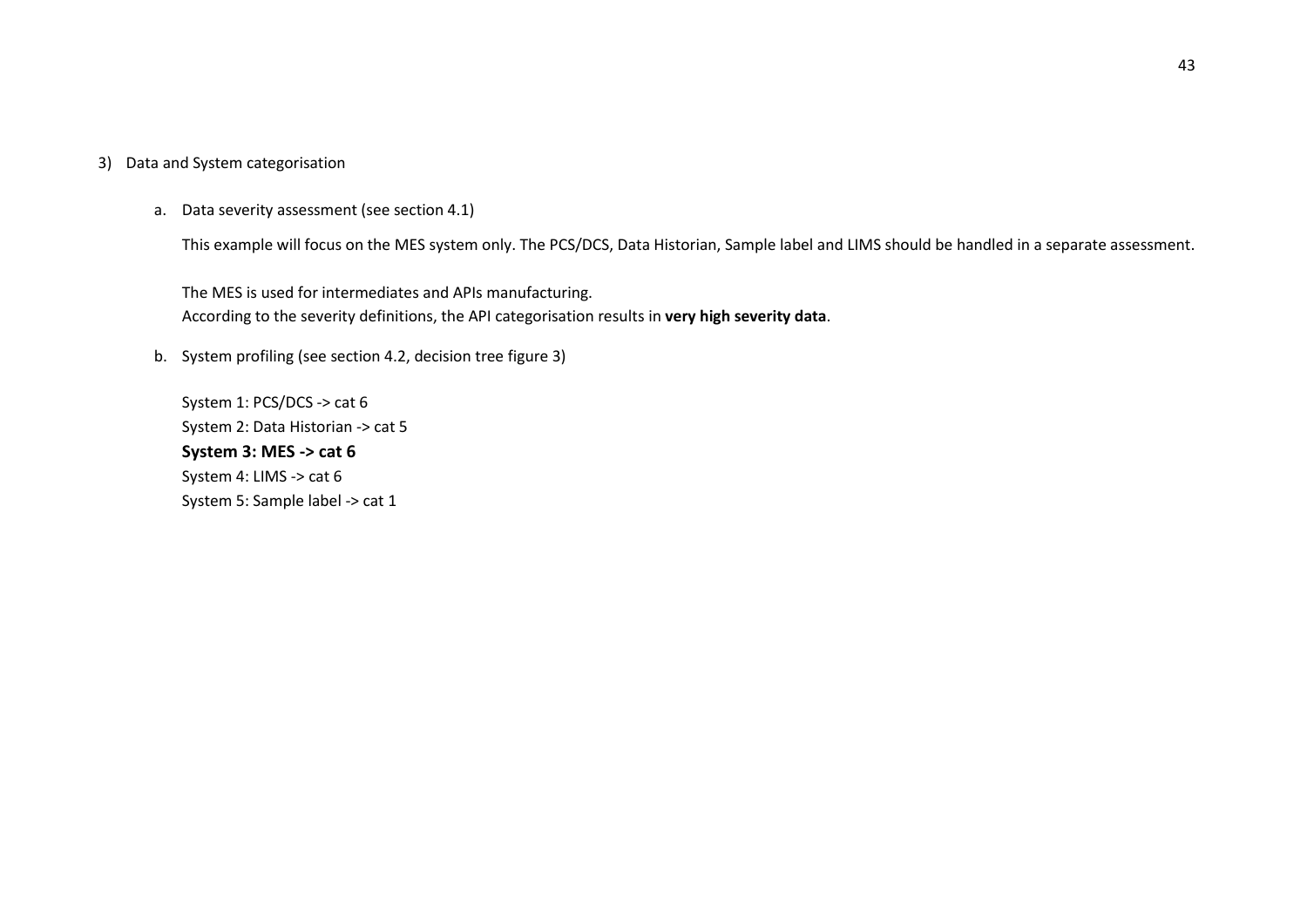3) Data and System categorisation

   a. Data severity assessment (see section 4.1)

      This example will focus on the MES system only. The PCS/DCS, Data Historian, Sample label and LIMS should be handled in a separate assessment.

      The MES is used for intermediates and APIs manufacturing.
      According to the severity definitions, the API categorisation results in **very high severity data**.

   b. System profiling (see section 4.2, decision tree figure 3)

      System 1: PCS/DCS -> cat 6
      System 2: Data Historian -> cat 5
      **System 3: MES -> cat 6**
      System 4: LIMS -> cat 6
      System 5: Sample label -> cat 1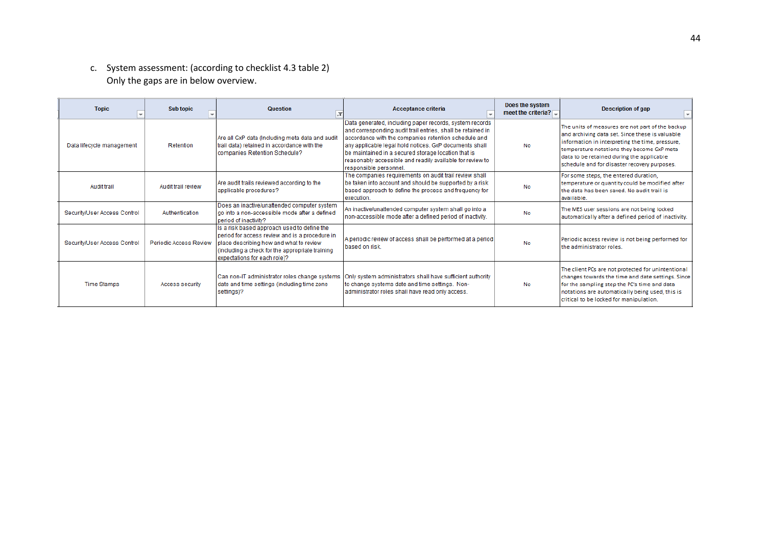c. System assessment: (according to checklist 4.3 table 2)
   Only the gaps are in below overview.

| Topic | Sub topic | Question | Acceptance criteria | Does the system meet the criteria? | Description of gap |
|---|---|---|---|---|---|
| Data lifecycle management | Retention | Are all GxP data (including meta data and audit trail data) retained in accordance with the companies Retention Schedule? | Data generated, including paper records, system records and corresponding audit trail entries, shall be retained in accordance with the companies retention schedule and any applicable legal hold notices. GxP documents shall be maintained in a secured storage location that is reasonably accessible and readily available for review to responsible personnel. | No | The units of measures are not part of the backup and archiving data set. Since these is valuable information in interpreting the time, pressure, temperature notations they become GxP meta data to be retained during the applicable schedule and for disaster recovery purposes. |
| Audit trail | Audit trail review | Are audit trails reviewed according to the applicable procedures? | The companies requirements on audit trail review shall be taken into account and should be supported by a risk based approach to define the process and frequency for execution. | No | For some steps, the entered duration, temperature or quantity could be modified after the data has been saved. No audit trail is available. |
| Security/User Access Control | Authentication | Does an inactive/unattended computer system go into a non-accessible mode after a defined period of inactivity? | An inactive/unattended computer system shall go into a non-accessible mode after a defined period of inactivity. | No | The MES user sessions are not being locked automatically after a defined period of inactivity. |
| Security/User Access Control | Periodic Access Review | Is a risk based approach used to define the period for access review and is a procedure in place describing how and what to review (including a check for the appropriate training expectations for each role)? | A periodic review of access shall be performed at a period based on risk. | No | Periodic access review is not being performed for the administrator roles. |
| Time Stamps | Access security | Can non-IT administrator roles change systems date and time settings (including time zone settings)? | Only system administrators shall have sufficient authority to change systems date and time settings. Non-administrator roles shall have read only access. | No | The client PCs are not protected for unintentional changes towards the time and date settings. Since for the sampling step the PC's time and data notations are automatically being used, this is critical to be locked for manipulation. |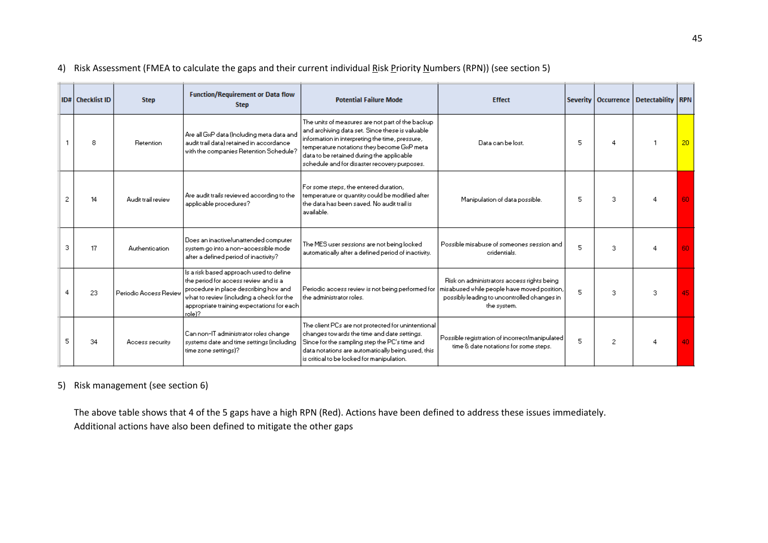4) Risk Assessment (FMEA to calculate the gaps and their current individual Risk Priority Numbers (RPN)) (see section 5)

| ID# | Checklist ID | Step | Function/Requirement or Data flow Step | Potential Failure Mode | Effect | Severity | Occurrence | Detectability | RPN |
|---|---|---|---|---|---|---|---|---|---|
| 1 | 8 | Retention | Are all GxP data (Including meta data and audit trail data) retained in accordance with the companies Retention Schedule? | The units of measures are not part of the backup and archiving data set. Since these is valuable information in interpreting the time, pressure, temperature notations they become GxP meta data to be retained during the applicable schedule and for disaster recovery purposes. | Data can be lost. | 5 | 4 | 1 | 20 |
| 2 | 14 | Audit trail review | Are audit trails reviewed according to the applicable procedures? | For some steps, the entered duration, temperature or quantity could be modified after the data has been saved. No audit trail is available. | Manipulation of data possible. | 5 | 3 | 4 | 60 |
| 3 | 17 | Authentication | Does an inactive/unattended computer system go into a non-accessible mode after a defined period of inactivity? | The MES user sessions are not being locked automatically after a defined period of inactivity. | Possible misabuse of someones session and cridentials. | 5 | 3 | 4 | 60 |
| 4 | 23 | Periodic Access Review | Is a risk based approach used to define the period for access review and is a procedure in place describing how and what to review (including a check for the appropriate training expectations for each role)? | Periodic access review is not being performed for the administrator roles. | Risk on administrators access rights being misabused while people have moved position, possibly leading to uncontrolled changes in the system. | 5 | 3 | 3 | 45 |
| 5 | 34 | Access security | Can non-IT administrator roles change systems date and time settings (including time zone settings)? | The client PCs are not protected for unintentional changes towards the time and date settings. Since for the sampling step the PC's time and data notations are automatically being used, this is critical to be locked for manipulation. | Possible registration of incorrect/manipulated time & date notations for some steps. | 5 | 2 | 4 | 40 |

5) Risk management (see section 6)

The above table shows that 4 of the 5 gaps have a high RPN (Red). Actions have been defined to address these issues immediately. Additional actions have also been defined to mitigate the other gaps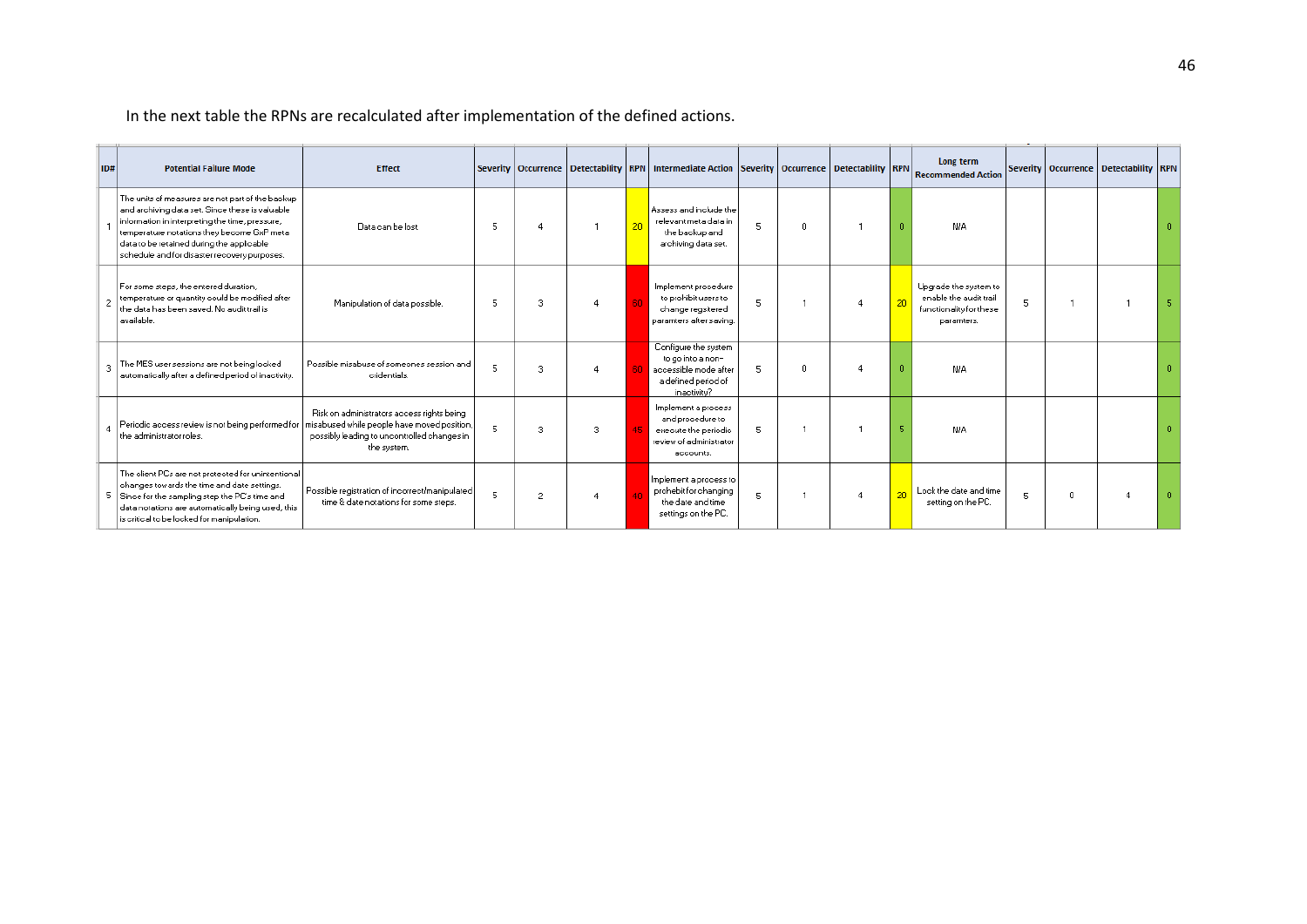In the next table the RPNs are recalculated after implementation of the defined actions.

| ID# | Potential Failure Mode | Effect | Severity | Occurrence | Detectability | RPN | Intermediate Action | Severity | Occurrence | Detectability | RPN | Long term Recommended Action | Severity | Occurrence | Detectability | RPN |
|---|---|---|---|---|---|---|---|---|---|---|---|---|---|---|---|---|
| 1 | The units of measures are not part of the backup and archiving data set. Since these is valuable information in interpreting the time, pressure, temperature notations they become GxP meta data to be retained during the applicable schedule and for disaster recovery purposes. | Data can be lost | 5 | 4 | 1 | 20 | Assess and include the relevant meta data in the backup and archiving data set. | 5 | 0 | 1 | 0 | N/A | | | | 0 |
| 2 | For some steps, the entered duration, temperature or quantity could be modified after the data has been saved. No audit trail is available. | Manipulation of data possible. | 5 | 3 | 4 | 60 | Implement procedure to prohibit users to change registered paramers after saving. | 5 | 1 | 4 | 20 | Upgrade the system to enable the audit trail functionality for these paramters. | 5 | 1 | 1 | 5 |
| 3 | The MES user sessions are not being locked automatically after a defined period of inactivity. | Possible misabuse of someones session and cridentials. | 5 | 3 | 4 | 60 | Configure the system to go into a non-accessible mode after a defined period of inactivity? | 5 | 0 | 4 | 0 | N/A | | | | 0 |
| 4 | Periodic access review is not being performed for the administrator roles. | Risk on administrators access rights being misabused while people have moved position, possibly leading to uncontrolled changes in the system. | 5 | 3 | 3 | 45 | Implement a process and procedure to execute the periodic review of administrator accounts. | 5 | 1 | 1 | 5 | N/A | | | | 0 |
| 5 | The client PCs are not protected for unintentional changes towards the time and date settings. Since for the sampling step the PCs time and data notations are automatically being used, this is critical to be locked for manipulation. | Possible registration of incorrect/manipulated time & date notations for some steps. | 5 | 2 | 4 | 40 | Implement a process to prohebit for changing the date and time settings on the PC. | 5 | 1 | 4 | 20 | Lock the date and time setting on the PC. | 5 | 0 | 4 | 0 |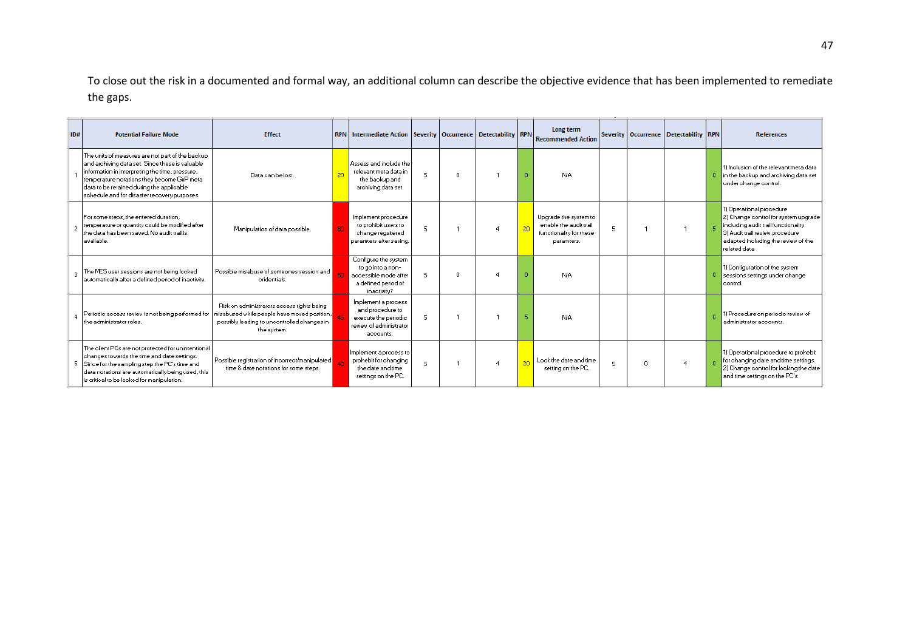To close out the risk in a documented and formal way, an additional column can describe the objective evidence that has been implemented to remediate the gaps.

| ID# | Potential Failure Mode | Effect | RPN | Intermediate Action | Severity | Occurrence | Detectability | RPN | Long term Recommended Action | Severity | Occurrence | Detectability | RPN | References |
|---|---|---|---|---|---|---|---|---|---|---|---|---|---|---|
| 1 | The units of measures are not part of the backup and archiving data set. Since these is valuable information in interpreting the time, pressure, temperature notations they become GxP meta data to be retained during the applicable schedule and for disaster recovery purposes. | Data can be lost. | 20 | Assess and include the relevant meta data in the backup and archiving data set. | 5 | 0 | 1 | 0 | N/A | | | | 0 | 1) Inclusion of the relevant meta data in the backup and archiving data set under change control. |
| 2 | For some steps, the entered duration, temperature or quantity could be modified after the data has been saved. No audit trail is available. | Manipulation of data possible. | 60 | Implement procedure to prohibit users to change registered paramters after saving. | 5 | 1 | 4 | 20 | Upgrade the system to enable the audit trail functionality for these paramters. | 5 | 1 | 1 | 5 | 1) Operational procedure 2) Change control for system upgrade including audit trail functionality 3) Audit trail review procedure adapted including the review of the related data |
| 3 | The MES user sessions are not being locked automatically after a defined period of inactivity. | Possible misabuse of someones session and cridentials. | 60 | Configure the system to go into a non-accessible mode after a defined period of inactivity? | 5 | 0 | 4 | 0 | N/A | | | | 0 | 1) Configuration of the system sessions settings under change control. |
| 4 | Periodic access review is not being performed for the administrator roles. | Risk on administrators access rights being misabused while people have moved position, possibly leading to uncontrolled changes in the system. | 45 | Implement a process and procedure to execute the periodic review of administrator accounts. | 5 | 1 | 1 | 5 | N/A | | | | 0 | 1) Procedure on periodic review of administrator accounts. |
| 5 | The client PCs are not protected for unintentional changes towards the time and date settings. Since for the sampling step the PC's time and data notations are automatically being used, this is critical to be locked for manipulation. | Possible registration of incorrect/manipulated time & date notations for some steps. | 40 | Implement a process to prohebit for changing the date and time settings on the PC. | 5 | 1 | 4 | 20 | Lock the date and time setting on the PC. | 5 | 0 | 4 | 0 | 1) Operational procedure to prohebit for changing date and time settings. 2) Change control for locking the date and time settings on the PC's |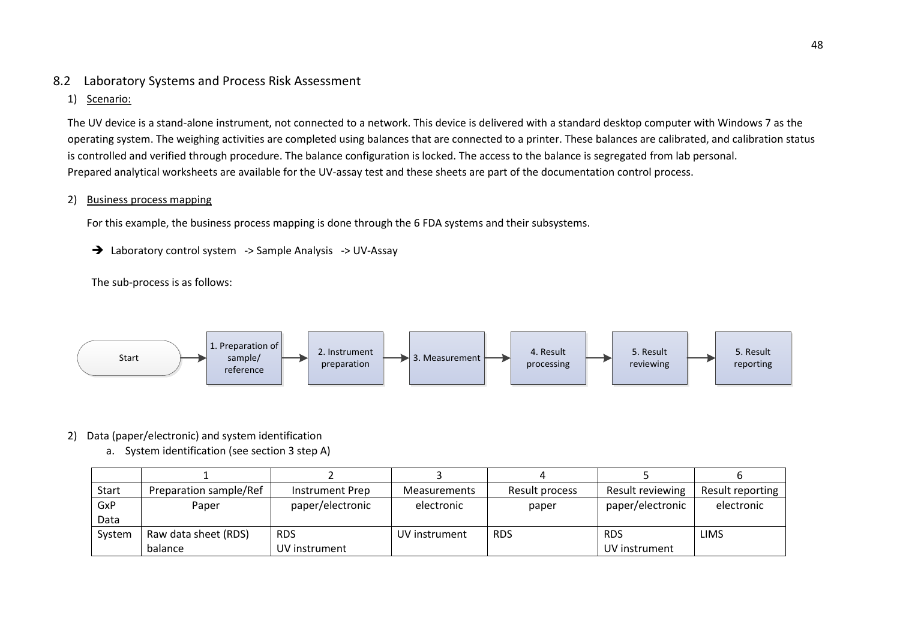## 8.2 Laboratory Systems and Process Risk Assessment

1) Scenario:

The UV device is a stand-alone instrument, not connected to a network. This device is delivered with a standard desktop computer with Windows 7 as the operating system. The weighing activities are completed using balances that are connected to a printer. These balances are calibrated, and calibration status is controlled and verified through procedure. The balance configuration is locked. The access to the balance is segregated from lab personal.
Prepared analytical worksheets are available for the UV-assay test and these sheets are part of the documentation control process.

2) Business process mapping

For this example, the business process mapping is done through the 6 FDA systems and their subsystems.

➔ Laboratory control system -> Sample Analysis -> UV-Assay

The sub-process is as follows:

Start → 1. Preparation of sample/ reference → 2. Instrument preparation → 3. Measurement → 4. Result processing → 5. Result reviewing → 5. Result reporting

2) Data (paper/electronic) and system identification

a. System identification (see section 3 step A)

| | 1 | 2 | 3 | 4 | 5 | 6 |
|---|---|---|---|---|---|---|
| Start | Preparation sample/Ref | Instrument Prep | Measurements | Result process | Result reviewing | Result reporting |
| GxP Data | Paper | paper/electronic | electronic | paper | paper/electronic | electronic |
| System | Raw data sheet (RDS) balance | RDS UV instrument | UV instrument | RDS | RDS UV instrument | LIMS |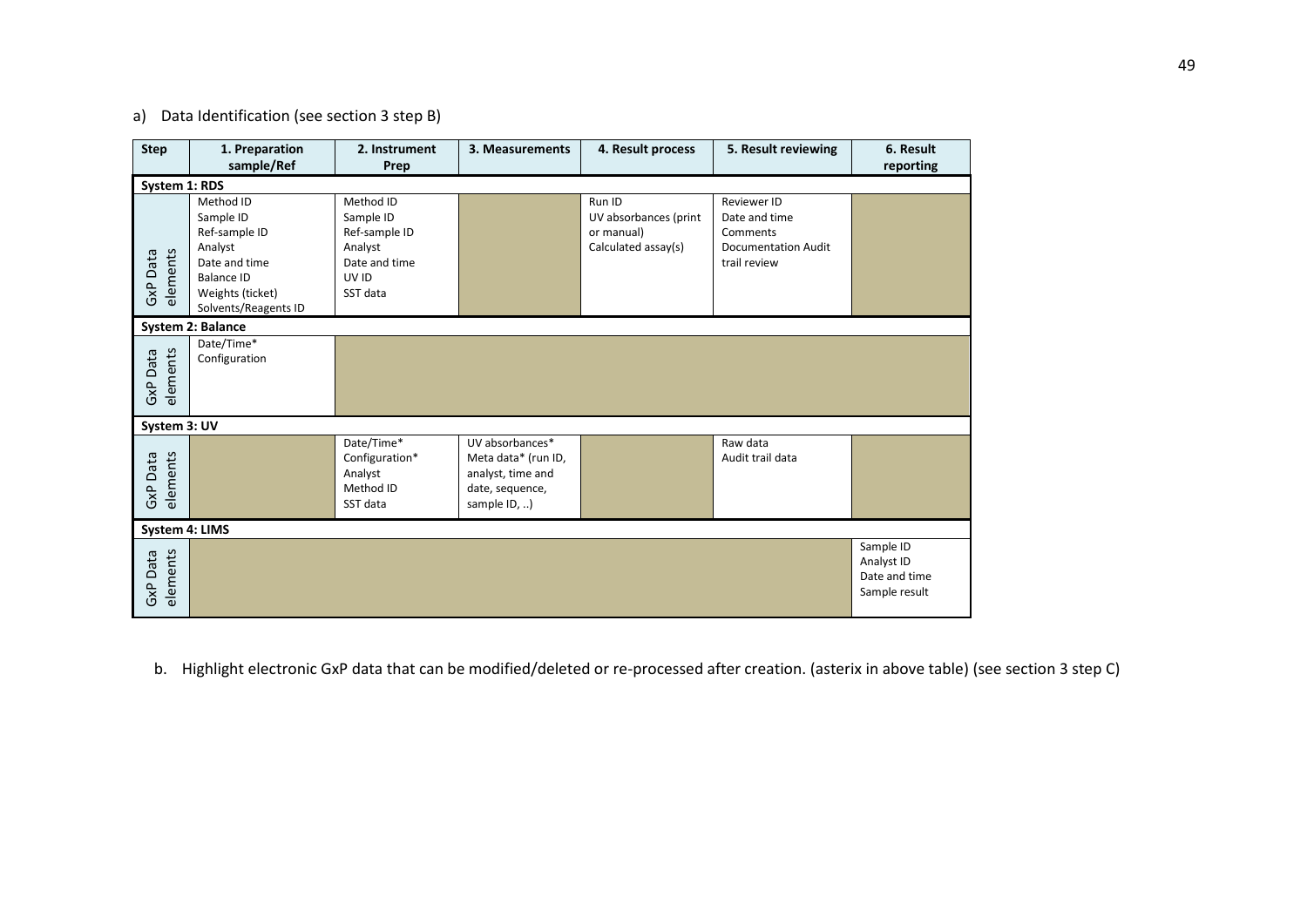a) Data Identification (see section 3 step B)

| Step | 1. Preparation sample/Ref | 2. Instrument Prep | 3. Measurements | 4. Result process | 5. Result reviewing | 6. Result reporting |
|---|---|---|---|---|---|---|
| **System 1: RDS** | | | | | | |
| GxP Data elements | Method ID<br>Sample ID<br>Ref-sample ID<br>Analyst<br>Date and time<br>Balance ID<br>Weights (ticket)<br>Solvents/Reagents ID | Method ID<br>Sample ID<br>Ref-sample ID<br>Analyst<br>Date and time<br>UV ID<br>SST data | | Run ID<br>UV absorbances (print or manual)<br>Calculated assay(s) | Reviewer ID<br>Date and time<br>Comments<br>Documentation Audit trail review | |
| **System 2: Balance** | | | | | | |
| GxP Data elements | Date/Time*<br>Configuration | | | | | |
| **System 3: UV** | | | | | | |
| GxP Data elements | | Date/Time*<br>Configuration*<br>Analyst<br>Method ID<br>SST data | UV absorbances*<br>Meta data* (run ID, analyst, time and date, sequence, sample ID, ..) | | Raw data<br>Audit trail data | |
| **System 4: LIMS** | | | | | | |
| GxP Data elements | | | | | | Sample ID<br>Analyst ID<br>Date and time<br>Sample result |

b. Highlight electronic GxP data that can be modified/deleted or re-processed after creation. (asterix in above table) (see section 3 step C)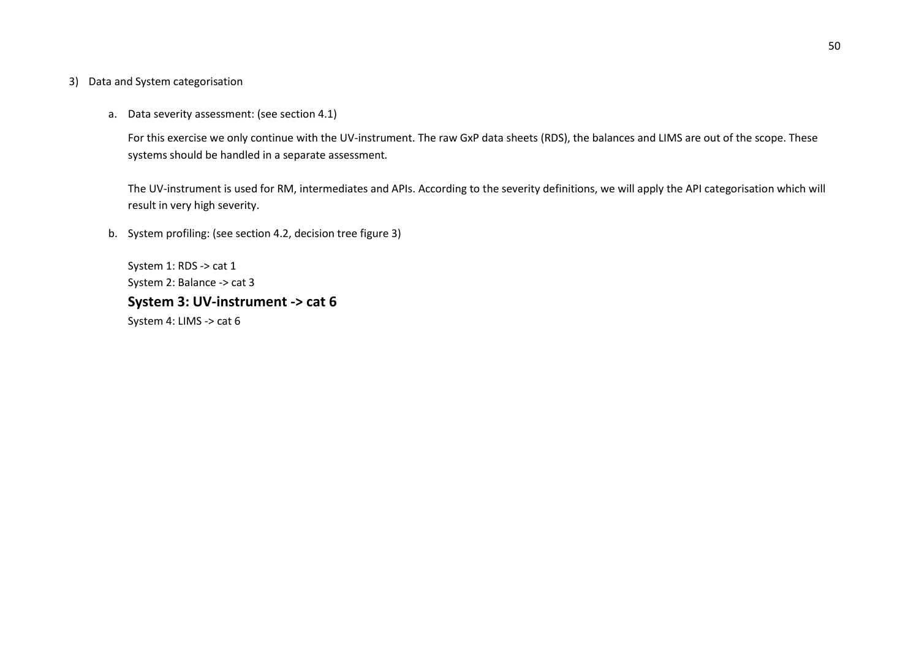3) Data and System categorisation

   a. Data severity assessment: (see section 4.1)

      For this exercise we only continue with the UV-instrument. The raw GxP data sheets (RDS), the balances and LIMS are out of the scope. These systems should be handled in a separate assessment.

      The UV-instrument is used for RM, intermediates and APIs. According to the severity definitions, we will apply the API categorisation which will result in very high severity.

   b. System profiling: (see section 4.2, decision tree figure 3)

      System 1: RDS -> cat 1
      System 2: Balance -> cat 3
      **System 3: UV-instrument -> cat 6**
      System 4: LIMS -> cat 6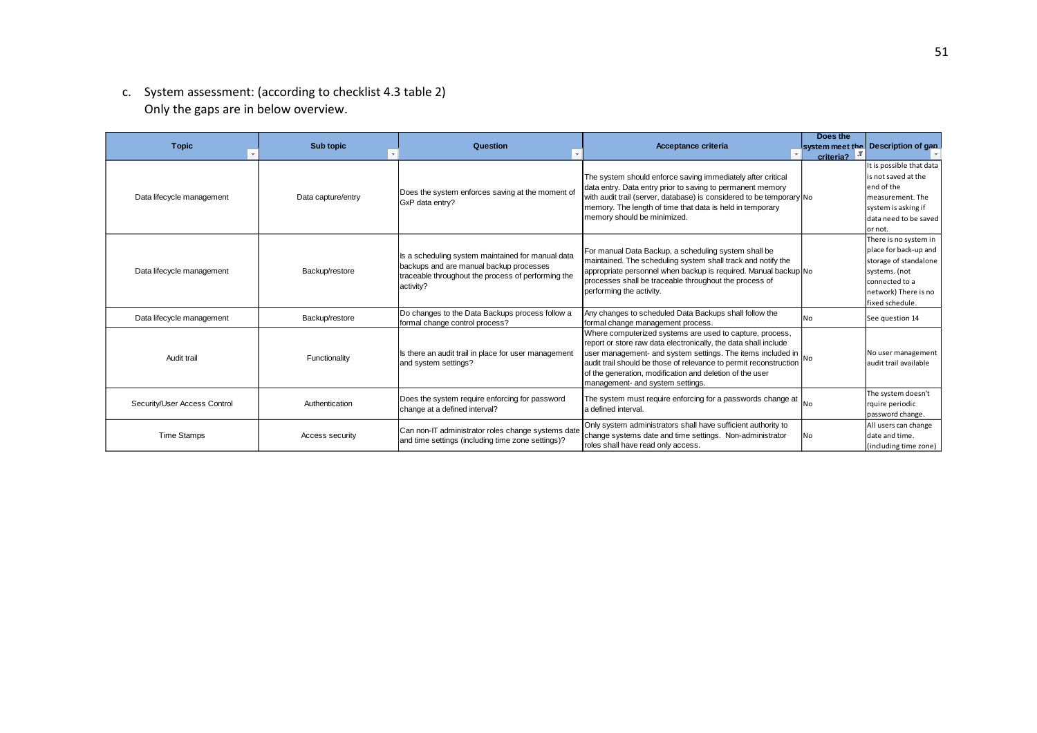c. System assessment: (according to checklist 4.3 table 2)
Only the gaps are in below overview.

| Topic | Sub topic | Question | Acceptance criteria | Does the system meet the criteria? | Description of gap |
|---|---|---|---|---|---|
| Data lifecycle management | Data capture/entry | Does the system enforces saving at the moment of GxP data entry? | The system should enforce saving immediately after critical data entry. Data entry prior to saving to permanent memory with audit trail (server, database) is considered to be temporary memory. The length of time that data is held in temporary memory should be minimized. | No | It is possible that data is not saved at the end of the measurement. The system is asking if data need to be saved or not. |
| Data lifecycle management | Backup/restore | Is a scheduling system maintained for manual data backups and are manual backup processes traceable throughout the process of performing the activity? | For manual Data Backup, a scheduling system shall be maintained. The scheduling system shall track and notify the appropriate personnel when backup is required. Manual backup processes shall be traceable throughout the process of performing the activity. | No | There is no system in place for back-up and storage of standalone systems. (not connected to a network) There is no fixed schedule. |
| Data lifecycle management | Backup/restore | Do changes to the Data Backups process follow a formal change control process? | Any changes to scheduled Data Backups shall follow the formal change management process. | No | See question 14 |
| Audit trail | Functionality | Is there an audit trail in place for user management and system settings? | Where computerized systems are used to capture, process, report or store raw data electronically, the data shall include user management- and system settings. The items included in audit trail should be those of relevance to permit reconstruction of the generation, modification and deletion of the user management- and system settings. | No | No user management audit trail available |
| Security/User Access Control | Authentication | Does the system require enforcing for password change at a defined interval? | The system must require enforcing for a passwords change at a defined interval. | No | The system doesn't rquire periodic password change. |
| Time Stamps | Access security | Can non-IT administrator roles change systems date and time settings (including time zone settings)? | Only system administrators shall have sufficient authority to change systems date and time settings. Non-administrator roles shall have read only access. | No | All users can change date and time. (including time zone) |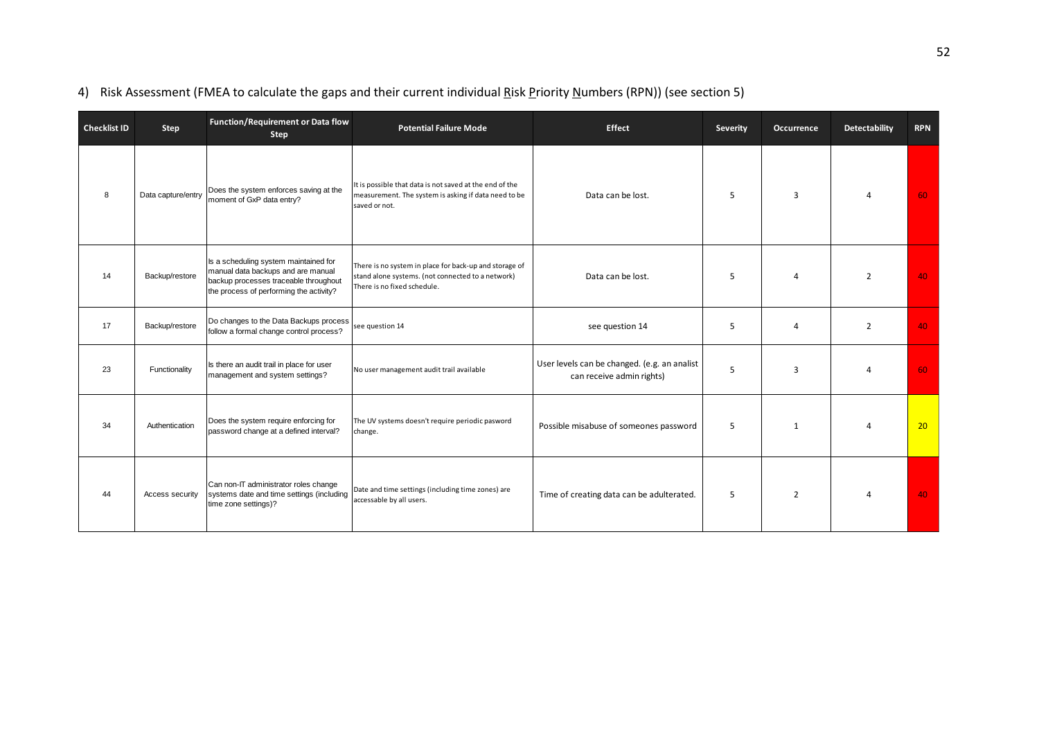4) Risk Assessment (FMEA to calculate the gaps and their current individual Risk Priority Numbers (RPN)) (see section 5)

| Checklist ID | Step | Function/Requirement or Data flow Step | Potential Failure Mode | Effect | Severity | Occurrence | Detectability | RPN |
|---|---|---|---|---|---|---|---|---|
| 8 | Data capture/entry | Does the system enforces saving at the moment of GxP data entry? | It is possible that data is not saved at the end of the measurement. The system is asking if data need to be saved or not. | Data can be lost. | 5 | 3 | 4 | 60 |
| 14 | Backup/restore | Is a scheduling system maintained for manual data backups and are manual backup processes traceable throughout the process of performing the activity? | There is no system in place for back-up and storage of stand alone systems. (not connected to a network) There is no fixed schedule. | Data can be lost. | 5 | 4 | 2 | 40 |
| 17 | Backup/restore | Do changes to the Data Backups process follow a formal change control process? | see question 14 | see question 14 | 5 | 4 | 2 | 40 |
| 23 | Functionality | Is there an audit trail in place for user management and system settings? | No user management audit trail available | User levels can be changed. (e.g. an analist can receive admin rights) | 5 | 3 | 4 | 60 |
| 34 | Authentication | Does the system require enforcing for password change at a defined interval? | The UV systems doesn't require periodic pasword change. | Possible misabuse of someones password | 5 | 1 | 4 | 20 |
| 44 | Access security | Can non-IT administrator roles change systems date and time settings (including time zone settings)? | Date and time settings (including time zones) are accessable by all users. | Time of creating data can be adulterated. | 5 | 2 | 4 | 40 |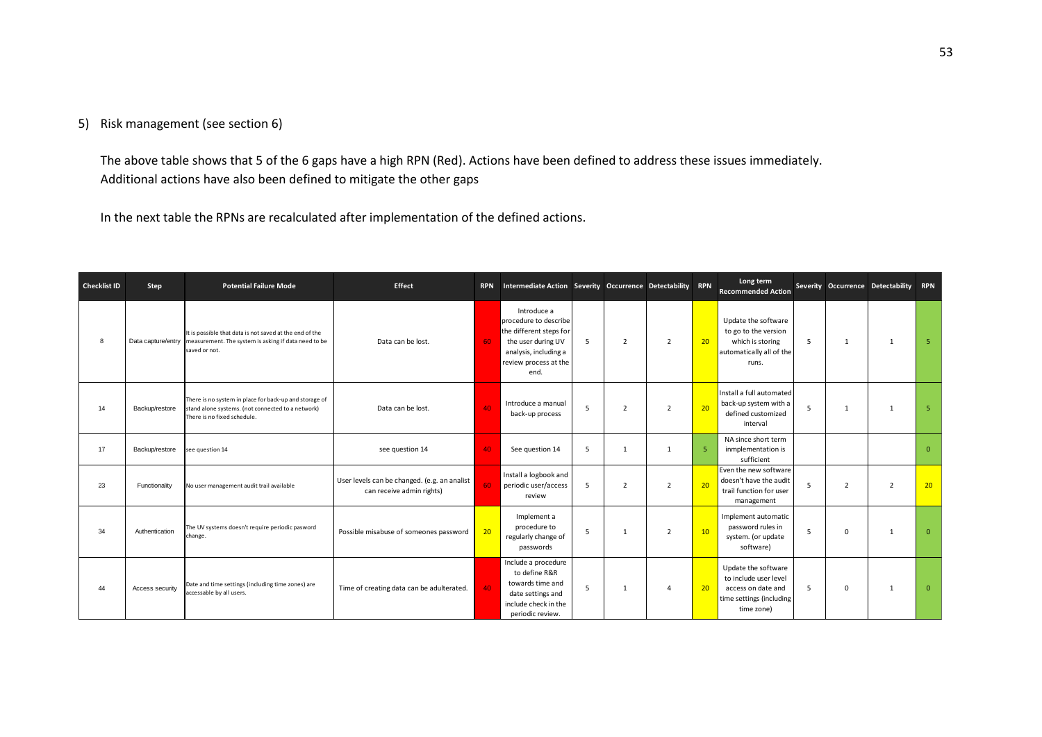5) Risk management (see section 6)

The above table shows that 5 of the 6 gaps have a high RPN (Red). Actions have been defined to address these issues immediately. Additional actions have also been defined to mitigate the other gaps

In the next table the RPNs are recalculated after implementation of the defined actions.

| Checklist ID | Step | Potential Failure Mode | Effect | RPN | Intermediate Action | Severity | Occurrence | Detectability | RPN | Long term Recommended Action | Severity | Occurrence | Detectability | RPN |
|---|---|---|---|---|---|---|---|---|---|---|---|---|---|---|
| 8 | Data capture/entry | It is possible that data is not saved at the end of the measurement. The system is asking if data need to be saved or not. | Data can be lost. | 60 | Introduce a procedure to describe the different steps for the user during UV analysis, including a review process at the end. | 5 | 2 | 2 | 20 | Update the software to go to the version which is storing automatically all of the runs. | 5 | 1 | 1 | 5 |
| 14 | Backup/restore | There is no system in place for back-up and storage of stand alone systems. (not connected to a network) There is no fixed schedule. | Data can be lost. | 40 | Introduce a manual back-up process | 5 | 2 | 2 | 20 | Install a full automated back-up system with a defined customized interval | 5 | 1 | 1 | 5 |
| 17 | Backup/restore | see question 14 | see question 14 | 40 | See question 14 | 5 | 1 | 1 | 5 | NA since short term innplementation is sufficient | | | | 0 |
| 23 | Functionality | No user management audit trail available | User levels can be changed. (e.g. an analist can receive admin rights) | 60 | Install a logbook and periodic user/access review | 5 | 2 | 2 | 20 | Even the new software doesn't have the audit trail function for user management | 5 | 2 | 2 | 20 |
| 34 | Authentication | The UV systems doesn't require periodic pasword change. | Possible misabuse of someones password | 20 | Implement a procedure to regularly change of passwords | 5 | 1 | 2 | 10 | Implement automatic password rules in system. (or update software) | 5 | 0 | 1 | 0 |
| 44 | Access security | Date and time settings (including time zones) are accessable by all users. | Time of creating data can be adulterated. | 40 | Include a procedure to define R&R towards time and date settings and include check in the periodic review. | 5 | 1 | 4 | 20 | Update the software to include user level access on date and time settings (including time zone) | 5 | 0 | 1 | 0 |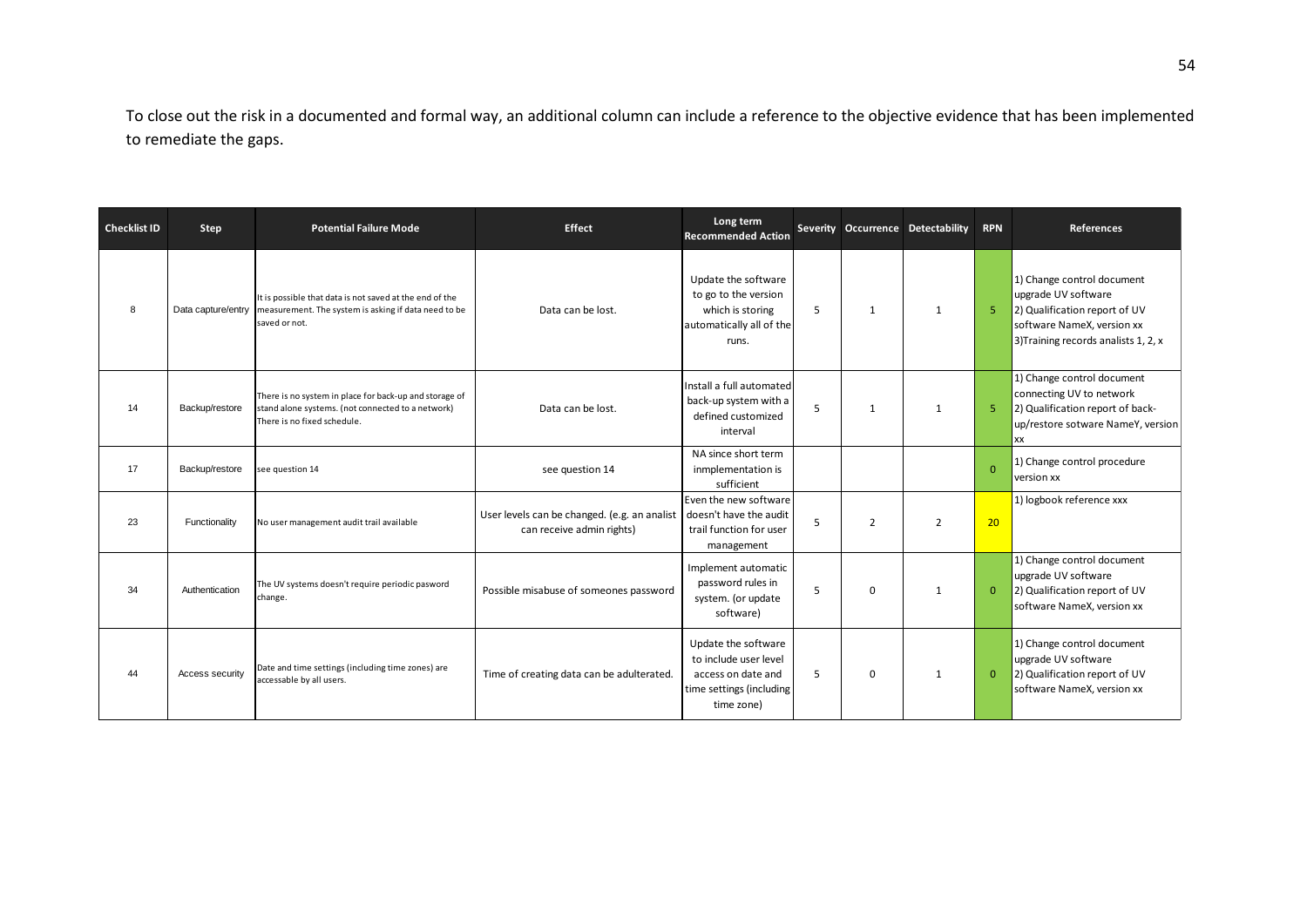To close out the risk in a documented and formal way, an additional column can include a reference to the objective evidence that has been implemented to remediate the gaps.

| Checklist ID | Step | Potential Failure Mode | Effect | Long term Recommended Action | Severity | Occurrence | Detectability | RPN | References |
|---|---|---|---|---|---|---|---|---|---|
| 8 | Data capture/entry | It is possible that data is not saved at the end of the measurement. The system is asking if data need to be saved or not. | Data can be lost. | Update the software to go to the version which is storing automatically all of the runs. | 5 | 1 | 1 | 5 | 1) Change control document upgrade UV software<br>2) Qualification report of UV software NameX, version xx<br>3)Training records analists 1, 2, x |
| 14 | Backup/restore | There is no system in place for back-up and storage of stand alone systems. (not connected to a network) There is no fixed schedule. | Data can be lost. | Install a full automated back-up system with a defined customized interval | 5 | 1 | 1 | 5 | 1) Change control document connecting UV to network<br>2) Qualification report of back-up/restore sotware NameY, version xx |
| 17 | Backup/restore | see question 14 | see question 14 | NA since short term innplementation is sufficient | | | | 0 | 1) Change control procedure version xx |
| 23 | Functionality | No user management audit trail available | User levels can be changed. (e.g. an analist can receive admin rights) | Even the new software doesn't have the audit trail function for user management | 5 | 2 | 2 | 20 | 1) logbook reference xxx |
| 34 | Authentication | The UV systems doesn't require periodic pasword change. | Possible misabuse of someones password | Implement automatic password rules in system. (or update software) | 5 | 0 | 1 | 0 | 1) Change control document upgrade UV software<br>2) Qualification report of UV software NameX, version xx |
| 44 | Access security | Date and time settings (including time zones) are accessable by all users. | Time of creating data can be adulterated. | Update the software to include user level access on date and time settings (including time zone) | 5 | 0 | 1 | 0 | 1) Change control document upgrade UV software<br>2) Qualification report of UV software NameX, version xx |